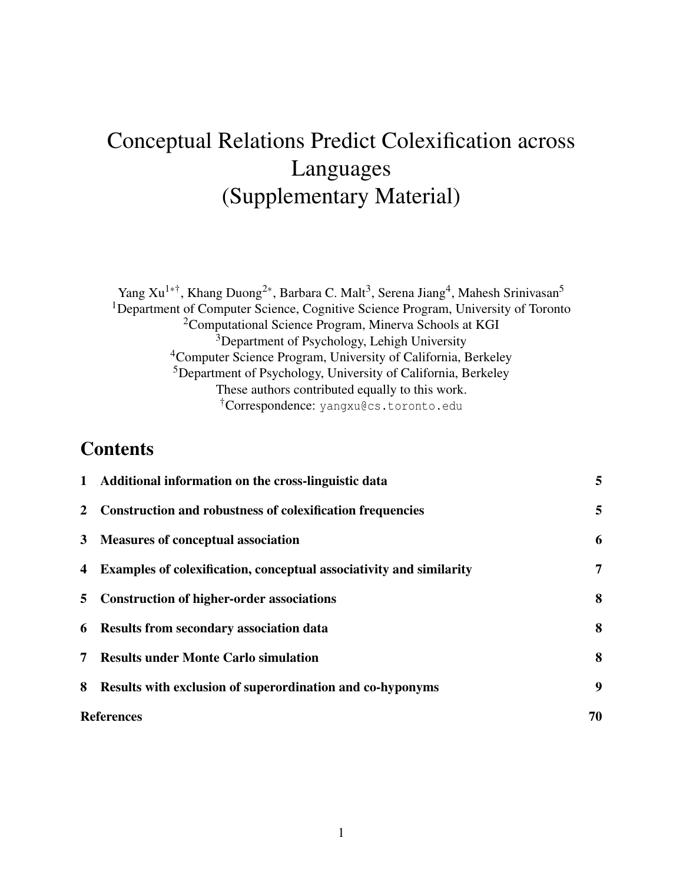# Conceptual Relations Predict Colexification across Languages (Supplementary Material)

Yang Xu[1*†], Khang Duong[2*], Barbara C. Malt[3], Serena Jiang[4], Mahesh Srinivasan[5]

[1]Department of Computer Science, Cognitive Science Program, University of Toronto
[2]Computational Science Program, Minerva Schools at KGI
[3]Department of Psychology, Lehigh University
[4]Computer Science Program, University of California, Berkeley
[5]Department of Psychology, University of California, Berkeley
These authors contributed equally to this work.
[†]Correspondence: yangxu@cs.toronto.edu

## Contents

| | | |
|---|---|---|
| **1** | **Additional information on the cross-linguistic data** | **5** |
| **2** | **Construction and robustness of colexification frequencies** | **5** |
| **3** | **Measures of conceptual association** | **6** |
| **4** | **Examples of colexification, conceptual associativity and similarity** | **7** |
| **5** | **Construction of higher-order associations** | **8** |
| **6** | **Results from secondary association data** | **8** |
| **7** | **Results under Monte Carlo simulation** | **8** |
| **8** | **Results with exclusion of superordination and co-hyponyms** | **9** |
| **References** | | **70** |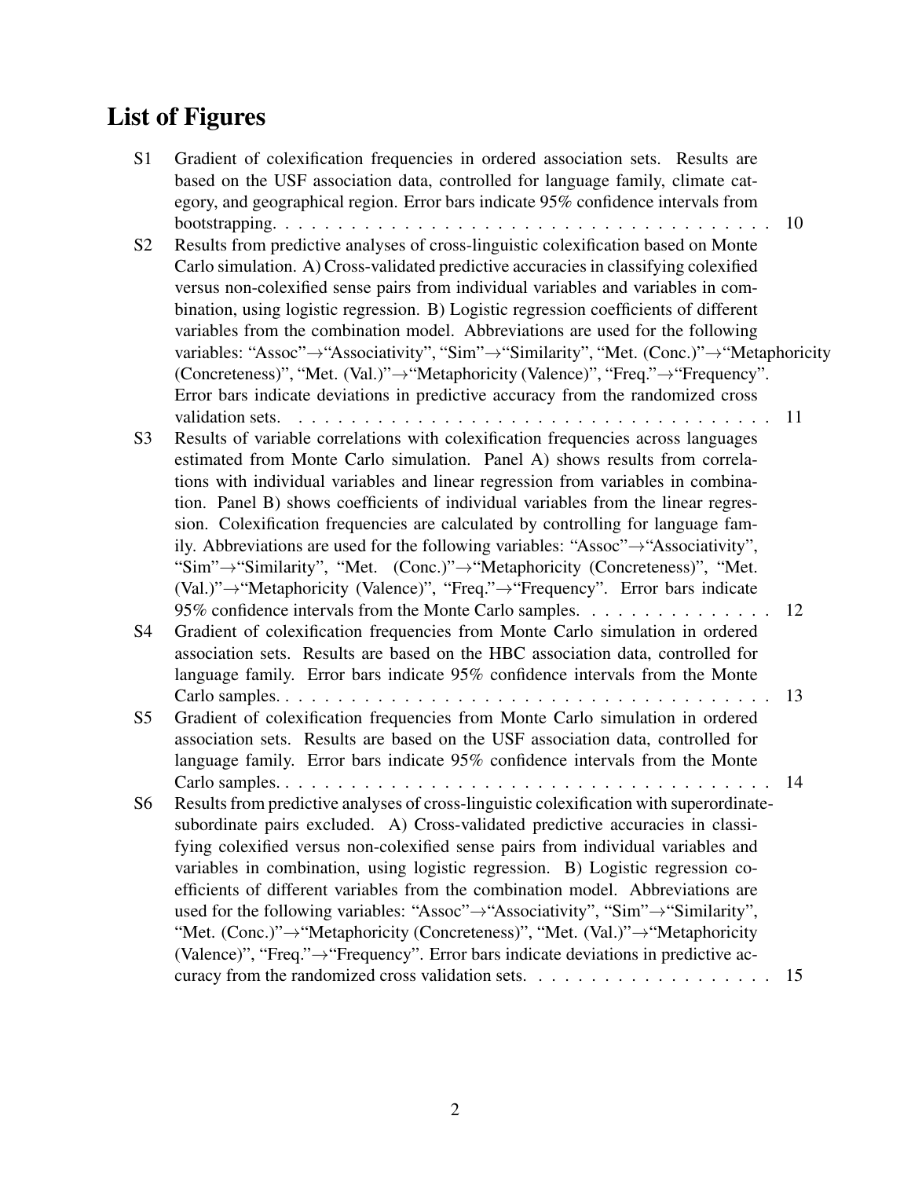# List of Figures

- S1 Gradient of colexification frequencies in ordered association sets. Results are based on the USF association data, controlled for language family, climate category, and geographical region. Error bars indicate 95% confidence intervals from bootstrapping. . . . . . . . . . . . . . . . . . . . . . . . . . . . . . . . . . . . . . . . 10
- S2 Results from predictive analyses of cross-linguistic colexification based on Monte Carlo simulation. A) Cross-validated predictive accuracies in classifying colexified versus non-colexified sense pairs from individual variables and variables in combination, using logistic regression. B) Logistic regression coefficients of different variables from the combination model. Abbreviations are used for the following variables: "Assoc"→"Associativity", "Sim"→"Similarity", "Met. (Conc.)"→"Metaphoricity (Concreteness)", "Met. (Val.)"→"Metaphoricity (Valence)", "Freq."→"Frequency". Error bars indicate deviations in predictive accuracy from the randomized cross validation sets. . . . . . . . . . . . . . . . . . . . . . . . . . . . . . . . . . . . . . 11
- S3 Results of variable correlations with colexification frequencies across languages estimated from Monte Carlo simulation. Panel A) shows results from correlations with individual variables and linear regression from variables in combination. Panel B) shows coefficients of individual variables from the linear regression. Colexification frequencies are calculated by controlling for language family. Abbreviations are used for the following variables: "Assoc"→"Associativity", "Sim"→"Similarity", "Met. (Conc.)"→"Metaphoricity (Concreteness)", "Met. (Val.)"→"Metaphoricity (Valence)", "Freq."→"Frequency". Error bars indicate 95% confidence intervals from the Monte Carlo samples. . . . . . . . . . . . . . . 12
- S4 Gradient of colexification frequencies from Monte Carlo simulation in ordered association sets. Results are based on the HBC association data, controlled for language family. Error bars indicate 95% confidence intervals from the Monte Carlo samples. . . . . . . . . . . . . . . . . . . . . . . . . . . . . . . . . . . . . . . . 13
- S5 Gradient of colexification frequencies from Monte Carlo simulation in ordered association sets. Results are based on the USF association data, controlled for language family. Error bars indicate 95% confidence intervals from the Monte Carlo samples. . . . . . . . . . . . . . . . . . . . . . . . . . . . . . . . . . . . . . . . 14
- S6 Results from predictive analyses of cross-linguistic colexification with superordinate-subordinate pairs excluded. A) Cross-validated predictive accuracies in classifying colexified versus non-colexified sense pairs from individual variables and variables in combination, using logistic regression. B) Logistic regression coefficients of different variables from the combination model. Abbreviations are used for the following variables: "Assoc"→"Associativity", "Sim"→"Similarity", "Met. (Conc.)"→"Metaphoricity (Concreteness)", "Met. (Val.)"→"Metaphoricity (Valence)", "Freq."→"Frequency". Error bars indicate deviations in predictive accuracy from the randomized cross validation sets. . . . . . . . . . . . . . . . . . 15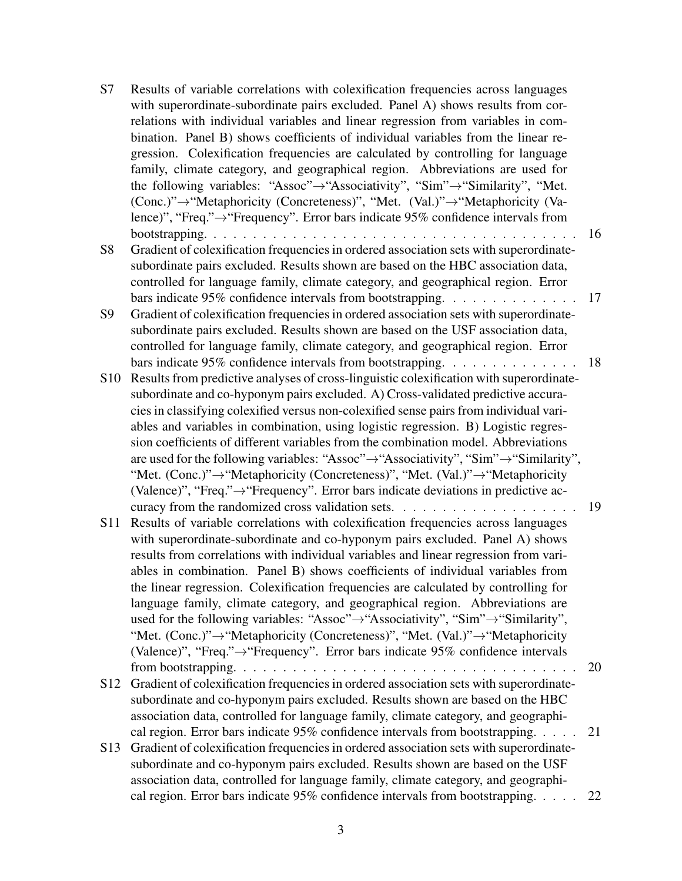S7 Results of variable correlations with colexification frequencies across languages with superordinate-subordinate pairs excluded. Panel A) shows results from correlations with individual variables and linear regression from variables in combination. Panel B) shows coefficients of individual variables from the linear regression. Colexification frequencies are calculated by controlling for language family, climate category, and geographical region. Abbreviations are used for the following variables: "Assoc"→"Associativity", "Sim"→"Similarity", "Met. (Conc.)"→"Metaphoricity (Concreteness)", "Met. (Val.)"→"Metaphoricity (Valence)", "Freq."→"Frequency". Error bars indicate 95% confidence intervals from bootstrapping. . . . . . . . . . . . . . . . . . . . . . . . . . . . . . . . . . . . . . . 16

S8 Gradient of colexification frequencies in ordered association sets with superordinate-subordinate pairs excluded. Results shown are based on the HBC association data, controlled for language family, climate category, and geographical region. Error bars indicate 95% confidence intervals from bootstrapping. . . . . . . . . . . . . 17

S9 Gradient of colexification frequencies in ordered association sets with superordinate-subordinate pairs excluded. Results shown are based on the USF association data, controlled for language family, climate category, and geographical region. Error bars indicate 95% confidence intervals from bootstrapping. . . . . . . . . . . . . 18

S10 Results from predictive analyses of cross-linguistic colexification with superordinate-subordinate and co-hyponym pairs excluded. A) Cross-validated predictive accuracies in classifying colexified versus non-colexified sense pairs from individual variables and variables in combination, using logistic regression. B) Logistic regression coefficients of different variables from the combination model. Abbreviations are used for the following variables: "Assoc"→"Associativity", "Sim"→"Similarity", "Met. (Conc.)"→"Metaphoricity (Concreteness)", "Met. (Val.)"→"Metaphoricity (Valence)", "Freq."→"Frequency". Error bars indicate deviations in predictive accuracy from the randomized cross validation sets. . . . . . . . . . . . . . . . . . . 19

S11 Results of variable correlations with colexification frequencies across languages with superordinate-subordinate and co-hyponym pairs excluded. Panel A) shows results from correlations with individual variables and linear regression from variables in combination. Panel B) shows coefficients of individual variables from the linear regression. Colexification frequencies are calculated by controlling for language family, climate category, and geographical region. Abbreviations are used for the following variables: "Assoc"→"Associativity", "Sim"→"Similarity", "Met. (Conc.)"→"Metaphoricity (Concreteness)", "Met. (Val.)"→"Metaphoricity (Valence)", "Freq."→"Frequency". Error bars indicate 95% confidence intervals from bootstrapping. . . . . . . . . . . . . . . . . . . . . . . . . . . . . . . . . . . 20

S12 Gradient of colexification frequencies in ordered association sets with superordinate-subordinate and co-hyponym pairs excluded. Results shown are based on the HBC association data, controlled for language family, climate category, and geographical region. Error bars indicate 95% confidence intervals from bootstrapping. . . . . 21

S13 Gradient of colexification frequencies in ordered association sets with superordinate-subordinate and co-hyponym pairs excluded. Results shown are based on the USF association data, controlled for language family, climate category, and geographical region. Error bars indicate 95% confidence intervals from bootstrapping. . . . . 22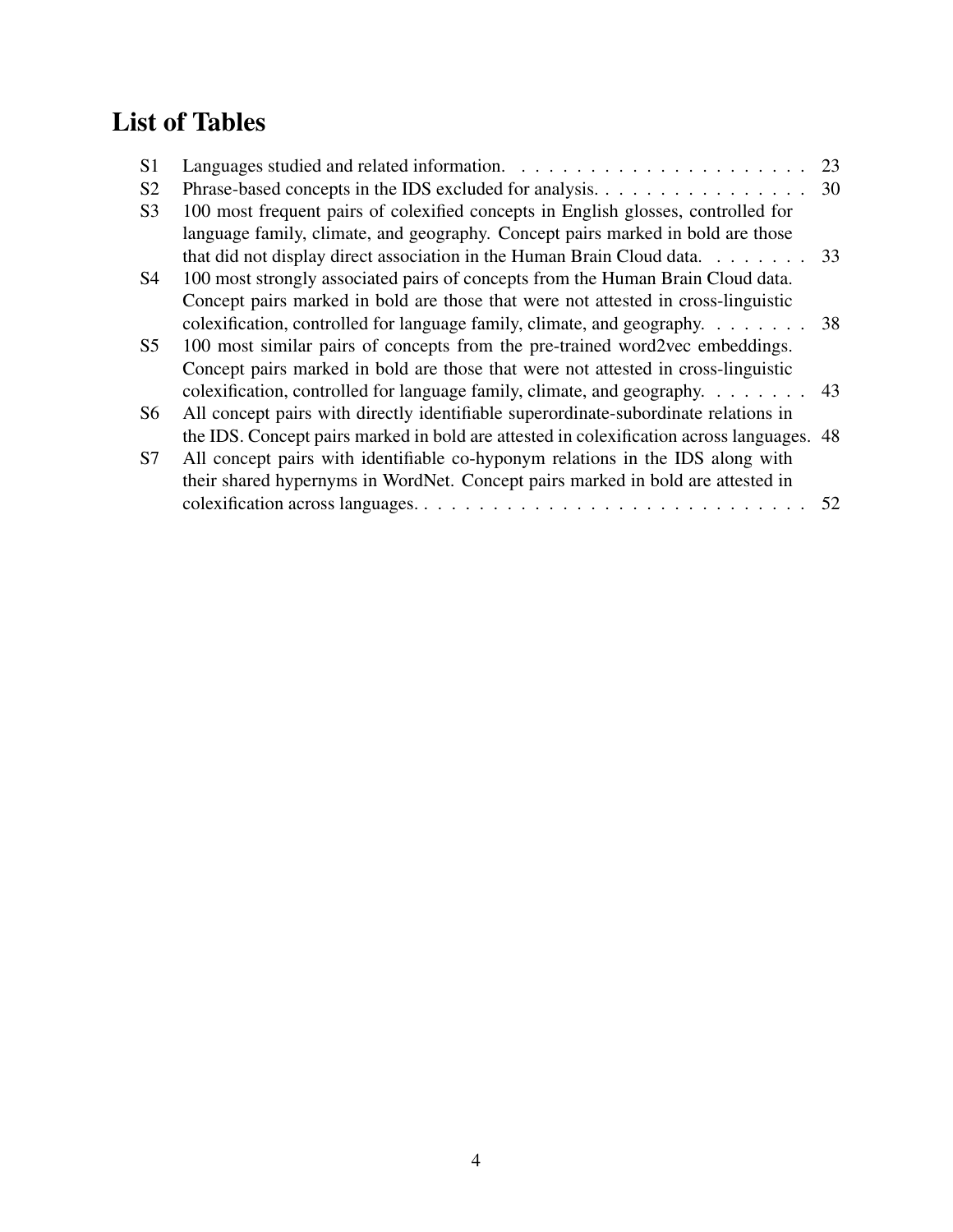# List of Tables

| | | |
|---|---|---|
| S1 | Languages studied and related information. | 23 |
| S2 | Phrase-based concepts in the IDS excluded for analysis. | 30 |
| S3 | 100 most frequent pairs of colexified concepts in English glosses, controlled for language family, climate, and geography. Concept pairs marked in bold are those that did not display direct association in the Human Brain Cloud data. | 33 |
| S4 | 100 most strongly associated pairs of concepts from the Human Brain Cloud data. Concept pairs marked in bold are those that were not attested in cross-linguistic colexification, controlled for language family, climate, and geography. | 38 |
| S5 | 100 most similar pairs of concepts from the pre-trained word2vec embeddings. Concept pairs marked in bold are those that were not attested in cross-linguistic colexification, controlled for language family, climate, and geography. | 43 |
| S6 | All concept pairs with directly identifiable superordinate-subordinate relations in the IDS. Concept pairs marked in bold are attested in colexification across languages. | 48 |
| S7 | All concept pairs with identifiable co-hyponym relations in the IDS along with their shared hypernyms in WordNet. Concept pairs marked in bold are attested in colexification across languages. | 52 |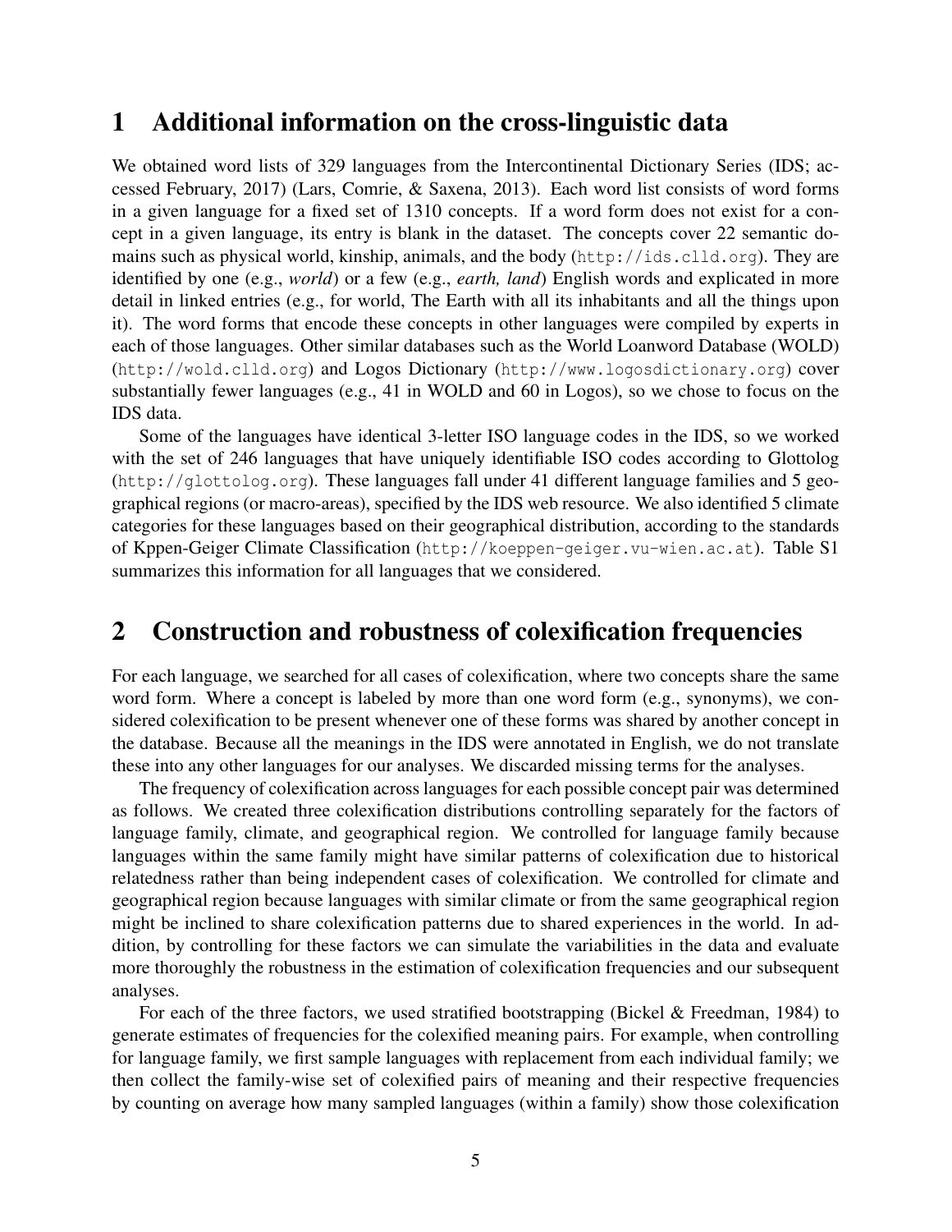# 1 Additional information on the cross-linguistic data

We obtained word lists of 329 languages from the Intercontinental Dictionary Series (IDS; accessed February, 2017) (Lars, Comrie, & Saxena, 2013). Each word list consists of word forms in a given language for a fixed set of 1310 concepts. If a word form does not exist for a concept in a given language, its entry is blank in the dataset. The concepts cover 22 semantic domains such as physical world, kinship, animals, and the body (http://ids.clld.org). They are identified by one (e.g., *world*) or a few (e.g., *earth, land*) English words and explicated in more detail in linked entries (e.g., for world, The Earth with all its inhabitants and all the things upon it). The word forms that encode these concepts in other languages were compiled by experts in each of those languages. Other similar databases such as the World Loanword Database (WOLD) (http://wold.clld.org) and Logos Dictionary (http://www.logosdictionary.org) cover substantially fewer languages (e.g., 41 in WOLD and 60 in Logos), so we chose to focus on the IDS data.

Some of the languages have identical 3-letter ISO language codes in the IDS, so we worked with the set of 246 languages that have uniquely identifiable ISO codes according to Glottolog (http://glottolog.org). These languages fall under 41 different language families and 5 geographical regions (or macro-areas), specified by the IDS web resource. We also identified 5 climate categories for these languages based on their geographical distribution, according to the standards of Kppen-Geiger Climate Classification (http://koeppen-geiger.vu-wien.ac.at). Table S1 summarizes this information for all languages that we considered.

# 2 Construction and robustness of colexification frequencies

For each language, we searched for all cases of colexification, where two concepts share the same word form. Where a concept is labeled by more than one word form (e.g., synonyms), we considered colexification to be present whenever one of these forms was shared by another concept in the database. Because all the meanings in the IDS were annotated in English, we do not translate these into any other languages for our analyses. We discarded missing terms for the analyses.

The frequency of colexification across languages for each possible concept pair was determined as follows. We created three colexification distributions controlling separately for the factors of language family, climate, and geographical region. We controlled for language family because languages within the same family might have similar patterns of colexification due to historical relatedness rather than being independent cases of colexification. We controlled for climate and geographical region because languages with similar climate or from the same geographical region might be inclined to share colexification patterns due to shared experiences in the world. In addition, by controlling for these factors we can simulate the variabilities in the data and evaluate more thoroughly the robustness in the estimation of colexification frequencies and our subsequent analyses.

For each of the three factors, we used stratified bootstrapping (Bickel & Freedman, 1984) to generate estimates of frequencies for the colexified meaning pairs. For example, when controlling for language family, we first sample languages with replacement from each individual family; we then collect the family-wise set of colexified pairs of meaning and their respective frequencies by counting on average how many sampled languages (within a family) show those colexification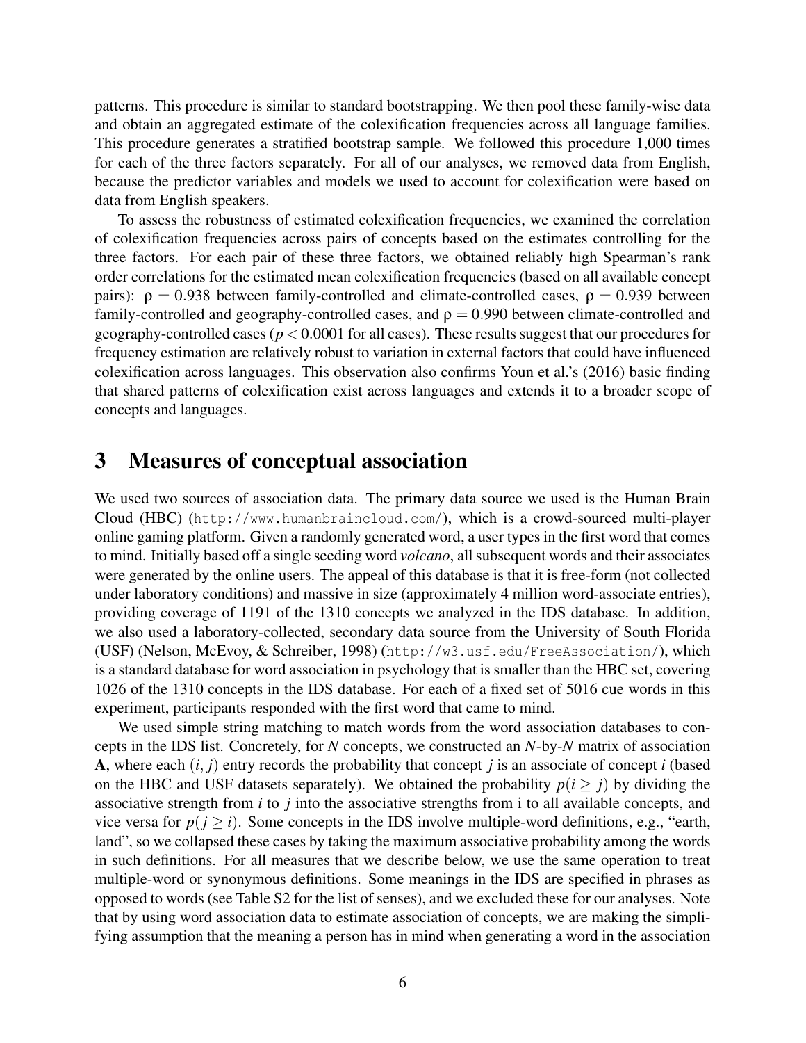patterns. This procedure is similar to standard bootstrapping. We then pool these family-wise data and obtain an aggregated estimate of the colexification frequencies across all language families. This procedure generates a stratified bootstrap sample. We followed this procedure 1,000 times for each of the three factors separately. For all of our analyses, we removed data from English, because the predictor variables and models we used to account for colexification were based on data from English speakers.

To assess the robustness of estimated colexification frequencies, we examined the correlation of colexification frequencies across pairs of concepts based on the estimates controlling for the three factors. For each pair of these three factors, we obtained reliably high Spearman's rank order correlations for the estimated mean colexification frequencies (based on all available concept pairs): $\rho = 0.938$ between family-controlled and climate-controlled cases, $\rho = 0.939$ between family-controlled and geography-controlled cases, and $\rho = 0.990$ between climate-controlled and geography-controlled cases ($p < 0.0001$ for all cases). These results suggest that our procedures for frequency estimation are relatively robust to variation in external factors that could have influenced colexification across languages. This observation also confirms Youn et al.'s (2016) basic finding that shared patterns of colexification exist across languages and extends it to a broader scope of concepts and languages.

# 3 Measures of conceptual association

We used two sources of association data. The primary data source we used is the Human Brain Cloud (HBC) (`http://www.humanbraincloud.com/`), which is a crowd-sourced multi-player online gaming platform. Given a randomly generated word, a user types in the first word that comes to mind. Initially based off a single seeding word *volcano*, all subsequent words and their associates were generated by the online users. The appeal of this database is that it is free-form (not collected under laboratory conditions) and massive in size (approximately 4 million word-associate entries), providing coverage of 1191 of the 1310 concepts we analyzed in the IDS database. In addition, we also used a laboratory-collected, secondary data source from the University of South Florida (USF) (Nelson, McEvoy, & Schreiber, 1998) (`http://w3.usf.edu/FreeAssociation/`), which is a standard database for word association in psychology that is smaller than the HBC set, covering 1026 of the 1310 concepts in the IDS database. For each of a fixed set of 5016 cue words in this experiment, participants responded with the first word that came to mind.

We used simple string matching to match words from the word association databases to concepts in the IDS list. Concretely, for $N$ concepts, we constructed an $N$-by-$N$ matrix of association $\mathbf{A}$, where each $(i, j)$ entry records the probability that concept $j$ is an associate of concept $i$ (based on the HBC and USF datasets separately). We obtained the probability $p(i \geq j)$ by dividing the associative strength from $i$ to $j$ into the associative strengths from i to all available concepts, and vice versa for $p(j \geq i)$. Some concepts in the IDS involve multiple-word definitions, e.g., "earth, land", so we collapsed these cases by taking the maximum associative probability among the words in such definitions. For all measures that we describe below, we use the same operation to treat multiple-word or synonymous definitions. Some meanings in the IDS are specified in phrases as opposed to words (see Table S2 for the list of senses), and we excluded these for our analyses. Note that by using word association data to estimate association of concepts, we are making the simplifying assumption that the meaning a person has in mind when generating a word in the association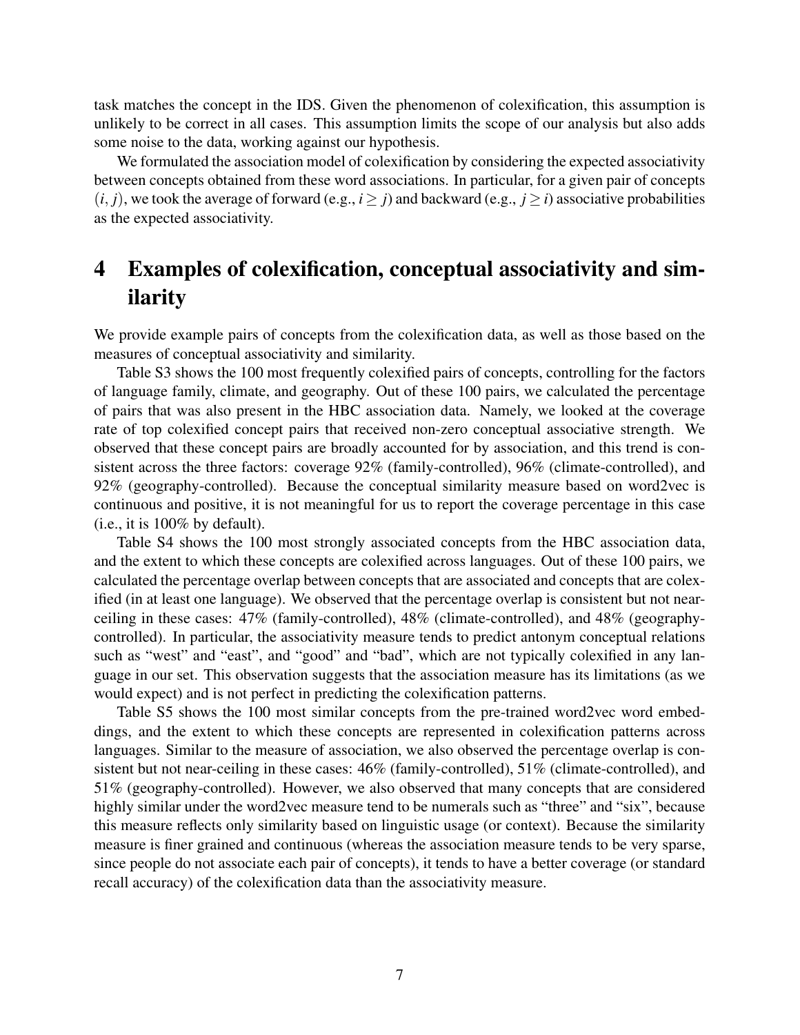task matches the concept in the IDS. Given the phenomenon of colexification, this assumption is unlikely to be correct in all cases. This assumption limits the scope of our analysis but also adds some noise to the data, working against our hypothesis.

We formulated the association model of colexification by considering the expected associativity between concepts obtained from these word associations. In particular, for a given pair of concepts $(i, j)$, we took the average of forward (e.g., $i \geq j$) and backward (e.g., $j \geq i$) associative probabilities as the expected associativity.

# 4 Examples of colexification, conceptual associativity and similarity

We provide example pairs of concepts from the colexification data, as well as those based on the measures of conceptual associativity and similarity.

Table S3 shows the 100 most frequently colexified pairs of concepts, controlling for the factors of language family, climate, and geography. Out of these 100 pairs, we calculated the percentage of pairs that was also present in the HBC association data. Namely, we looked at the coverage rate of top colexified concept pairs that received non-zero conceptual associative strength. We observed that these concept pairs are broadly accounted for by association, and this trend is consistent across the three factors: coverage 92% (family-controlled), 96% (climate-controlled), and 92% (geography-controlled). Because the conceptual similarity measure based on word2vec is continuous and positive, it is not meaningful for us to report the coverage percentage in this case (i.e., it is 100% by default).

Table S4 shows the 100 most strongly associated concepts from the HBC association data, and the extent to which these concepts are colexified across languages. Out of these 100 pairs, we calculated the percentage overlap between concepts that are associated and concepts that are colexified (in at least one language). We observed that the percentage overlap is consistent but not near-ceiling in these cases: 47% (family-controlled), 48% (climate-controlled), and 48% (geography-controlled). In particular, the associativity measure tends to predict antonym conceptual relations such as "west" and "east", and "good" and "bad", which are not typically colexified in any language in our set. This observation suggests that the association measure has its limitations (as we would expect) and is not perfect in predicting the colexification patterns.

Table S5 shows the 100 most similar concepts from the pre-trained word2vec word embeddings, and the extent to which these concepts are represented in colexification patterns across languages. Similar to the measure of association, we also observed the percentage overlap is consistent but not near-ceiling in these cases: 46% (family-controlled), 51% (climate-controlled), and 51% (geography-controlled). However, we also observed that many concepts that are considered highly similar under the word2vec measure tend to be numerals such as "three" and "six", because this measure reflects only similarity based on linguistic usage (or context). Because the similarity measure is finer grained and continuous (whereas the association measure tends to be very sparse, since people do not associate each pair of concepts), it tends to have a better coverage (or standard recall accuracy) of the colexification data than the associativity measure.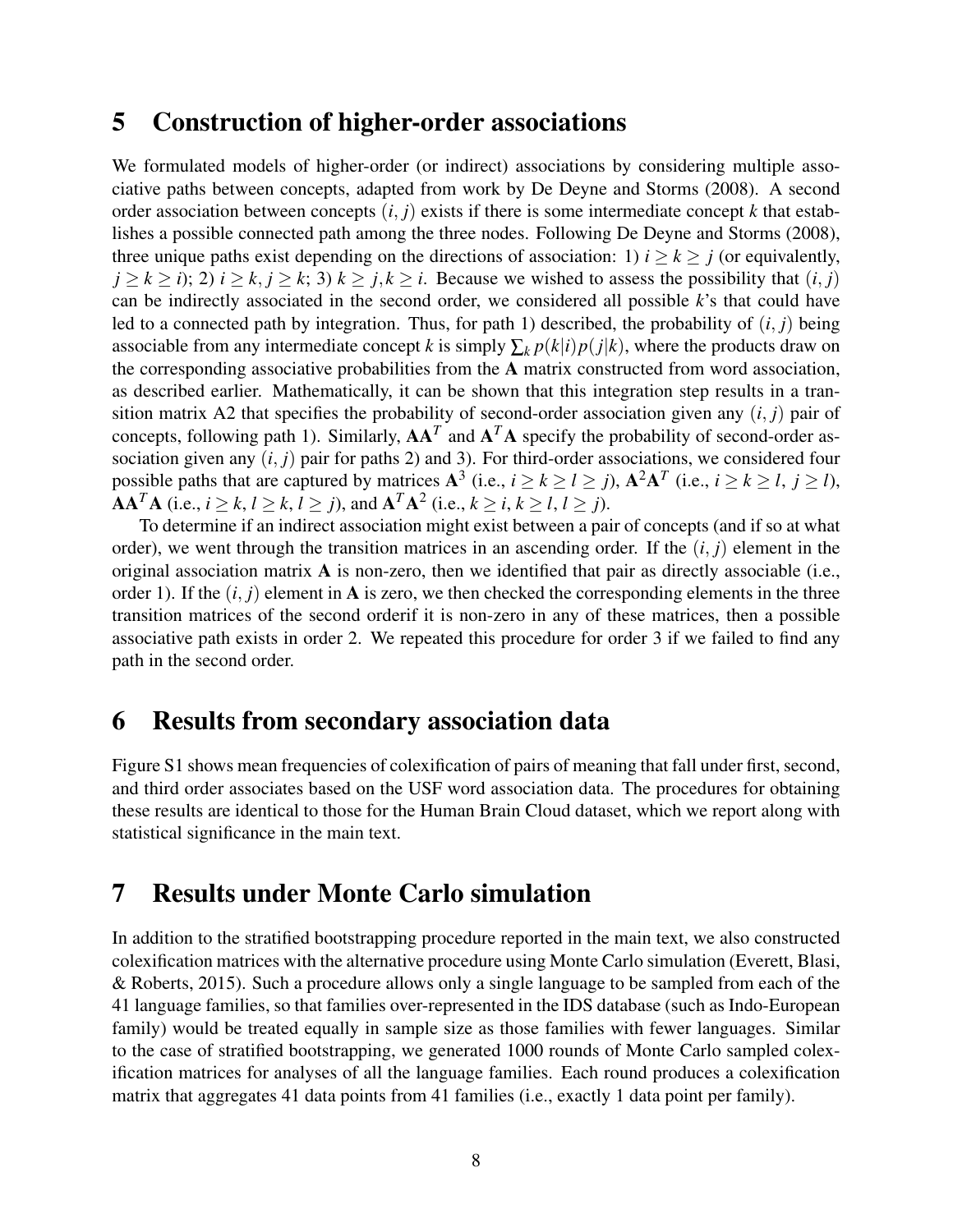## 5 Construction of higher-order associations

We formulated models of higher-order (or indirect) associations by considering multiple associative paths between concepts, adapted from work by De Deyne and Storms (2008). A second order association between concepts $(i, j)$ exists if there is some intermediate concept $k$ that establishes a possible connected path among the three nodes. Following De Deyne and Storms (2008), three unique paths exist depending on the directions of association: 1) $i \geq k \geq j$ (or equivalently, $j \geq k \geq i$); 2) $i \geq k, j \geq k$; 3) $k \geq j, k \geq i$. Because we wished to assess the possibility that $(i, j)$ can be indirectly associated in the second order, we considered all possible $k$'s that could have led to a connected path by integration. Thus, for path 1) described, the probability of $(i, j)$ being associable from any intermediate concept $k$ is simply $\sum_k p(k|i)p(j|k)$, where the products draw on the corresponding associative probabilities from the $\mathbf{A}$ matrix constructed from word association, as described earlier. Mathematically, it can be shown that this integration step results in a transition matrix A2 that specifies the probability of second-order association given any $(i, j)$ pair of concepts, following path 1). Similarly, $\mathbf{A}\mathbf{A}^T$ and $\mathbf{A}^T\mathbf{A}$ specify the probability of second-order association given any $(i, j)$ pair for paths 2) and 3). For third-order associations, we considered four possible paths that are captured by matrices $\mathbf{A}^3$ (i.e., $i \geq k \geq l \geq j$), $\mathbf{A}^2\mathbf{A}^T$ (i.e., $i \geq k \geq l$, $j \geq l$), $\mathbf{A}\mathbf{A}^T\mathbf{A}$ (i.e., $i \geq k$, $l \geq k$, $l \geq j$), and $\mathbf{A}^T\mathbf{A}^2$ (i.e., $k \geq i$, $k \geq l$, $l \geq j$).

To determine if an indirect association might exist between a pair of concepts (and if so at what order), we went through the transition matrices in an ascending order. If the $(i, j)$ element in the original association matrix $\mathbf{A}$ is non-zero, then we identified that pair as directly associable (i.e., order 1). If the $(i, j)$ element in $\mathbf{A}$ is zero, we then checked the corresponding elements in the three transition matrices of the second orderif it is non-zero in any of these matrices, then a possible associative path exists in order 2. We repeated this procedure for order 3 if we failed to find any path in the second order.

## 6 Results from secondary association data

Figure S1 shows mean frequencies of colexification of pairs of meaning that fall under first, second, and third order associates based on the USF word association data. The procedures for obtaining these results are identical to those for the Human Brain Cloud dataset, which we report along with statistical significance in the main text.

## 7 Results under Monte Carlo simulation

In addition to the stratified bootstrapping procedure reported in the main text, we also constructed colexification matrices with the alternative procedure using Monte Carlo simulation (Everett, Blasi, & Roberts, 2015). Such a procedure allows only a single language to be sampled from each of the 41 language families, so that families over-represented in the IDS database (such as Indo-European family) would be treated equally in sample size as those families with fewer languages. Similar to the case of stratified bootstrapping, we generated 1000 rounds of Monte Carlo sampled colexification matrices for analyses of all the language families. Each round produces a colexification matrix that aggregates 41 data points from 41 families (i.e., exactly 1 data point per family).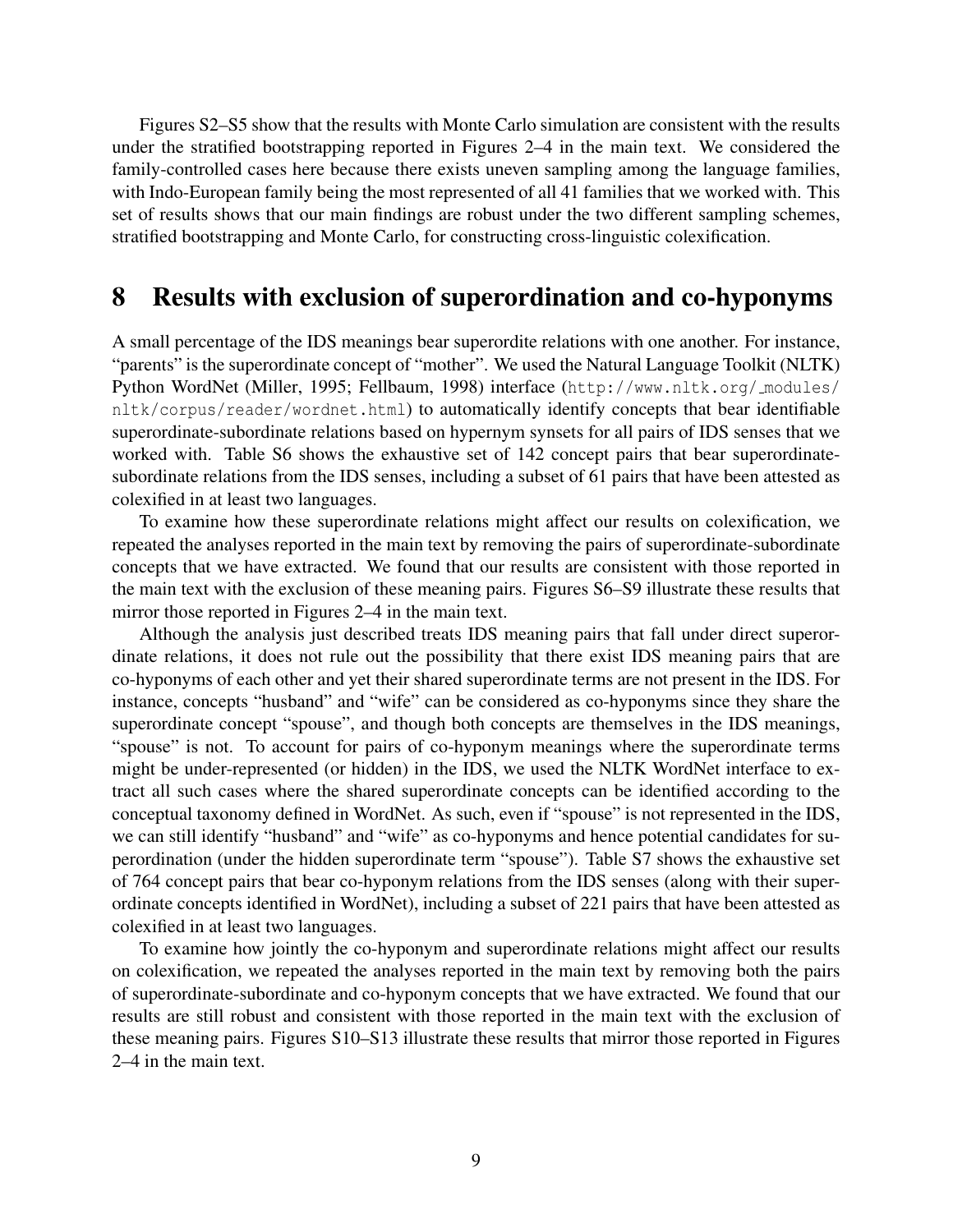Figures S2–S5 show that the results with Monte Carlo simulation are consistent with the results under the stratified bootstrapping reported in Figures 2–4 in the main text. We considered the family-controlled cases here because there exists uneven sampling among the language families, with Indo-European family being the most represented of all 41 families that we worked with. This set of results shows that our main findings are robust under the two different sampling schemes, stratified bootstrapping and Monte Carlo, for constructing cross-linguistic colexification.

# 8 Results with exclusion of superordination and co-hyponyms

A small percentage of the IDS meanings bear superordite relations with one another. For instance, "parents" is the superordinate concept of "mother". We used the Natural Language Toolkit (NLTK) Python WordNet (Miller, 1995; Fellbaum, 1998) interface (http://www.nltk.org/_modules/nltk/corpus/reader/wordnet.html) to automatically identify concepts that bear identifiable superordinate-subordinate relations based on hypernym synsets for all pairs of IDS senses that we worked with. Table S6 shows the exhaustive set of 142 concept pairs that bear superordinate-subordinate relations from the IDS senses, including a subset of 61 pairs that have been attested as colexified in at least two languages.

To examine how these superordinate relations might affect our results on colexification, we repeated the analyses reported in the main text by removing the pairs of superordinate-subordinate concepts that we have extracted. We found that our results are consistent with those reported in the main text with the exclusion of these meaning pairs. Figures S6–S9 illustrate these results that mirror those reported in Figures 2–4 in the main text.

Although the analysis just described treats IDS meaning pairs that fall under direct superordinate relations, it does not rule out the possibility that there exist IDS meaning pairs that are co-hyponyms of each other and yet their shared superordinate terms are not present in the IDS. For instance, concepts "husband" and "wife" can be considered as co-hyponyms since they share the superordinate concept "spouse", and though both concepts are themselves in the IDS meanings, "spouse" is not. To account for pairs of co-hyponym meanings where the superordinate terms might be under-represented (or hidden) in the IDS, we used the NLTK WordNet interface to extract all such cases where the shared superordinate concepts can be identified according to the conceptual taxonomy defined in WordNet. As such, even if "spouse" is not represented in the IDS, we can still identify "husband" and "wife" as co-hyponyms and hence potential candidates for superordination (under the hidden superordinate term "spouse"). Table S7 shows the exhaustive set of 764 concept pairs that bear co-hyponym relations from the IDS senses (along with their superordinate concepts identified in WordNet), including a subset of 221 pairs that have been attested as colexified in at least two languages.

To examine how jointly the co-hyponym and superordinate relations might affect our results on colexification, we repeated the analyses reported in the main text by removing both the pairs of superordinate-subordinate and co-hyponym concepts that we have extracted. We found that our results are still robust and consistent with those reported in the main text with the exclusion of these meaning pairs. Figures S10–S13 illustrate these results that mirror those reported in Figures 2–4 in the main text.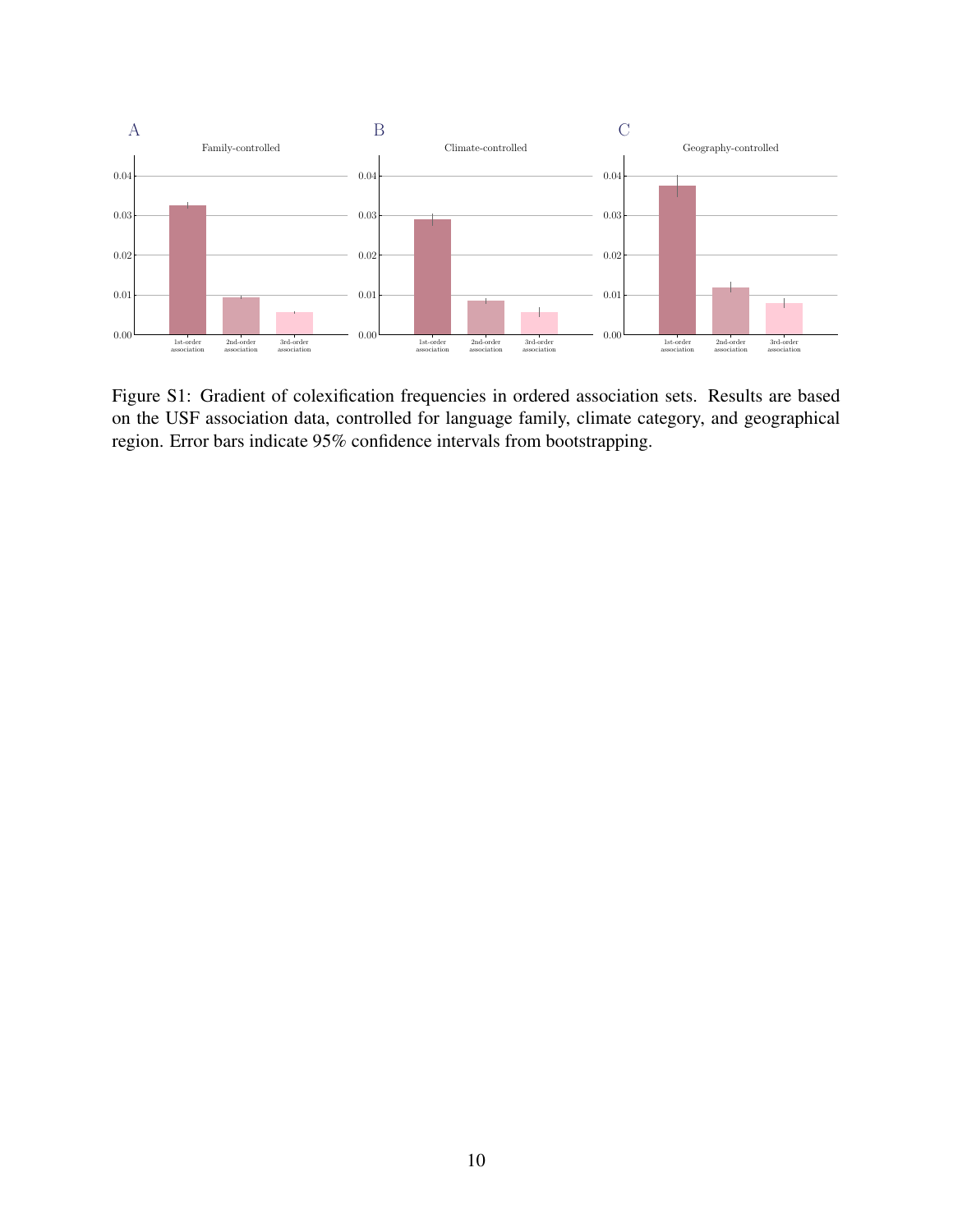Figure S1: Gradient of colexification frequencies in ordered association sets. Results are based on the USF association data, controlled for language family, climate category, and geographical region. Error bars indicate 95% confidence intervals from bootstrapping.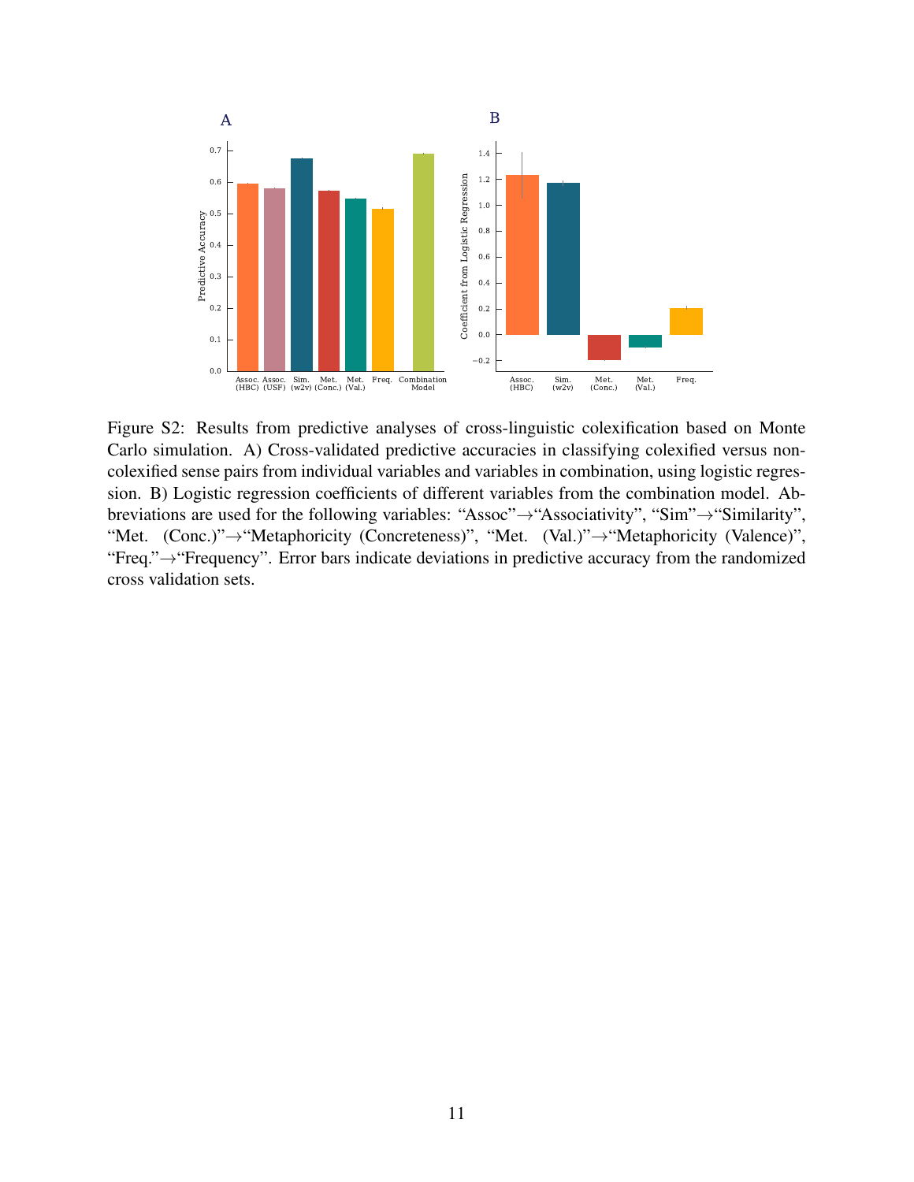Figure S2: Results from predictive analyses of cross-linguistic colexification based on Monte Carlo simulation. A) Cross-validated predictive accuracies in classifying colexified versus non-colexified sense pairs from individual variables and variables in combination, using logistic regression. B) Logistic regression coefficients of different variables from the combination model. Abbreviations are used for the following variables: "Assoc"→"Associativity", "Sim"→"Similarity", "Met. (Conc.)"→"Metaphoricity (Concreteness)", "Met. (Val.)"→"Metaphoricity (Valence)", "Freq."→"Frequency". Error bars indicate deviations in predictive accuracy from the randomized cross validation sets.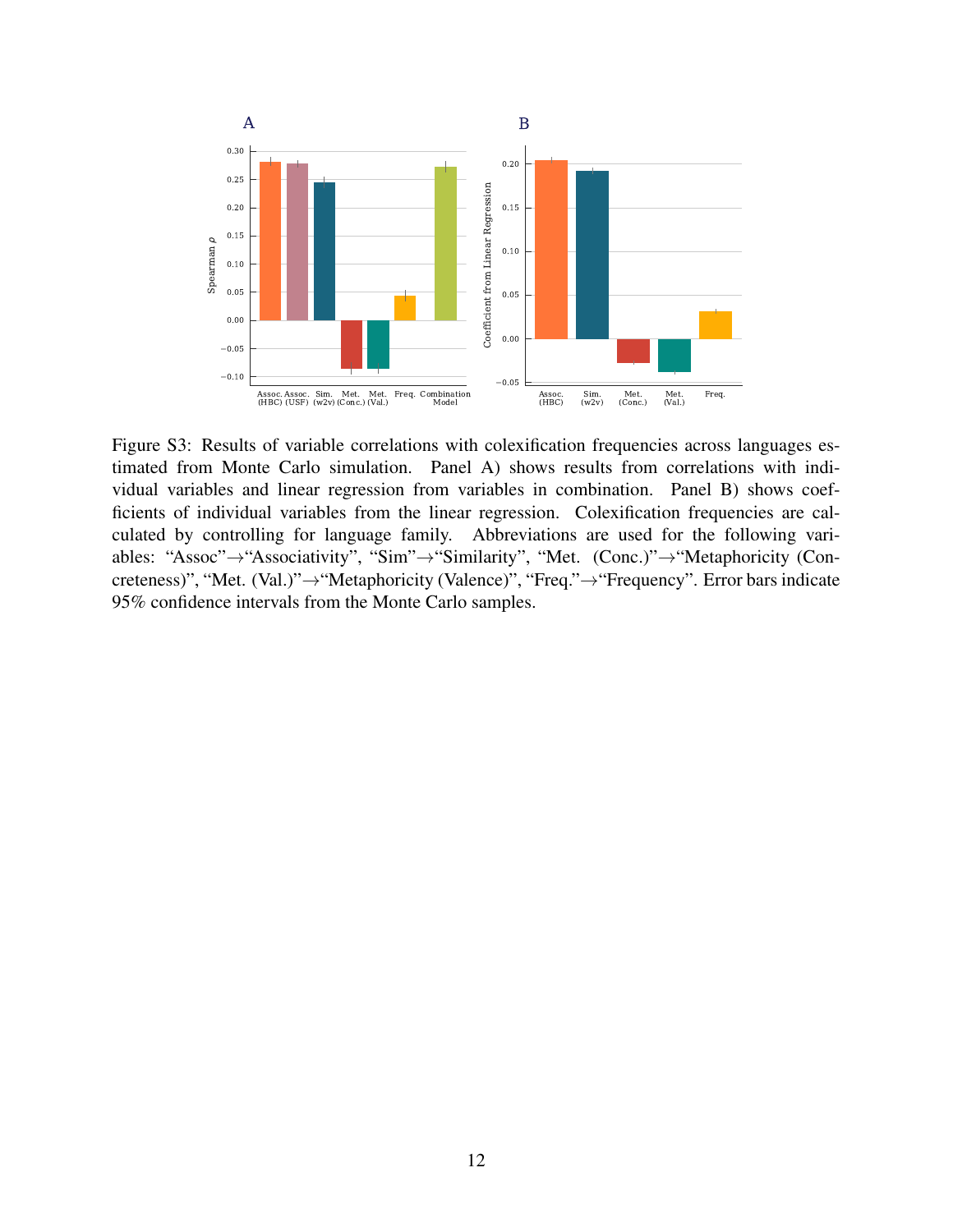Figure S3: Results of variable correlations with colexification frequencies across languages estimated from Monte Carlo simulation. Panel A) shows results from correlations with individual variables and linear regression from variables in combination. Panel B) shows coefficients of individual variables from the linear regression. Colexification frequencies are calculated by controlling for language family. Abbreviations are used for the following variables: "Assoc"→"Associativity", "Sim"→"Similarity", "Met. (Conc.)"→"Metaphoricity (Concreteness)", "Met. (Val.)"→"Metaphoricity (Valence)", "Freq."→"Frequency". Error bars indicate 95% confidence intervals from the Monte Carlo samples.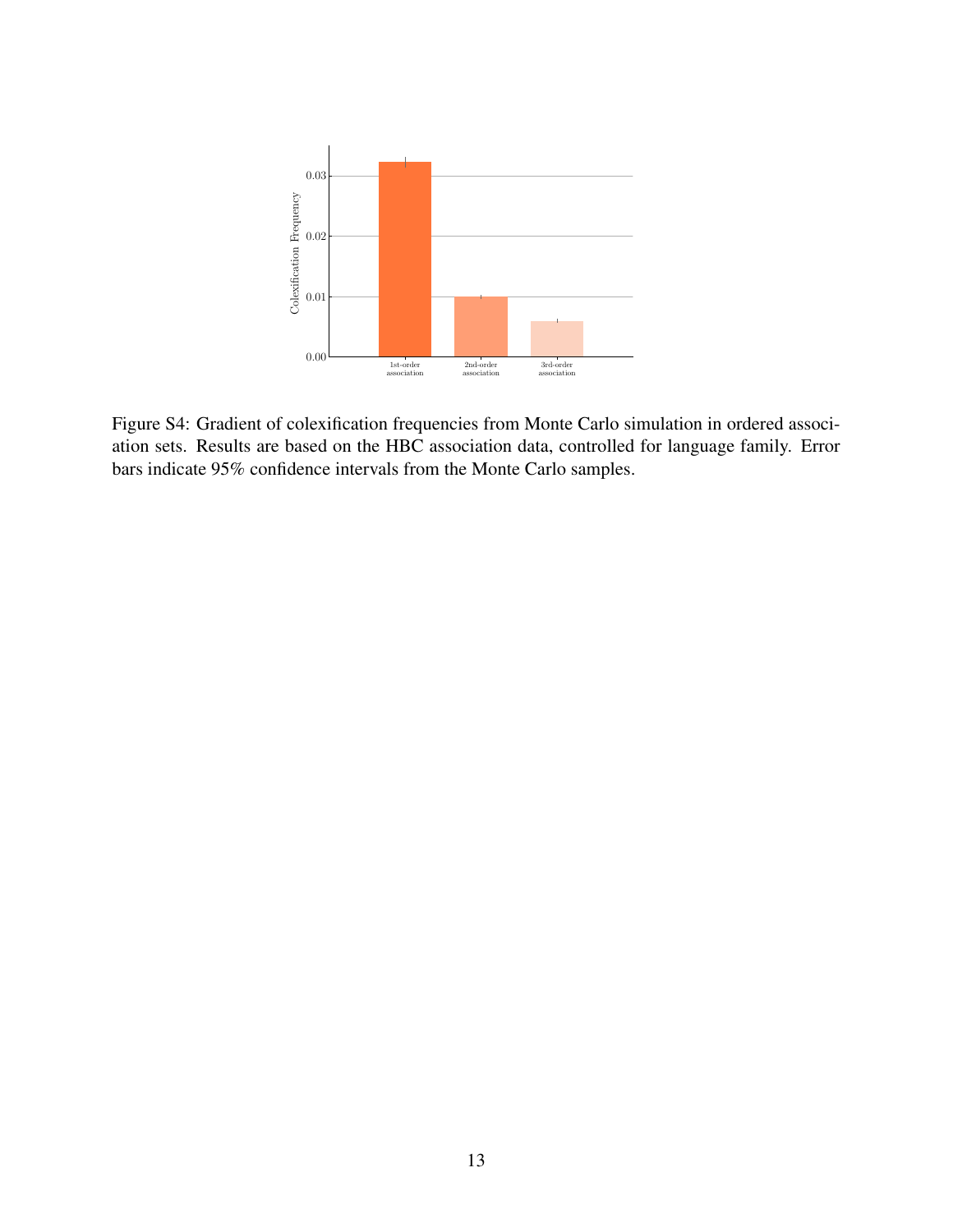Figure S4: Gradient of colexification frequencies from Monte Carlo simulation in ordered association sets. Results are based on the HBC association data, controlled for language family. Error bars indicate 95% confidence intervals from the Monte Carlo samples.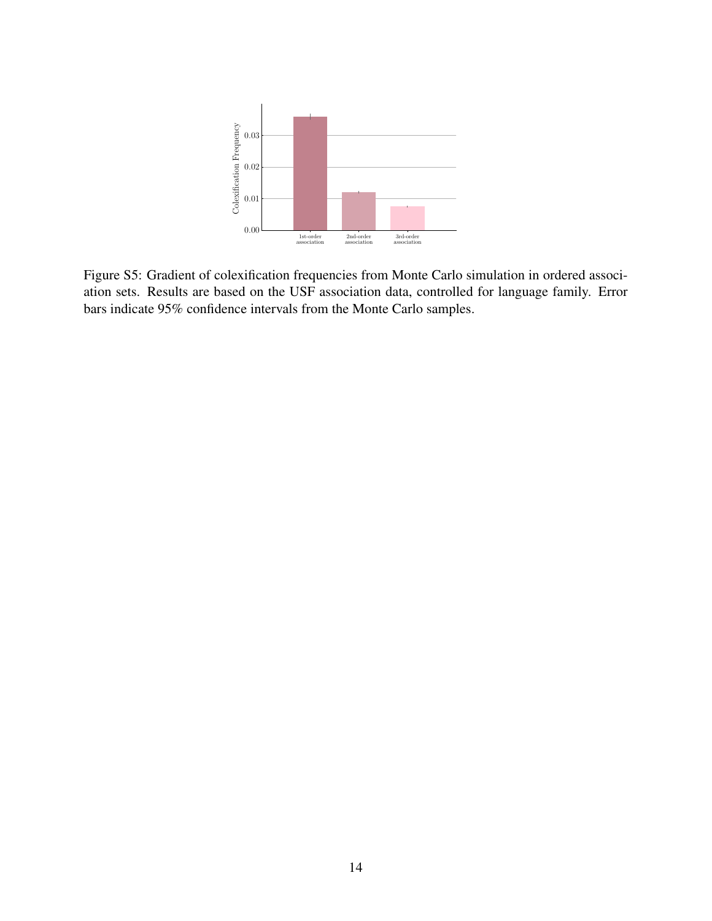Figure S5: Gradient of colexification frequencies from Monte Carlo simulation in ordered association sets. Results are based on the USF association data, controlled for language family. Error bars indicate 95% confidence intervals from the Monte Carlo samples.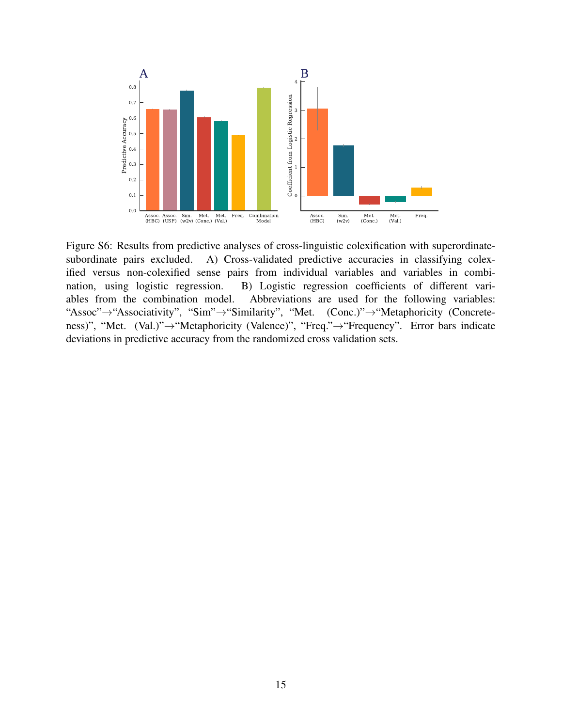Figure S6: Results from predictive analyses of cross-linguistic colexification with superordinate-subordinate pairs excluded. A) Cross-validated predictive accuracies in classifying colexified versus non-colexified sense pairs from individual variables and variables in combination, using logistic regression. B) Logistic regression coefficients of different variables from the combination model. Abbreviations are used for the following variables: "Assoc"→"Associativity", "Sim"→"Similarity", "Met. (Conc.)"→"Metaphoricity (Concreteness)", "Met. (Val.)"→"Metaphoricity (Valence)", "Freq."→"Frequency". Error bars indicate deviations in predictive accuracy from the randomized cross validation sets.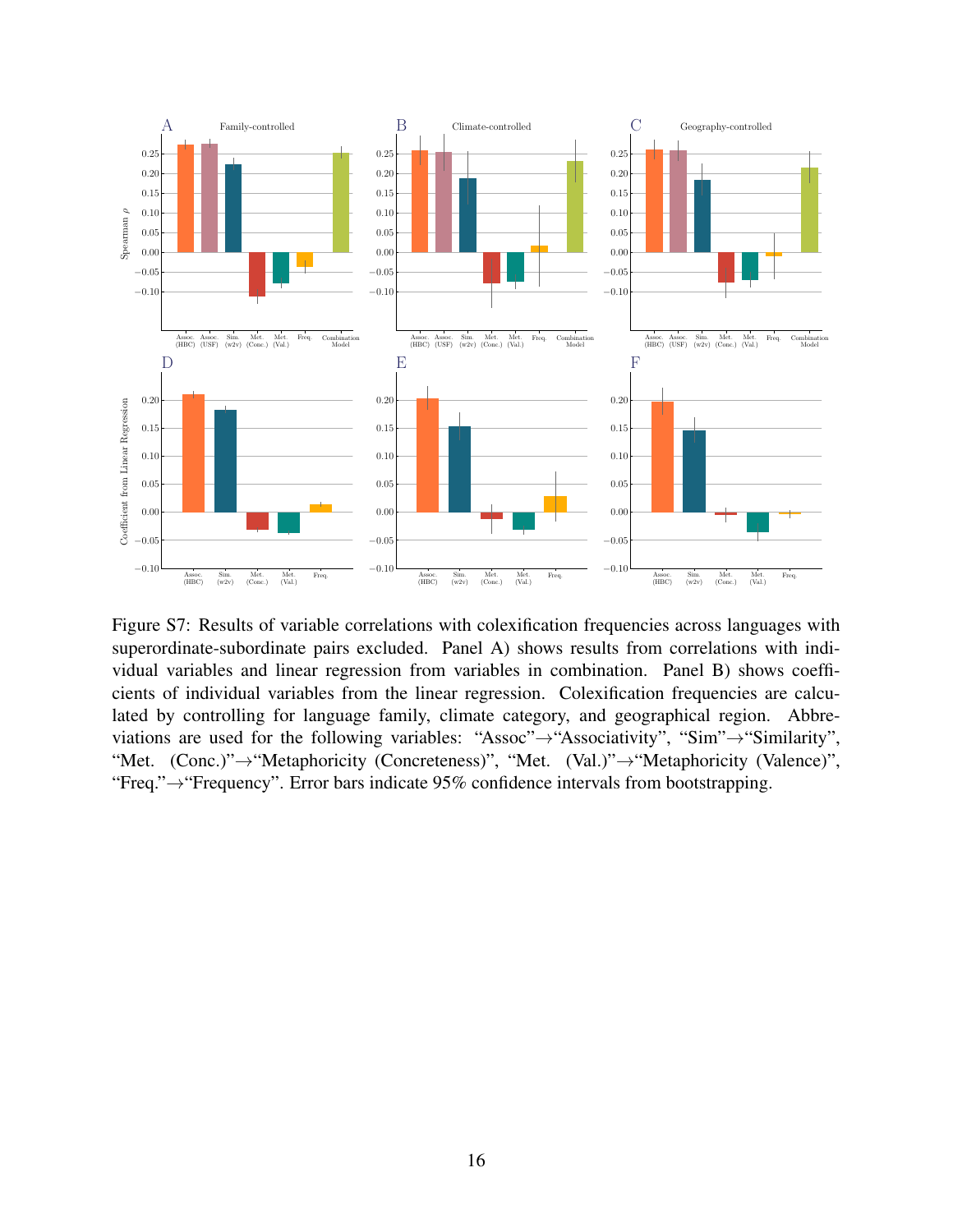Figure S7: Results of variable correlations with colexification frequencies across languages with superordinate-subordinate pairs excluded. Panel A) shows results from correlations with individual variables and linear regression from variables in combination. Panel B) shows coefficients of individual variables from the linear regression. Colexification frequencies are calculated by controlling for language family, climate category, and geographical region. Abbreviations are used for the following variables: "Assoc"→"Associativity", "Sim"→"Similarity", "Met. (Conc.)"→"Metaphoricity (Concreteness)", "Met. (Val.)"→"Metaphoricity (Valence)", "Freq."→"Frequency". Error bars indicate 95% confidence intervals from bootstrapping.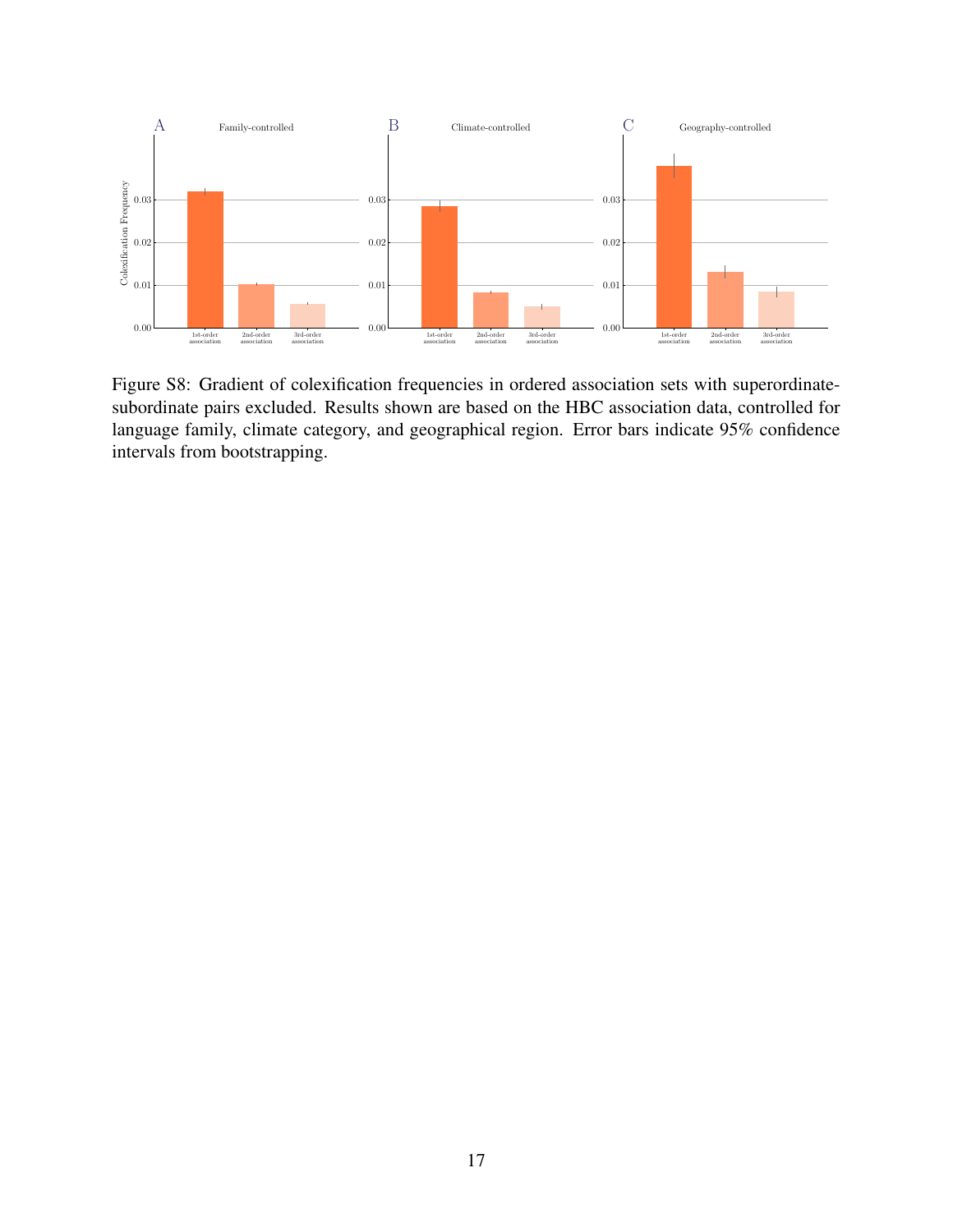Figure S8: Gradient of colexification frequencies in ordered association sets with superordinate-subordinate pairs excluded. Results shown are based on the HBC association data, controlled for language family, climate category, and geographical region. Error bars indicate 95% confidence intervals from bootstrapping.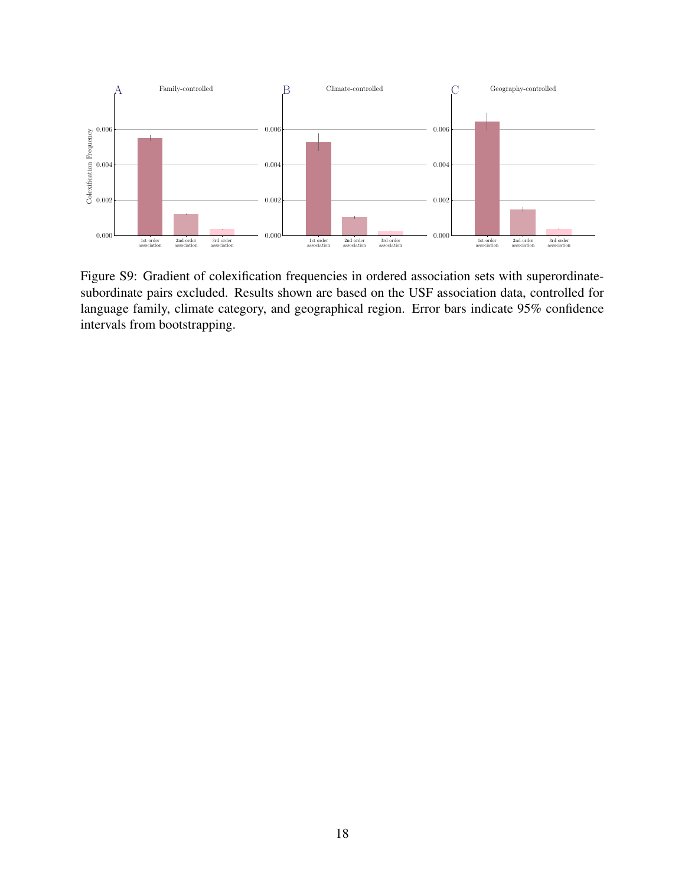Figure S9: Gradient of colexification frequencies in ordered association sets with superordinate-subordinate pairs excluded. Results shown are based on the USF association data, controlled for language family, climate category, and geographical region. Error bars indicate 95% confidence intervals from bootstrapping.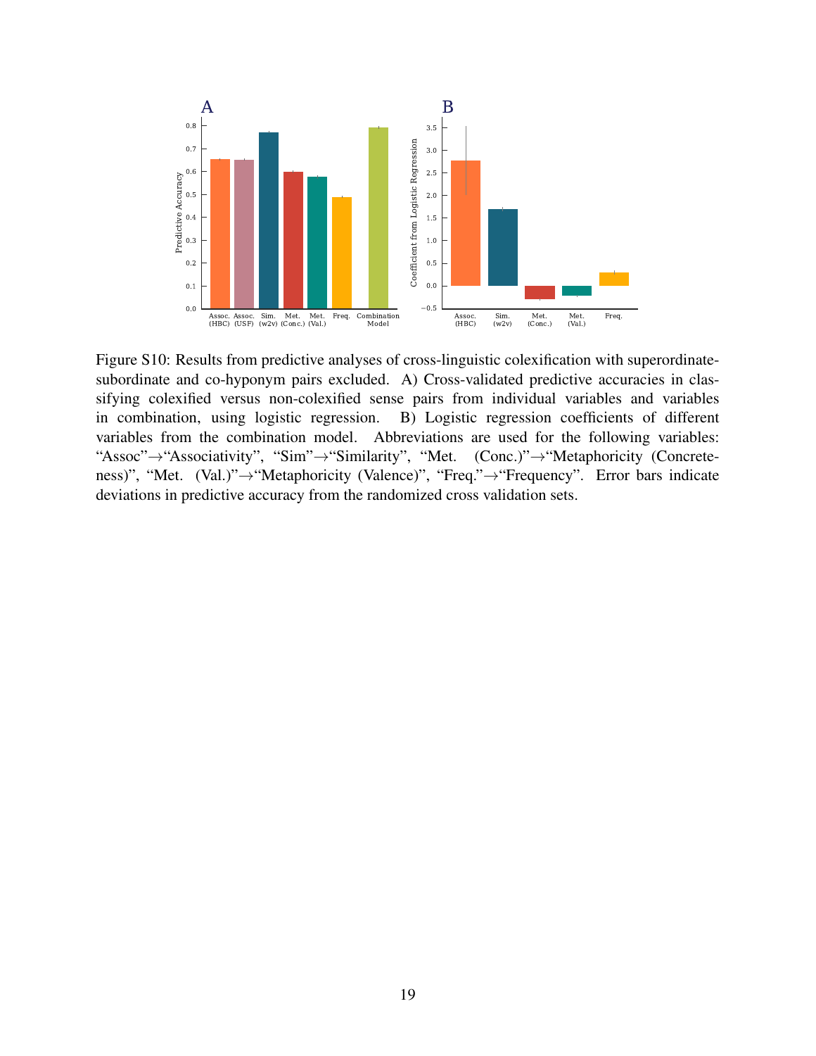Figure S10: Results from predictive analyses of cross-linguistic colexification with superordinate-subordinate and co-hyponym pairs excluded. A) Cross-validated predictive accuracies in classifying colexified versus non-colexified sense pairs from individual variables and variables in combination, using logistic regression. B) Logistic regression coefficients of different variables from the combination model. Abbreviations are used for the following variables: "Assoc"→"Associativity", "Sim"→"Similarity", "Met. (Conc.)"→"Metaphoricity (Concreteness)", "Met. (Val.)"→"Metaphoricity (Valence)", "Freq."→"Frequency". Error bars indicate deviations in predictive accuracy from the randomized cross validation sets.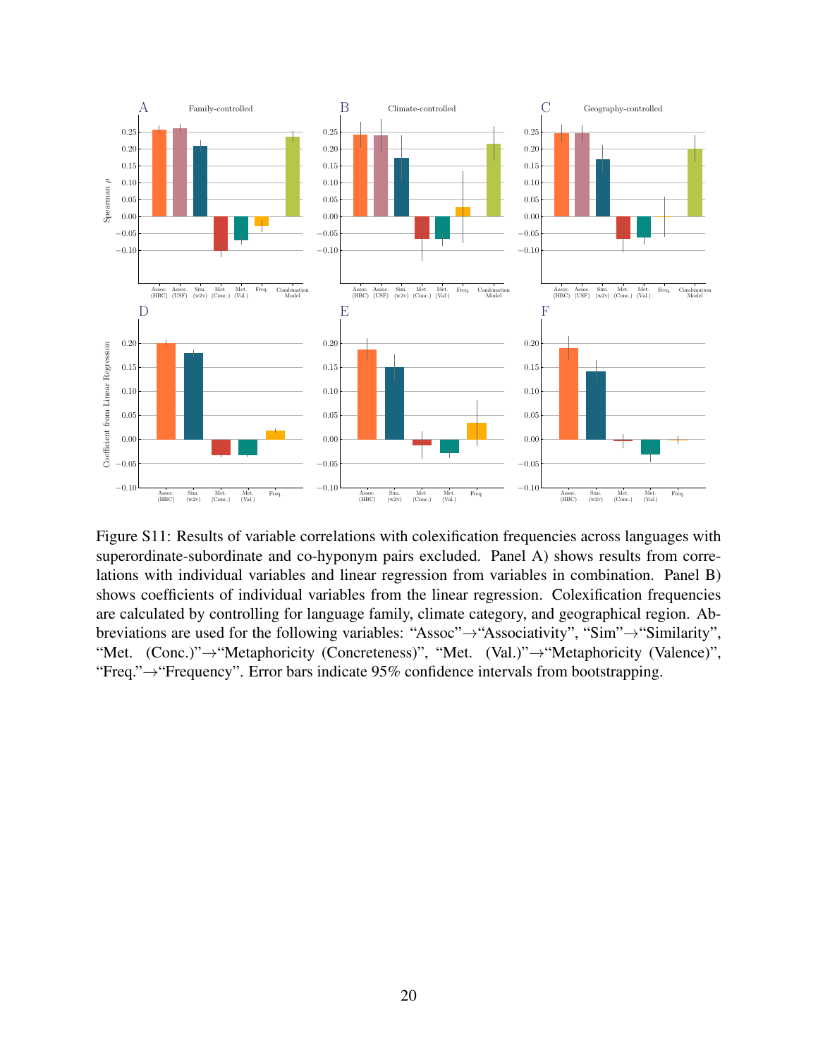Figure S11: Results of variable correlations with colexification frequencies across languages with superordinate-subordinate and co-hyponym pairs excluded. Panel A) shows results from correlations with individual variables and linear regression from variables in combination. Panel B) shows coefficients of individual variables from the linear regression. Colexification frequencies are calculated by controlling for language family, climate category, and geographical region. Abbreviations are used for the following variables: "Assoc"→"Associativity", "Sim"→"Similarity", "Met. (Conc.)"→"Metaphoricity (Concreteness)", "Met. (Val.)"→"Metaphoricity (Valence)", "Freq."→"Frequency". Error bars indicate 95% confidence intervals from bootstrapping.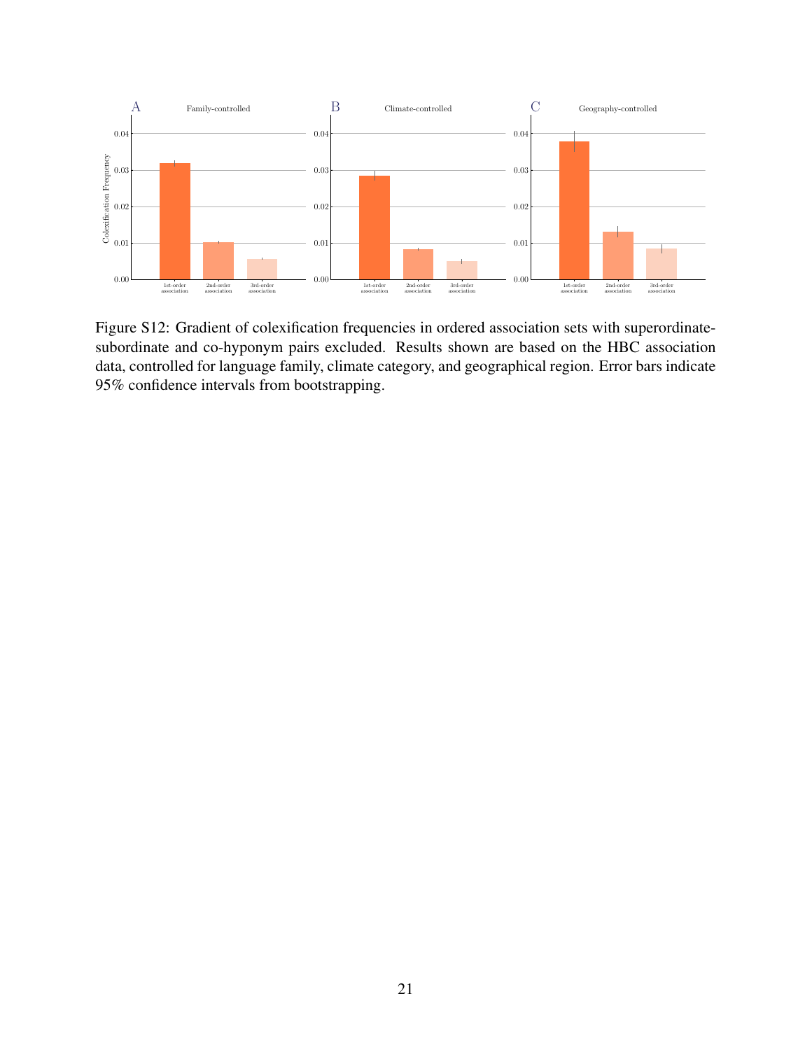Figure S12: Gradient of colexification frequencies in ordered association sets with superordinate-subordinate and co-hyponym pairs excluded. Results shown are based on the HBC association data, controlled for language family, climate category, and geographical region. Error bars indicate 95% confidence intervals from bootstrapping.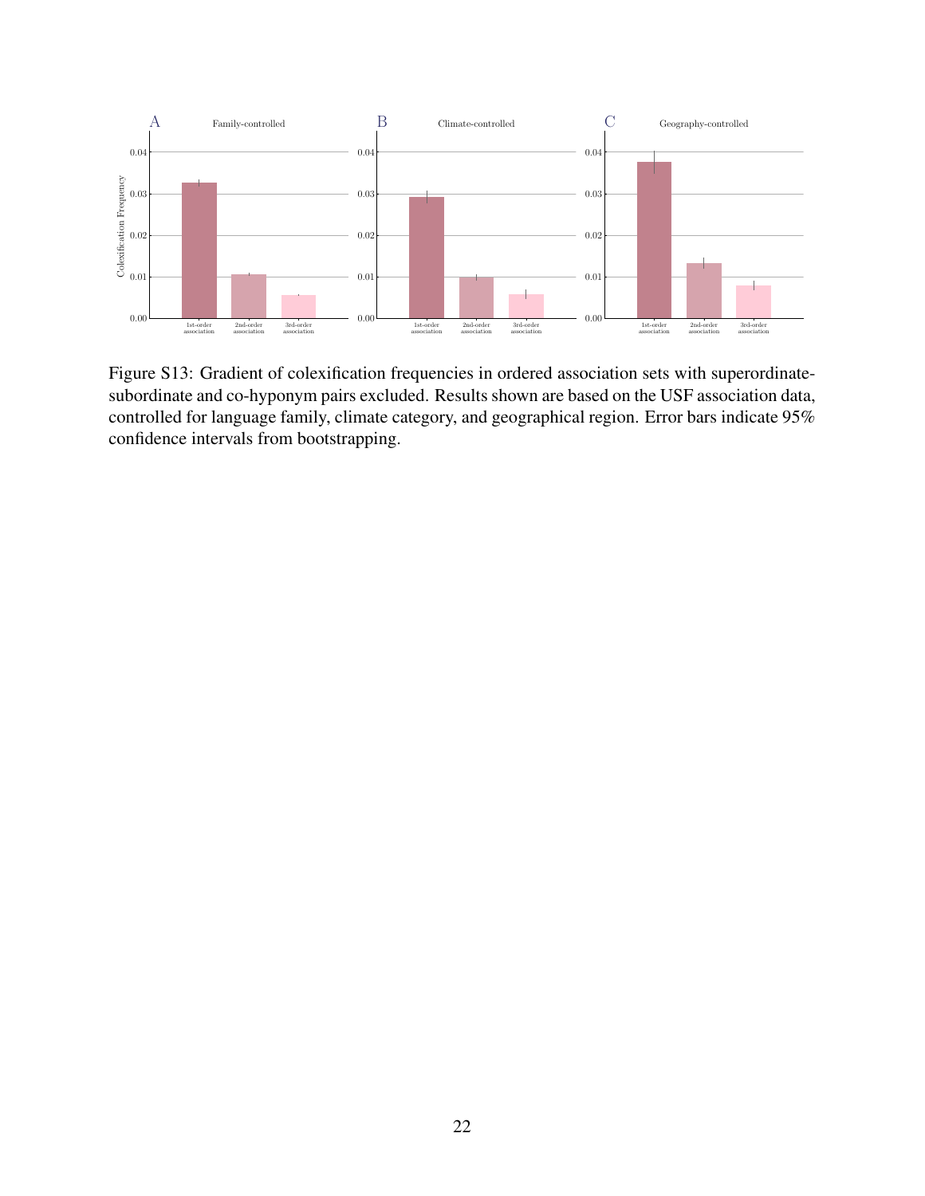Figure S13: Gradient of colexification frequencies in ordered association sets with superordinate-subordinate and co-hyponym pairs excluded. Results shown are based on the USF association data, controlled for language family, climate category, and geographical region. Error bars indicate 95% confidence intervals from bootstrapping.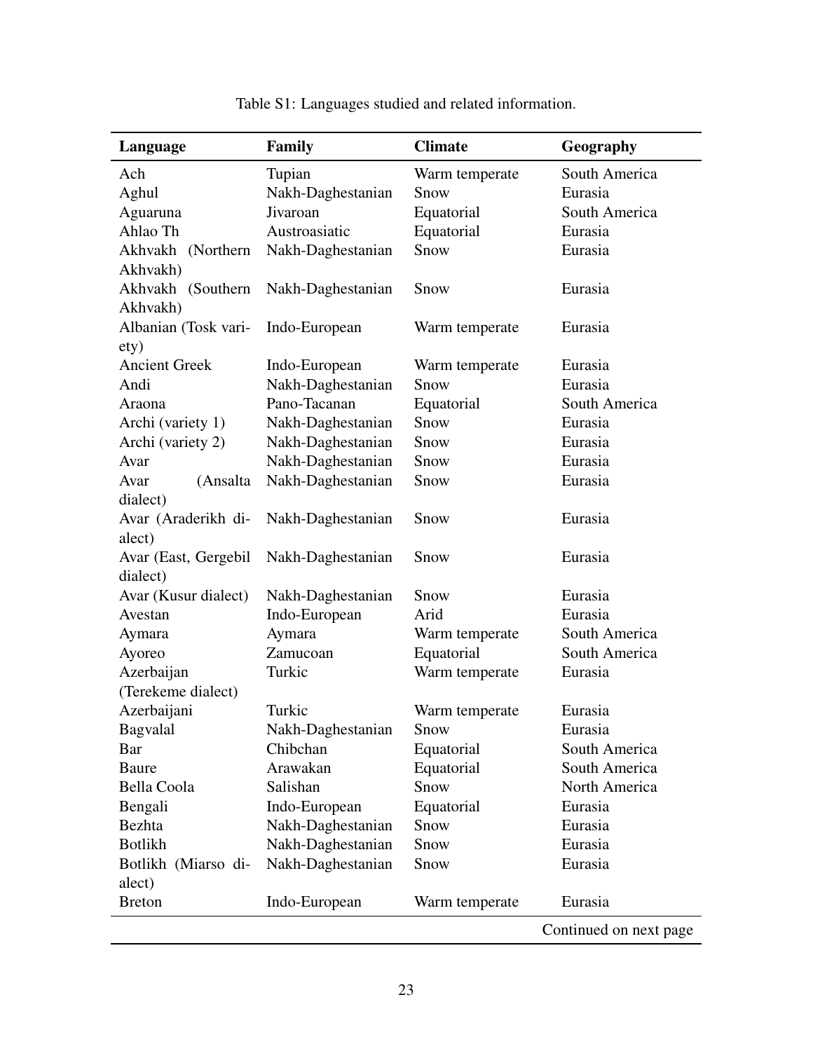Table S1: Languages studied and related information.

| Language | Family | Climate | Geography |
|---|---|---|---|
| Ach | Tupian | Warm temperate | South America |
| Aghul | Nakh-Daghestanian | Snow | Eurasia |
| Aguaruna | Jivaroan | Equatorial | South America |
| Ahlao Th | Austroasiatic | Equatorial | Eurasia |
| Akhvakh (Northern Akhvakh) | Nakh-Daghestanian | Snow | Eurasia |
| Akhvakh (Southern Akhvakh) | Nakh-Daghestanian | Snow | Eurasia |
| Albanian (Tosk variety) | Indo-European | Warm temperate | Eurasia |
| Ancient Greek | Indo-European | Warm temperate | Eurasia |
| Andi | Nakh-Daghestanian | Snow | Eurasia |
| Araona | Pano-Tacanan | Equatorial | South America |
| Archi (variety 1) | Nakh-Daghestanian | Snow | Eurasia |
| Archi (variety 2) | Nakh-Daghestanian | Snow | Eurasia |
| Avar | Nakh-Daghestanian | Snow | Eurasia |
| Avar (Ansalta dialect) | Nakh-Daghestanian | Snow | Eurasia |
| Avar (Araderikh dialect) | Nakh-Daghestanian | Snow | Eurasia |
| Avar (East, Gergebil dialect) | Nakh-Daghestanian | Snow | Eurasia |
| Avar (Kusur dialect) | Nakh-Daghestanian | Snow | Eurasia |
| Avestan | Indo-European | Arid | Eurasia |
| Aymara | Aymara | Warm temperate | South America |
| Ayoreo | Zamucoan | Equatorial | South America |
| Azerbaijan (Terekeme dialect) | Turkic | Warm temperate | Eurasia |
| Azerbaijani | Turkic | Warm temperate | Eurasia |
| Bagvalal | Nakh-Daghestanian | Snow | Eurasia |
| Bar | Chibchan | Equatorial | South America |
| Baure | Arawakan | Equatorial | South America |
| Bella Coola | Salishan | Snow | North America |
| Bengali | Indo-European | Equatorial | Eurasia |
| Bezhta | Nakh-Daghestanian | Snow | Eurasia |
| Botlikh | Nakh-Daghestanian | Snow | Eurasia |
| Botlikh (Miarso dialect) | Nakh-Daghestanian | Snow | Eurasia |
| Breton | Indo-European | Warm temperate | Eurasia |

Continued on next page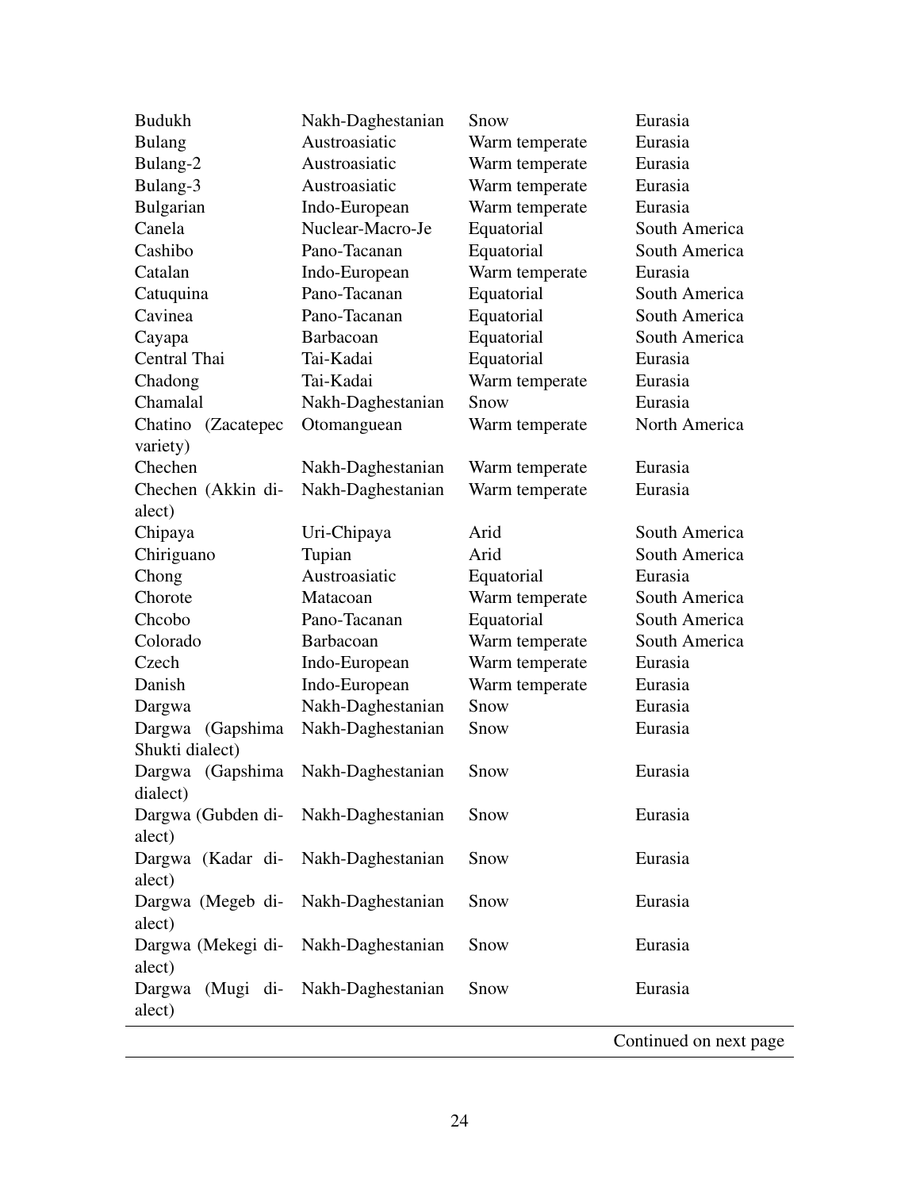| | | | |
|---|---|---|---|
| Budukh | Nakh-Daghestanian | Snow | Eurasia |
| Bulang | Austroasiatic | Warm temperate | Eurasia |
| Bulang-2 | Austroasiatic | Warm temperate | Eurasia |
| Bulang-3 | Austroasiatic | Warm temperate | Eurasia |
| Bulgarian | Indo-European | Warm temperate | Eurasia |
| Canela | Nuclear-Macro-Je | Equatorial | South America |
| Cashibo | Pano-Tacanan | Equatorial | South America |
| Catalan | Indo-European | Warm temperate | Eurasia |
| Catuquina | Pano-Tacanan | Equatorial | South America |
| Cavinea | Pano-Tacanan | Equatorial | South America |
| Cayapa | Barbacoan | Equatorial | South America |
| Central Thai | Tai-Kadai | Equatorial | Eurasia |
| Chadong | Tai-Kadai | Warm temperate | Eurasia |
| Chamalal | Nakh-Daghestanian | Snow | Eurasia |
| Chatino (Zacatepec variety) | Otomanguean | Warm temperate | North America |
| Chechen | Nakh-Daghestanian | Warm temperate | Eurasia |
| Chechen (Akkin dialect) | Nakh-Daghestanian | Warm temperate | Eurasia |
| Chipaya | Uri-Chipaya | Arid | South America |
| Chiriguano | Tupian | Arid | South America |
| Chong | Austroasiatic | Equatorial | Eurasia |
| Chorote | Matacoan | Warm temperate | South America |
| Chcobo | Pano-Tacanan | Equatorial | South America |
| Colorado | Barbacoan | Warm temperate | South America |
| Czech | Indo-European | Warm temperate | Eurasia |
| Danish | Indo-European | Warm temperate | Eurasia |
| Dargwa | Nakh-Daghestanian | Snow | Eurasia |
| Dargwa (Gapshima Shukti dialect) | Nakh-Daghestanian | Snow | Eurasia |
| Dargwa (Gapshima dialect) | Nakh-Daghestanian | Snow | Eurasia |
| Dargwa (Gubden dialect) | Nakh-Daghestanian | Snow | Eurasia |
| Dargwa (Kadar dialect) | Nakh-Daghestanian | Snow | Eurasia |
| Dargwa (Megeb dialect) | Nakh-Daghestanian | Snow | Eurasia |
| Dargwa (Mekegi dialect) | Nakh-Daghestanian | Snow | Eurasia |
| Dargwa (Mugi dialect) | Nakh-Daghestanian | Snow | Eurasia |

Continued on next page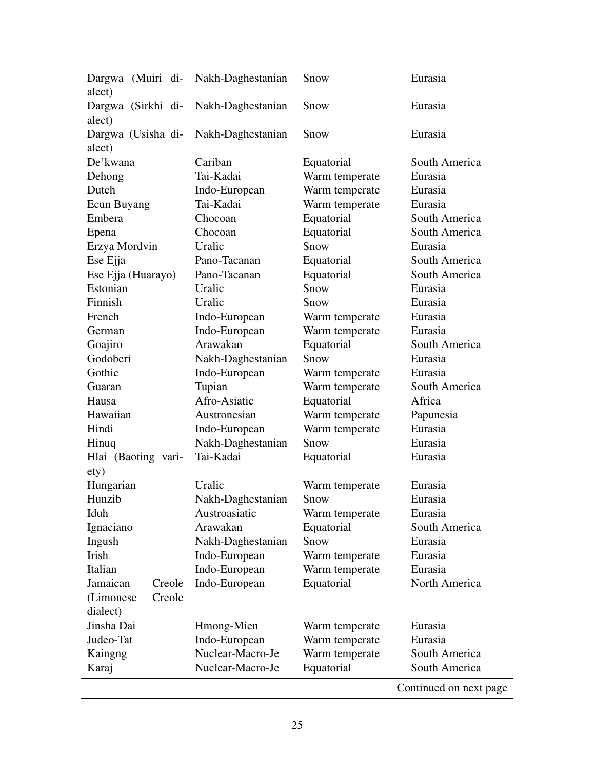| Dargwa (Muiri dialect) | Nakh-Daghestanian | Snow | Eurasia |
|---|---|---|---|
| Dargwa (Sirkhi dialect) | Nakh-Daghestanian | Snow | Eurasia |
| Dargwa (Usisha dialect) | Nakh-Daghestanian | Snow | Eurasia |
| De'kwana | Cariban | Equatorial | South America |
| Dehong | Tai-Kadai | Warm temperate | Eurasia |
| Dutch | Indo-European | Warm temperate | Eurasia |
| Ecun Buyang | Tai-Kadai | Warm temperate | Eurasia |
| Embera | Chocoan | Equatorial | South America |
| Epena | Chocoan | Equatorial | South America |
| Erzya Mordvin | Uralic | Snow | Eurasia |
| Ese Ejja | Pano-Tacanan | Equatorial | South America |
| Ese Ejja (Huarayo) | Pano-Tacanan | Equatorial | South America |
| Estonian | Uralic | Snow | Eurasia |
| Finnish | Uralic | Snow | Eurasia |
| French | Indo-European | Warm temperate | Eurasia |
| German | Indo-European | Warm temperate | Eurasia |
| Goajiro | Arawakan | Equatorial | South America |
| Godoberi | Nakh-Daghestanian | Snow | Eurasia |
| Gothic | Indo-European | Warm temperate | Eurasia |
| Guaran | Tupian | Warm temperate | South America |
| Hausa | Afro-Asiatic | Equatorial | Africa |
| Hawaiian | Austronesian | Warm temperate | Papunesia |
| Hindi | Indo-European | Warm temperate | Eurasia |
| Hinuq | Nakh-Daghestanian | Snow | Eurasia |
| Hlai (Baoting variety) | Tai-Kadai | Equatorial | Eurasia |
| Hungarian | Uralic | Warm temperate | Eurasia |
| Hunzib | Nakh-Daghestanian | Snow | Eurasia |
| Iduh | Austroasiatic | Warm temperate | Eurasia |
| Ignaciano | Arawakan | Equatorial | South America |
| Ingush | Nakh-Daghestanian | Snow | Eurasia |
| Irish | Indo-European | Warm temperate | Eurasia |
| Italian | Indo-European | Warm temperate | Eurasia |
| Jamaican Creole (Limonese Creole dialect) | Indo-European | Equatorial | North America |
| Jinsha Dai | Hmong-Mien | Warm temperate | Eurasia |
| Judeo-Tat | Indo-European | Warm temperate | Eurasia |
| Kaingng | Nuclear-Macro-Je | Warm temperate | South America |
| Karaj | Nuclear-Macro-Je | Equatorial | South America |

Continued on next page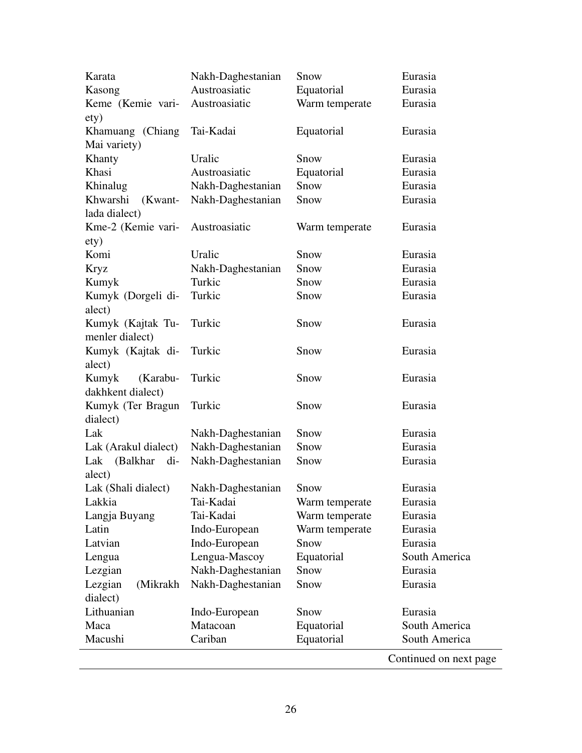| Karata | Nakh-Daghestanian | Snow | Eurasia |
|---|---|---|---|
| Kasong | Austroasiatic | Equatorial | Eurasia |
| Keme (Kemie variety) | Austroasiatic | Warm temperate | Eurasia |
| Khamuang (Chiang Mai variety) | Tai-Kadai | Equatorial | Eurasia |
| Khanty | Uralic | Snow | Eurasia |
| Khasi | Austroasiatic | Equatorial | Eurasia |
| Khinalug | Nakh-Daghestanian | Snow | Eurasia |
| Khwarshi (Kwantlada dialect) | Nakh-Daghestanian | Snow | Eurasia |
| Kme-2 (Kemie variety) | Austroasiatic | Warm temperate | Eurasia |
| Komi | Uralic | Snow | Eurasia |
| Kryz | Nakh-Daghestanian | Snow | Eurasia |
| Kumyk | Turkic | Snow | Eurasia |
| Kumyk (Dorgeli dialect) | Turkic | Snow | Eurasia |
| Kumyk (Kajtak Tumenler dialect) | Turkic | Snow | Eurasia |
| Kumyk (Kajtak dialect) | Turkic | Snow | Eurasia |
| Kumyk (Karabudakhkent dialect) | Turkic | Snow | Eurasia |
| Kumyk (Ter Bragun dialect) | Turkic | Snow | Eurasia |
| Lak | Nakh-Daghestanian | Snow | Eurasia |
| Lak (Arakul dialect) | Nakh-Daghestanian | Snow | Eurasia |
| Lak (Balkhar dialect) | Nakh-Daghestanian | Snow | Eurasia |
| Lak (Shali dialect) | Nakh-Daghestanian | Snow | Eurasia |
| Lakkia | Tai-Kadai | Warm temperate | Eurasia |
| Langja Buyang | Tai-Kadai | Warm temperate | Eurasia |
| Latin | Indo-European | Warm temperate | Eurasia |
| Latvian | Indo-European | Snow | Eurasia |
| Lengua | Lengua-Mascoy | Equatorial | South America |
| Lezgian | Nakh-Daghestanian | Snow | Eurasia |
| Lezgian (Mikrakh dialect) | Nakh-Daghestanian | Snow | Eurasia |
| Lithuanian | Indo-European | Snow | Eurasia |
| Maca | Matacoan | Equatorial | South America |
| Macushi | Cariban | Equatorial | South America |

Continued on next page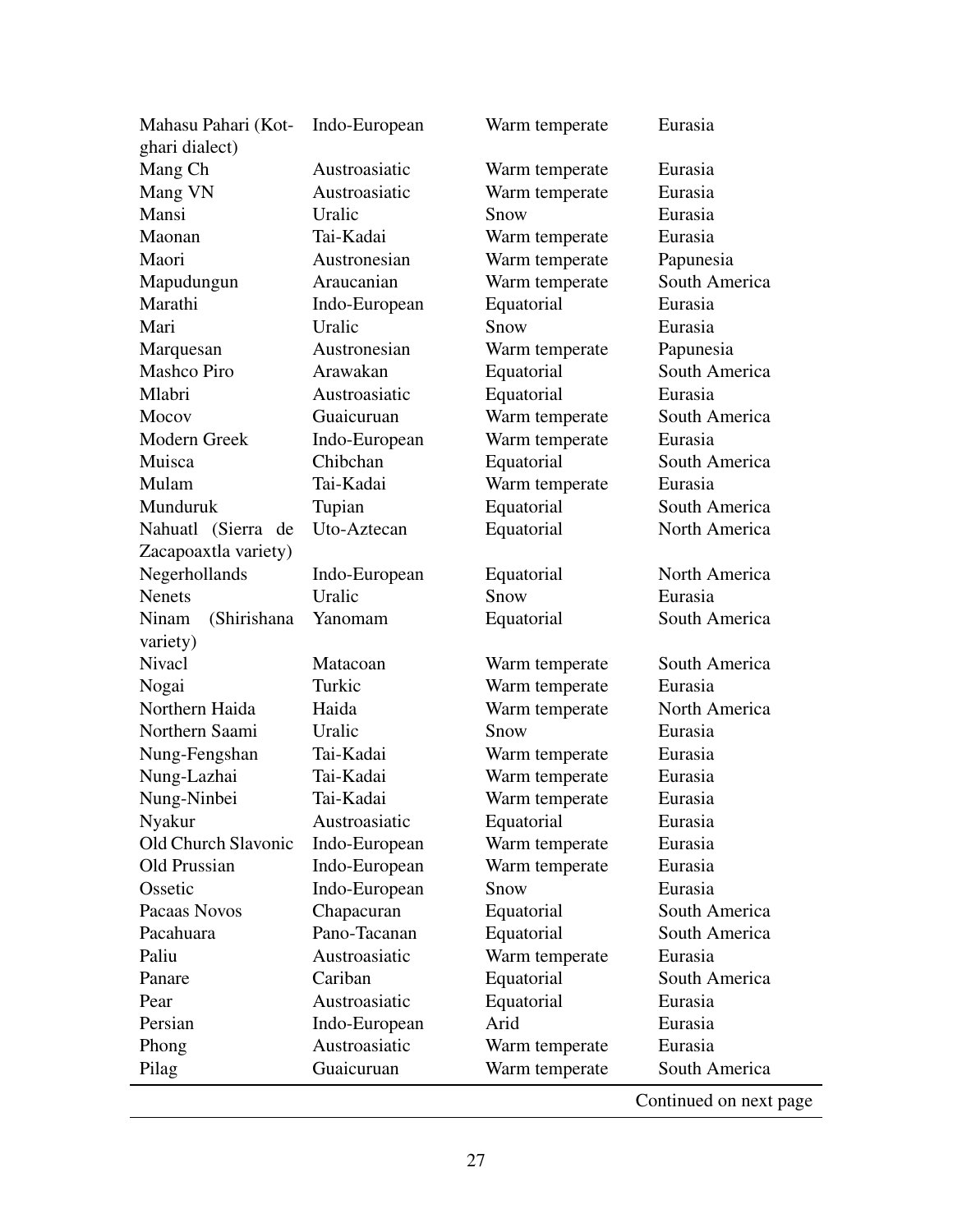| | | | |
|---|---|---|---|
| Mahasu Pahari (Kotghari dialect) | Indo-European | Warm temperate | Eurasia |
| Mang Ch | Austroasiatic | Warm temperate | Eurasia |
| Mang VN | Austroasiatic | Warm temperate | Eurasia |
| Mansi | Uralic | Snow | Eurasia |
| Maonan | Tai-Kadai | Warm temperate | Eurasia |
| Maori | Austronesian | Warm temperate | Papunesia |
| Mapudungun | Araucanian | Warm temperate | South America |
| Marathi | Indo-European | Equatorial | Eurasia |
| Mari | Uralic | Snow | Eurasia |
| Marquesan | Austronesian | Warm temperate | Papunesia |
| Mashco Piro | Arawakan | Equatorial | South America |
| Mlabri | Austroasiatic | Equatorial | Eurasia |
| Mocov | Guaicuruan | Warm temperate | South America |
| Modern Greek | Indo-European | Warm temperate | Eurasia |
| Muisca | Chibchan | Equatorial | South America |
| Mulam | Tai-Kadai | Warm temperate | Eurasia |
| Munduruk | Tupian | Equatorial | South America |
| Nahuatl (Sierra de Zacapoaxtla variety) | Uto-Aztecan | Equatorial | North America |
| Negerhollands | Indo-European | Equatorial | North America |
| Nenets | Uralic | Snow | Eurasia |
| Ninam (Shirishana variety) | Yanomam | Equatorial | South America |
| Nivacl | Matacoan | Warm temperate | South America |
| Nogai | Turkic | Warm temperate | Eurasia |
| Northern Haida | Haida | Warm temperate | North America |
| Northern Saami | Uralic | Snow | Eurasia |
| Nung-Fengshan | Tai-Kadai | Warm temperate | Eurasia |
| Nung-Lazhai | Tai-Kadai | Warm temperate | Eurasia |
| Nung-Ninbei | Tai-Kadai | Warm temperate | Eurasia |
| Nyakur | Austroasiatic | Equatorial | Eurasia |
| Old Church Slavonic | Indo-European | Warm temperate | Eurasia |
| Old Prussian | Indo-European | Warm temperate | Eurasia |
| Ossetic | Indo-European | Snow | Eurasia |
| Pacaas Novos | Chapacuran | Equatorial | South America |
| Pacahuara | Pano-Tacanan | Equatorial | South America |
| Paliu | Austroasiatic | Warm temperate | Eurasia |
| Panare | Cariban | Equatorial | South America |
| Pear | Austroasiatic | Equatorial | Eurasia |
| Persian | Indo-European | Arid | Eurasia |
| Phong | Austroasiatic | Warm temperate | Eurasia |
| Pilag | Guaicuruan | Warm temperate | South America |

Continued on next page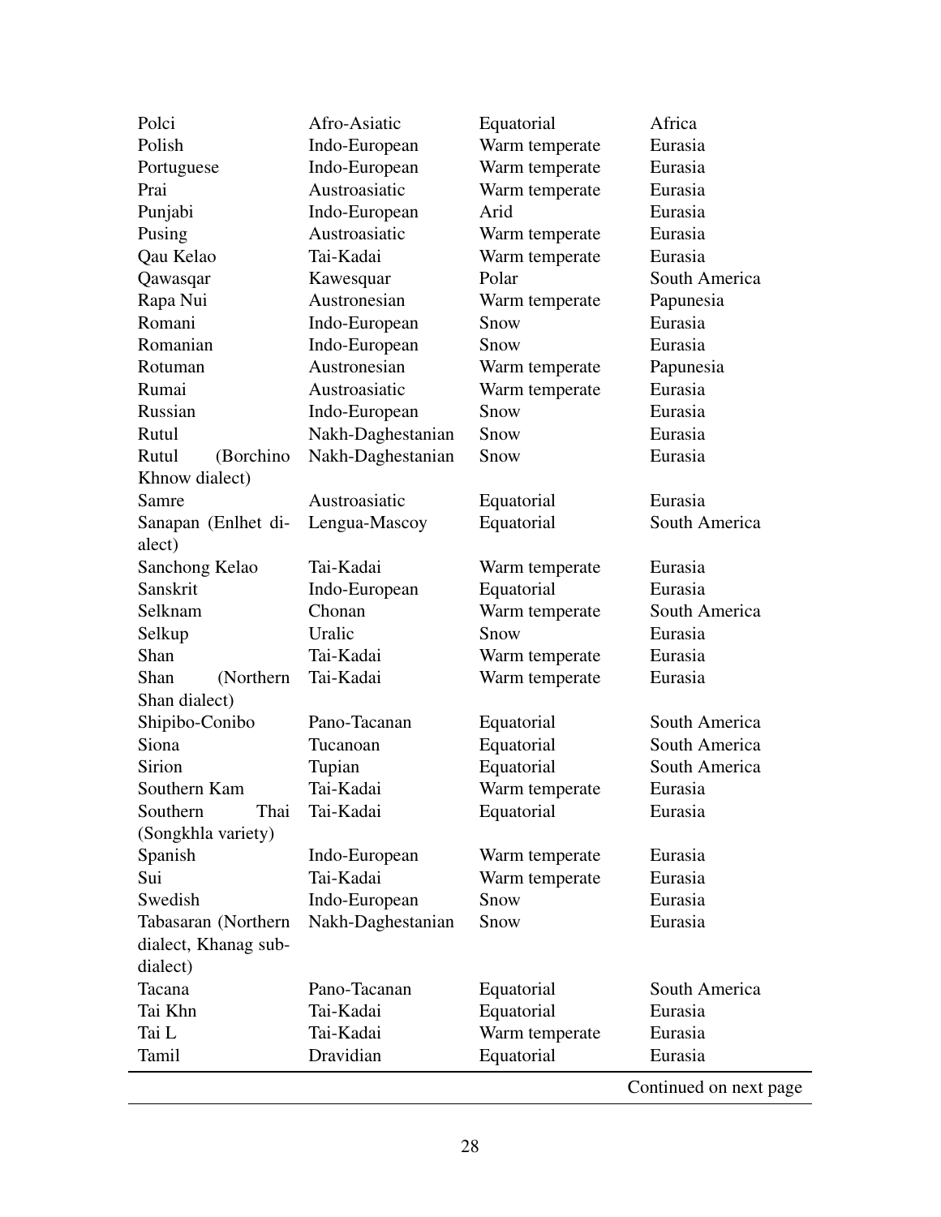| | | | |
|---|---|---|---|
| Polci | Afro-Asiatic | Equatorial | Africa |
| Polish | Indo-European | Warm temperate | Eurasia |
| Portuguese | Indo-European | Warm temperate | Eurasia |
| Prai | Austroasiatic | Warm temperate | Eurasia |
| Punjabi | Indo-European | Arid | Eurasia |
| Pusing | Austroasiatic | Warm temperate | Eurasia |
| Qau Kelao | Tai-Kadai | Warm temperate | Eurasia |
| Qawasqar | Kawesquar | Polar | South America |
| Rapa Nui | Austronesian | Warm temperate | Papunesia |
| Romani | Indo-European | Snow | Eurasia |
| Romanian | Indo-European | Snow | Eurasia |
| Rotuman | Austronesian | Warm temperate | Papunesia |
| Rumai | Austroasiatic | Warm temperate | Eurasia |
| Russian | Indo-European | Snow | Eurasia |
| Rutul | Nakh-Daghestanian | Snow | Eurasia |
| Rutul (Borchino Khnow dialect) | Nakh-Daghestanian | Snow | Eurasia |
| Samre | Austroasiatic | Equatorial | Eurasia |
| Sanapan (Enlhet dialect) | Lengua-Mascoy | Equatorial | South America |
| Sanchong Kelao | Tai-Kadai | Warm temperate | Eurasia |
| Sanskrit | Indo-European | Equatorial | Eurasia |
| Selknam | Chonan | Warm temperate | South America |
| Selkup | Uralic | Snow | Eurasia |
| Shan | Tai-Kadai | Warm temperate | Eurasia |
| Shan (Northern Shan dialect) | Tai-Kadai | Warm temperate | Eurasia |
| Shipibo-Conibo | Pano-Tacanan | Equatorial | South America |
| Siona | Tucanoan | Equatorial | South America |
| Sirion | Tupian | Equatorial | South America |
| Southern Kam | Tai-Kadai | Warm temperate | Eurasia |
| Southern Thai (Songkhla variety) | Tai-Kadai | Equatorial | Eurasia |
| Spanish | Indo-European | Warm temperate | Eurasia |
| Sui | Tai-Kadai | Warm temperate | Eurasia |
| Swedish | Indo-European | Snow | Eurasia |
| Tabasaran (Northern dialect, Khanag subdialect) | Nakh-Daghestanian | Snow | Eurasia |
| Tacana | Pano-Tacanan | Equatorial | South America |
| Tai Khn | Tai-Kadai | Equatorial | Eurasia |
| Tai L | Tai-Kadai | Warm temperate | Eurasia |
| Tamil | Dravidian | Equatorial | Eurasia |

Continued on next page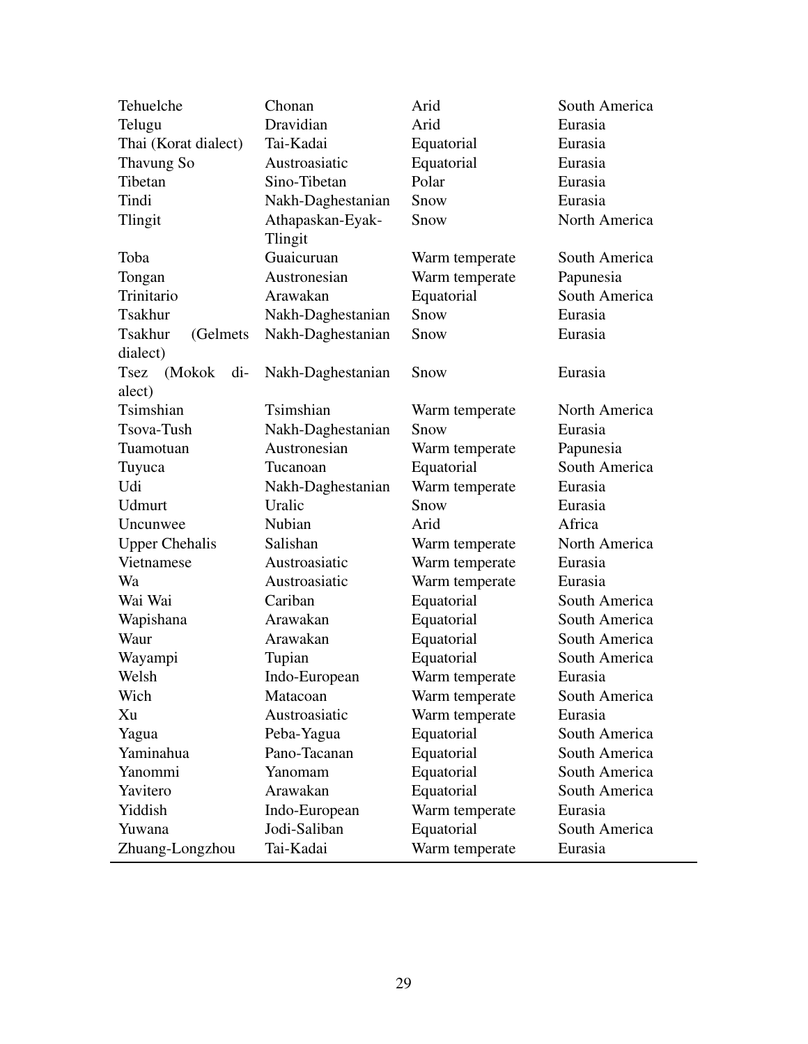| | | | |
|---|---|---|---|
| Tehuelche | Chonan | Arid | South America |
| Telugu | Dravidian | Arid | Eurasia |
| Thai (Korat dialect) | Tai-Kadai | Equatorial | Eurasia |
| Thavung So | Austroasiatic | Equatorial | Eurasia |
| Tibetan | Sino-Tibetan | Polar | Eurasia |
| Tindi | Nakh-Daghestanian | Snow | Eurasia |
| Tlingit | Athapaskan-Eyak-Tlingit | Snow | North America |
| Toba | Guaicuruan | Warm temperate | South America |
| Tongan | Austronesian | Warm temperate | Papunesia |
| Trinitario | Arawakan | Equatorial | South America |
| Tsakhur | Nakh-Daghestanian | Snow | Eurasia |
| Tsakhur (Gelmets dialect) | Nakh-Daghestanian | Snow | Eurasia |
| Tsez (Mokok dialect) | Nakh-Daghestanian | Snow | Eurasia |
| Tsimshian | Tsimshian | Warm temperate | North America |
| Tsova-Tush | Nakh-Daghestanian | Snow | Eurasia |
| Tuamotuan | Austronesian | Warm temperate | Papunesia |
| Tuyuca | Tucanoan | Equatorial | South America |
| Udi | Nakh-Daghestanian | Warm temperate | Eurasia |
| Udmurt | Uralic | Snow | Eurasia |
| Uncunwee | Nubian | Arid | Africa |
| Upper Chehalis | Salishan | Warm temperate | North America |
| Vietnamese | Austroasiatic | Warm temperate | Eurasia |
| Wa | Austroasiatic | Warm temperate | Eurasia |
| Wai Wai | Cariban | Equatorial | South America |
| Wapishana | Arawakan | Equatorial | South America |
| Waur | Arawakan | Equatorial | South America |
| Wayampi | Tupian | Equatorial | South America |
| Welsh | Indo-European | Warm temperate | Eurasia |
| Wich | Matacoan | Warm temperate | South America |
| Xu | Austroasiatic | Warm temperate | Eurasia |
| Yagua | Peba-Yagua | Equatorial | South America |
| Yaminahua | Pano-Tacanan | Equatorial | South America |
| Yanommi | Yanomam | Equatorial | South America |
| Yavitero | Arawakan | Equatorial | South America |
| Yiddish | Indo-European | Warm temperate | Eurasia |
| Yuwana | Jodi-Saliban | Equatorial | South America |
| Zhuang-Longzhou | Tai-Kadai | Warm temperate | Eurasia |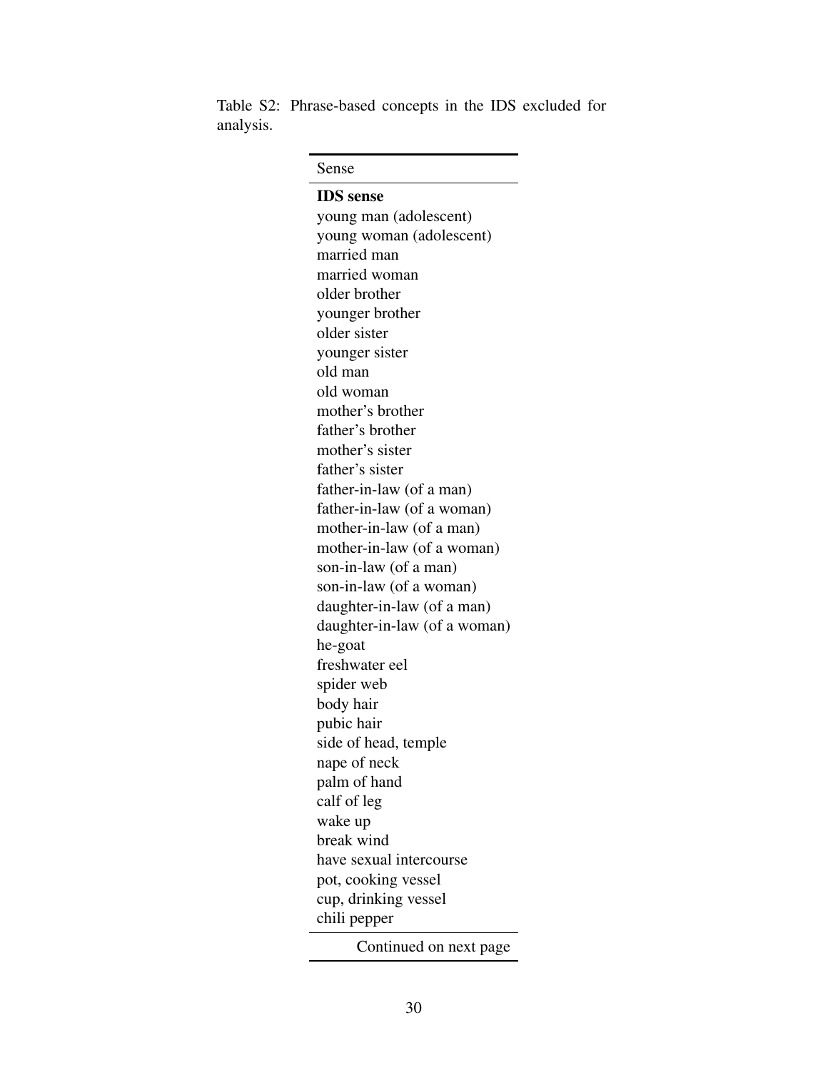Table S2: Phrase-based concepts in the IDS excluded for analysis.

| Sense |
| --- |
| **IDS sense** |
| young man (adolescent) |
| young woman (adolescent) |
| married man |
| married woman |
| older brother |
| younger brother |
| older sister |
| younger sister |
| old man |
| old woman |
| mother's brother |
| father's brother |
| mother's sister |
| father's sister |
| father-in-law (of a man) |
| father-in-law (of a woman) |
| mother-in-law (of a man) |
| mother-in-law (of a woman) |
| son-in-law (of a man) |
| son-in-law (of a woman) |
| daughter-in-law (of a man) |
| daughter-in-law (of a woman) |
| he-goat |
| freshwater eel |
| spider web |
| body hair |
| pubic hair |
| side of head, temple |
| nape of neck |
| palm of hand |
| calf of leg |
| wake up |
| break wind |
| have sexual intercourse |
| pot, cooking vessel |
| cup, drinking vessel |
| chili pepper |

Continued on next page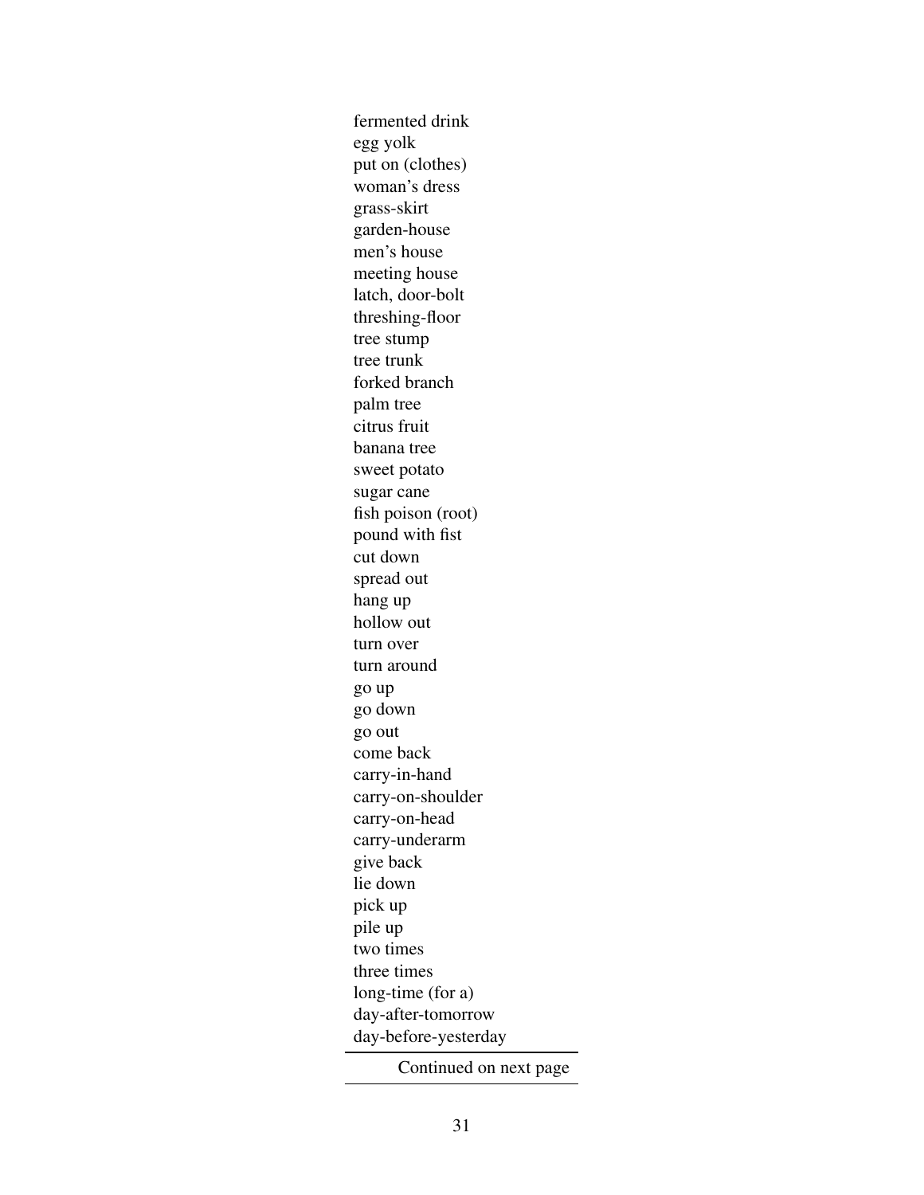fermented drink
egg yolk
put on (clothes)
woman's dress
grass-skirt
garden-house
men's house
meeting house
latch, door-bolt
threshing-floor
tree stump
tree trunk
forked branch
palm tree
citrus fruit
banana tree
sweet potato
sugar cane
fish poison (root)
pound with fist
cut down
spread out
hang up
hollow out
turn over
turn around
go up
go down
go out
come back
carry-in-hand
carry-on-shoulder
carry-on-head
carry-underarm
give back
lie down
pick up
pile up
two times
three times
long-time (for a)
day-after-tomorrow
day-before-yesterday

Continued on next page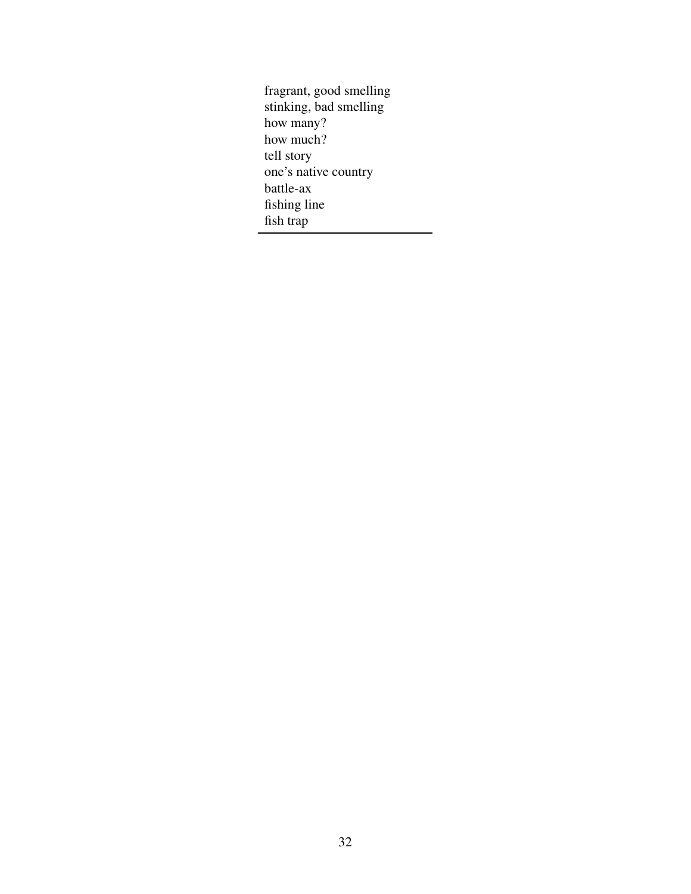fragrant, good smelling
stinking, bad smelling
how many?
how much?
tell story
one's native country
battle-ax
fishing line
fish trap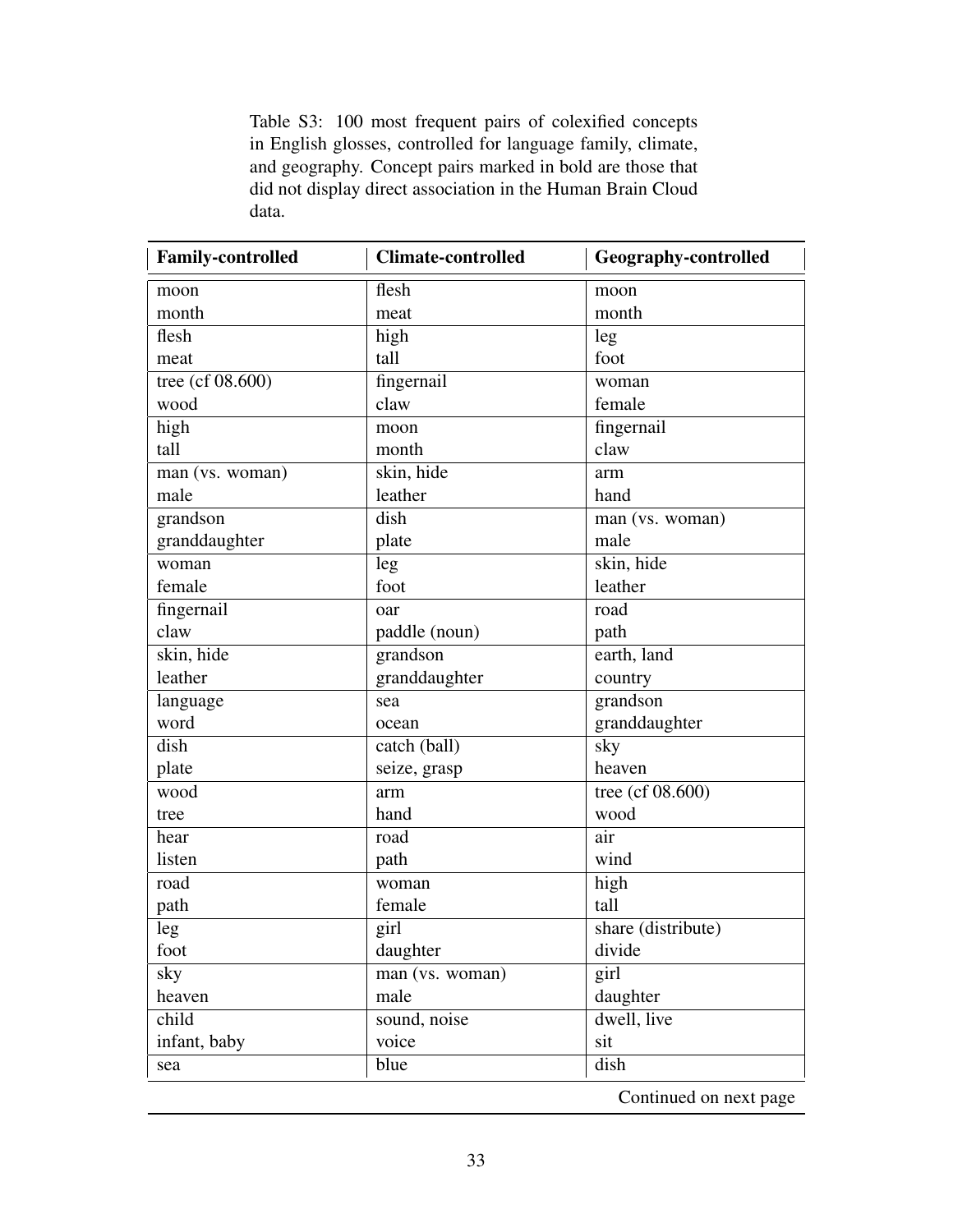Table S3: 100 most frequent pairs of colexified concepts in English glosses, controlled for language family, climate, and geography. Concept pairs marked in bold are those that did not display direct association in the Human Brain Cloud data.

| Family-controlled | Climate-controlled | Geography-controlled |
|---|---|---|
| moon<br>month | flesh<br>meat | moon<br>month |
| flesh<br>meat | high<br>tall | leg<br>foot |
| tree (cf 08.600)<br>wood | fingernail<br>claw | woman<br>female |
| high<br>tall | moon<br>month | fingernail<br>claw |
| man (vs. woman)<br>male | skin, hide<br>leather | arm<br>hand |
| grandson<br>granddaughter | dish<br>plate | man (vs. woman)<br>male |
| woman<br>female | leg<br>foot | skin, hide<br>leather |
| fingernail<br>claw | oar<br>paddle (noun) | road<br>path |
| skin, hide<br>leather | grandson<br>granddaughter | earth, land<br>country |
| language<br>word | sea<br>ocean | grandson<br>granddaughter |
| dish<br>plate | catch (ball)<br>seize, grasp | sky<br>heaven |
| wood<br>tree | arm<br>hand | tree (cf 08.600)<br>wood |
| hear<br>listen | road<br>path | air<br>wind |
| road<br>path | woman<br>female | high<br>tall |
| leg<br>foot | girl<br>daughter | share (distribute)<br>divide |
| sky<br>heaven | man (vs. woman)<br>male | girl<br>daughter |
| child<br>infant, baby | sound, noise<br>voice | dwell, live<br>sit |
| sea | blue | dish |

Continued on next page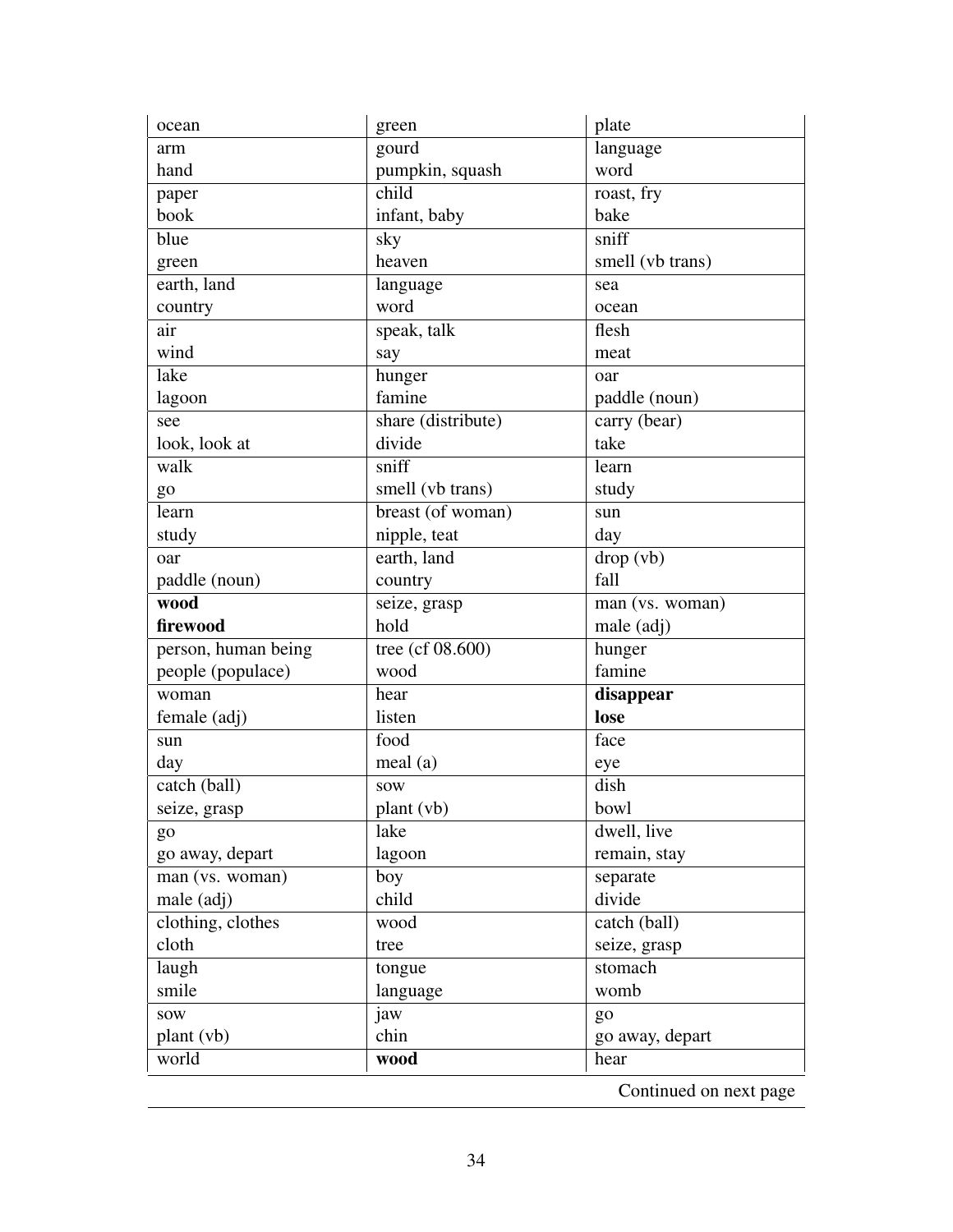| ocean | green | plate |
|---|---|---|
| arm<br>hand | gourd<br>pumpkin, squash | language<br>word |
| paper<br>book | child<br>infant, baby | roast, fry<br>bake |
| blue<br>green | sky<br>heaven | sniff<br>smell (vb trans) |
| earth, land<br>country | language<br>word | sea<br>ocean |
| air<br>wind | speak, talk<br>say | flesh<br>meat |
| lake<br>lagoon | hunger<br>famine | oar<br>paddle (noun) |
| see<br>look, look at | share (distribute)<br>divide | carry (bear)<br>take |
| walk<br>go | sniff<br>smell (vb trans) | learn<br>study |
| learn<br>study | breast (of woman)<br>nipple, teat | sun<br>day |
| oar<br>paddle (noun) | earth, land<br>country | drop (vb)<br>fall |
| **wood**<br>**firewood** | seize, grasp<br>hold | man (vs. woman)<br>male (adj) |
| person, human being<br>people (populace) | tree (cf 08.600)<br>wood | hunger<br>famine |
| woman<br>female (adj) | hear<br>listen | **disappear**<br>**lose** |
| sun<br>day | food<br>meal (a) | face<br>eye |
| catch (ball)<br>seize, grasp | sow<br>plant (vb) | dish<br>bowl |
| go<br>go away, depart | lake<br>lagoon | dwell, live<br>remain, stay |
| man (vs. woman)<br>male (adj) | boy<br>child | separate<br>divide |
| clothing, clothes<br>cloth | wood<br>tree | catch (ball)<br>seize, grasp |
| laugh<br>smile | tongue<br>language | stomach<br>womb |
| sow<br>plant (vb) | jaw<br>chin | go<br>go away, depart |
| world | **wood** | hear |

Continued on next page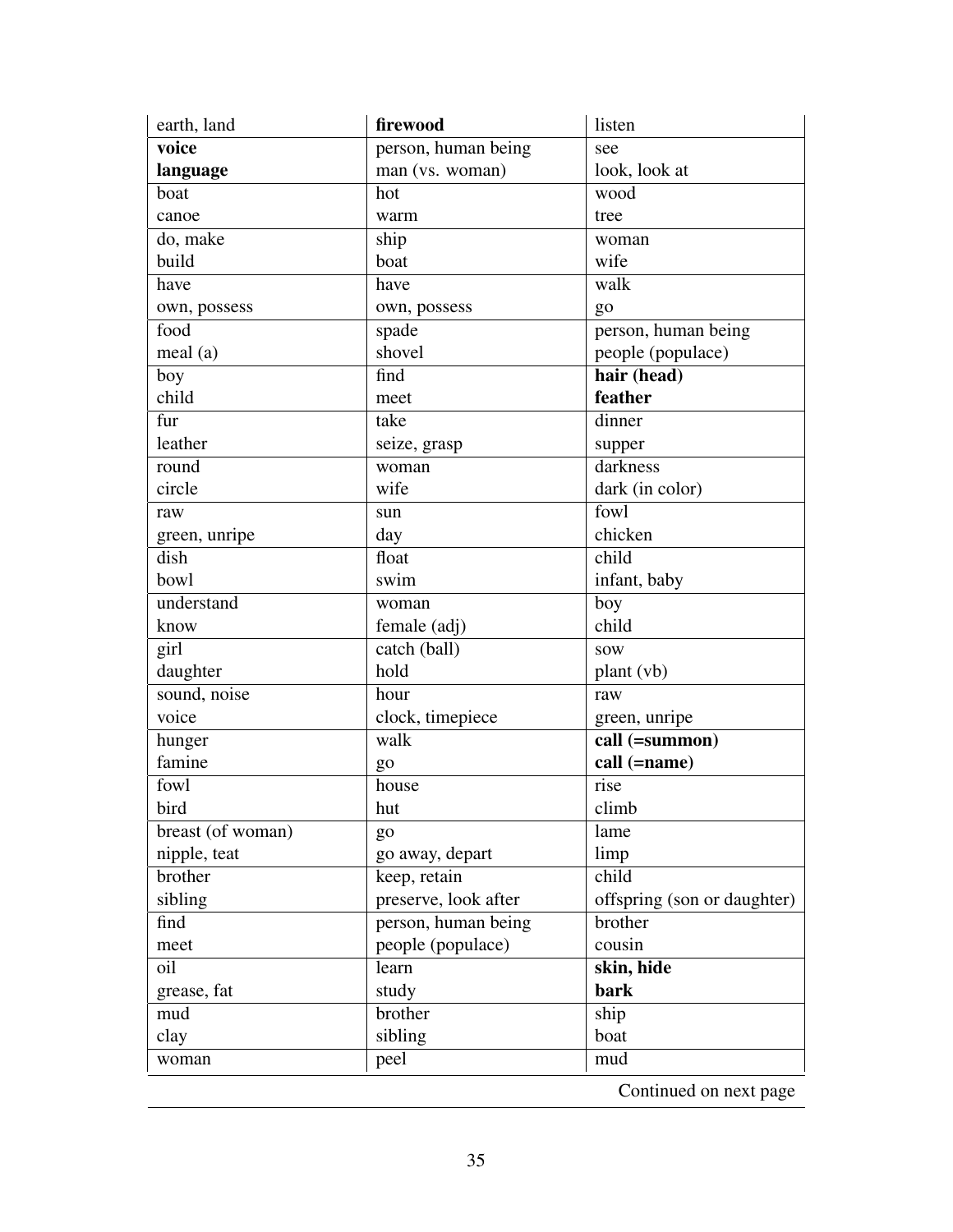| | | |
|---|---|---|
| earth, land | **firewood** | listen |
| **voice**<br>**language** | person, human being<br>man (vs. woman) | see<br>look, look at |
| boat<br>canoe | hot<br>warm | wood<br>tree |
| do, make<br>build | ship<br>boat | woman<br>wife |
| have<br>own, possess | have<br>own, possess | walk<br>go |
| food<br>meal (a) | spade<br>shovel | person, human being<br>people (populace) |
| boy<br>child | find<br>meet | **hair (head)**<br>**feather** |
| fur<br>leather | take<br>seize, grasp | dinner<br>supper |
| round<br>circle | woman<br>wife | darkness<br>dark (in color) |
| raw<br>green, unripe | sun<br>day | fowl<br>chicken |
| dish<br>bowl | float<br>swim | child<br>infant, baby |
| understand<br>know | woman<br>female (adj) | boy<br>child |
| girl<br>daughter | catch (ball)<br>hold | sow<br>plant (vb) |
| sound, noise<br>voice | hour<br>clock, timepiece | raw<br>green, unripe |
| hunger<br>famine | walk<br>go | **call (=summon)**<br>**call (=name)** |
| fowl<br>bird | house<br>hut | rise<br>climb |
| breast (of woman)<br>nipple, teat | go<br>go away, depart | lame<br>limp |
| brother<br>sibling | keep, retain<br>preserve, look after | child<br>offspring (son or daughter) |
| find<br>meet | person, human being<br>people (populace) | brother<br>cousin |
| oil<br>grease, fat | learn<br>study | **skin, hide**<br>**bark** |
| mud<br>clay | brother<br>sibling | ship<br>boat |
| woman | peel | mud |

Continued on next page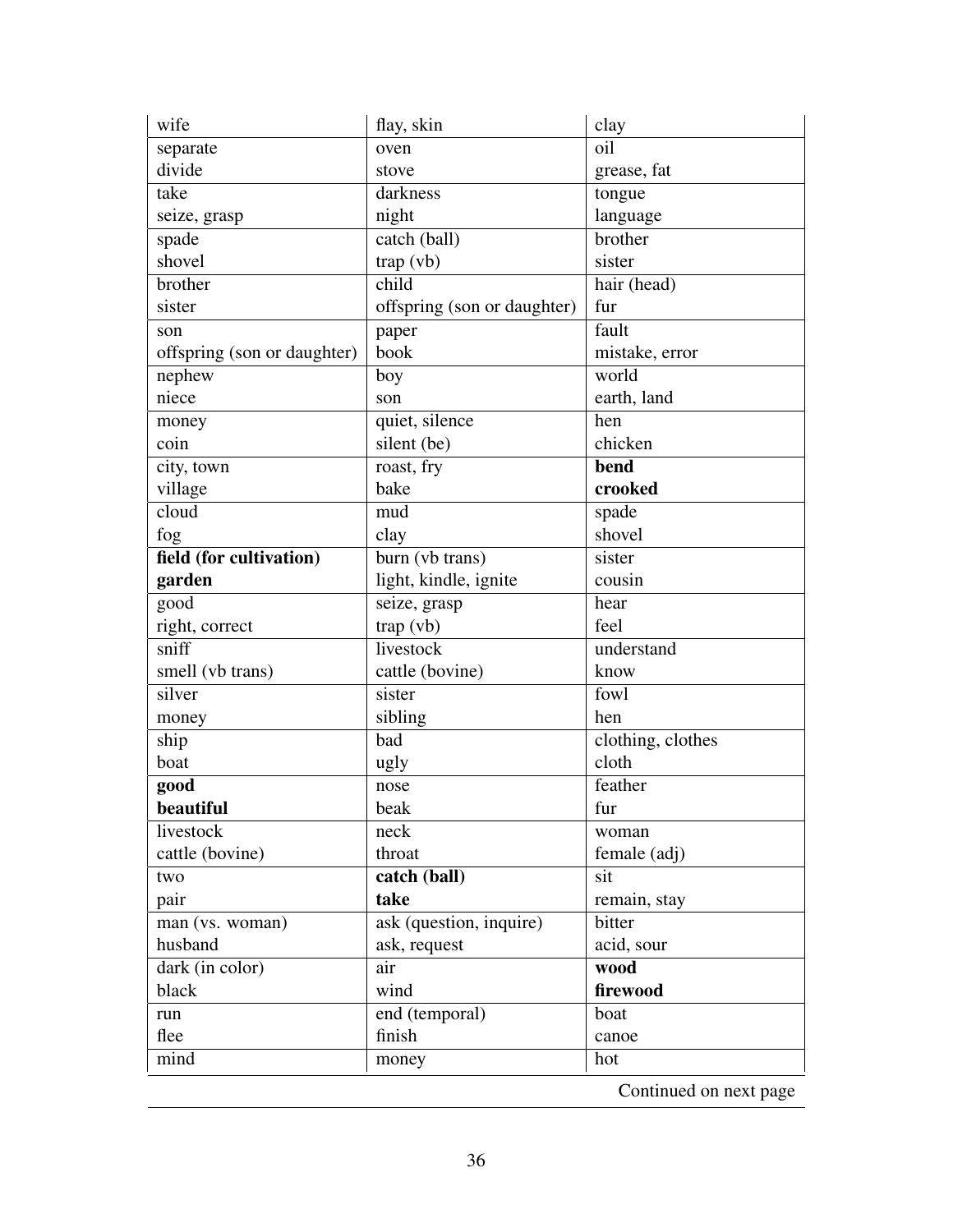| | | |
|---|---|---|
| wife | flay, skin | clay |
| separate<br>divide | oven<br>stove | oil<br>grease, fat |
| take<br>seize, grasp | darkness<br>night | tongue<br>language |
| spade<br>shovel | catch (ball)<br>trap (vb) | brother<br>sister |
| brother<br>sister | child<br>offspring (son or daughter) | hair (head)<br>fur |
| son<br>offspring (son or daughter) | paper<br>book | fault<br>mistake, error |
| nephew<br>niece | boy<br>son | world<br>earth, land |
| money<br>coin | quiet, silence<br>silent (be) | hen<br>chicken |
| city, town<br>village | roast, fry<br>bake | **bend**<br>**crooked** |
| cloud<br>fog | mud<br>clay | spade<br>shovel |
| **field (for cultivation)**<br>**garden** | burn (vb trans)<br>light, kindle, ignite | sister<br>cousin |
| good<br>right, correct | seize, grasp<br>trap (vb) | hear<br>feel |
| sniff<br>smell (vb trans) | livestock<br>cattle (bovine) | understand<br>know |
| silver<br>money | sister<br>sibling | fowl<br>hen |
| ship<br>boat | bad<br>ugly | clothing, clothes<br>cloth |
| **good**<br>**beautiful** | nose<br>beak | feather<br>fur |
| livestock<br>cattle (bovine) | neck<br>throat | woman<br>female (adj) |
| two<br>pair | **catch (ball)**<br>**take** | sit<br>remain, stay |
| man (vs. woman)<br>husband | ask (question, inquire)<br>ask, request | bitter<br>acid, sour |
| dark (in color)<br>black | air<br>wind | **wood**<br>**firewood** |
| run<br>flee | end (temporal)<br>finish | boat<br>canoe |
| mind | money | hot |

Continued on next page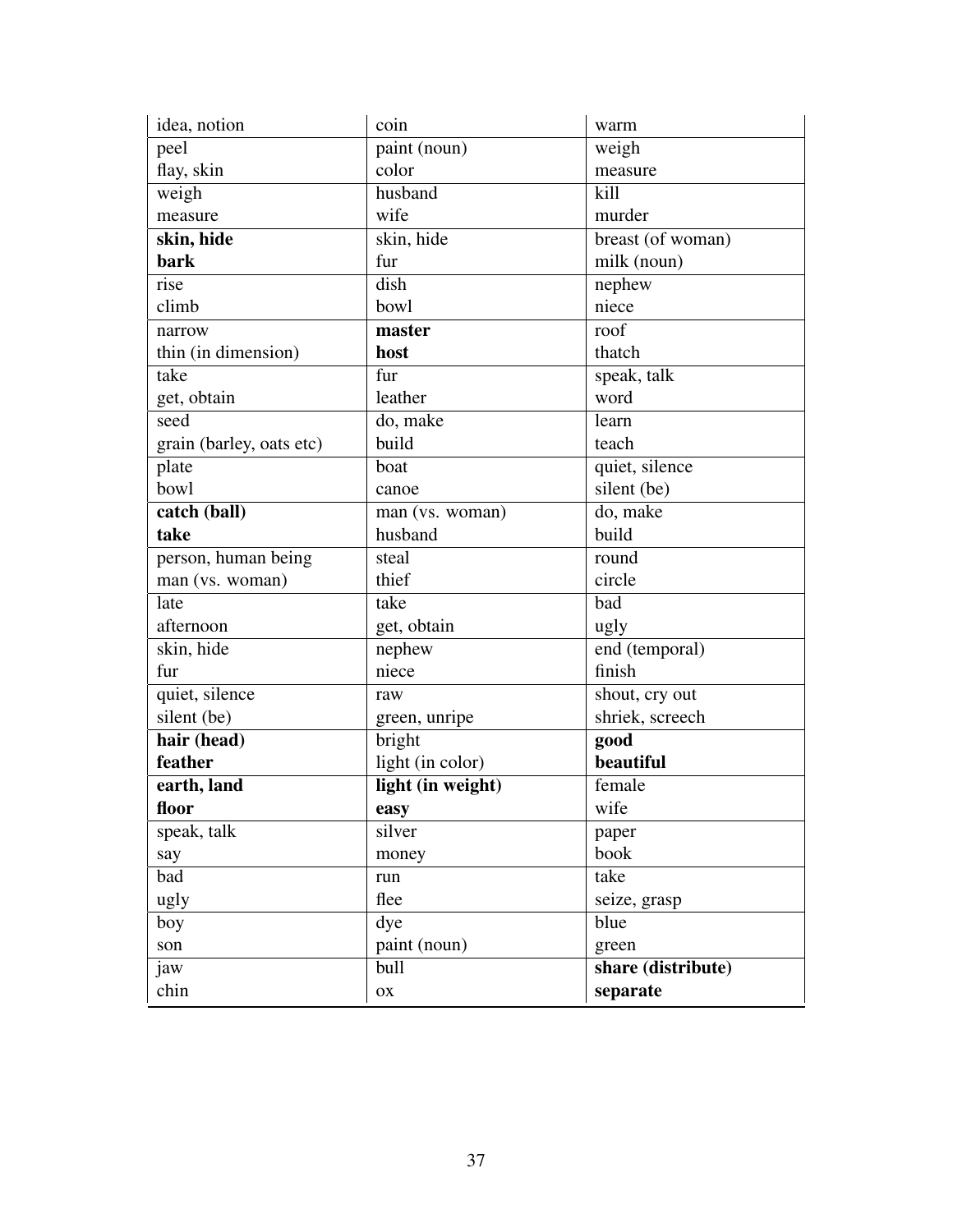| | | |
|---|---|---|
| idea, notion | coin | warm |
| peel<br>flay, skin | paint (noun)<br>color | weigh<br>measure |
| weigh<br>measure | husband<br>wife | kill<br>murder |
| **skin, hide**<br>**bark** | skin, hide<br>fur | breast (of woman)<br>milk (noun) |
| rise<br>climb | dish<br>bowl | nephew<br>niece |
| narrow<br>thin (in dimension) | **master**<br>**host** | roof<br>thatch |
| take<br>get, obtain | fur<br>leather | speak, talk<br>word |
| seed<br>grain (barley, oats etc) | do, make<br>build | learn<br>teach |
| plate<br>bowl | boat<br>canoe | quiet, silence<br>silent (be) |
| **catch (ball)**<br>**take** | man (vs. woman)<br>husband | do, make<br>build |
| person, human being<br>man (vs. woman) | steal<br>thief | round<br>circle |
| late<br>afternoon | take<br>get, obtain | bad<br>ugly |
| skin, hide<br>fur | nephew<br>niece | end (temporal)<br>finish |
| quiet, silence<br>silent (be) | raw<br>green, unripe | shout, cry out<br>shriek, screech |
| **hair (head)**<br>**feather** | bright<br>light (in color) | **good**<br>**beautiful** |
| **earth, land**<br>**floor** | **light (in weight)**<br>**easy** | female<br>wife |
| speak, talk<br>say | silver<br>money | paper<br>book |
| bad<br>ugly | run<br>flee | take<br>seize, grasp |
| boy<br>son | dye<br>paint (noun) | blue<br>green |
| jaw<br>chin | bull<br>ox | **share (distribute)**<br>**separate** |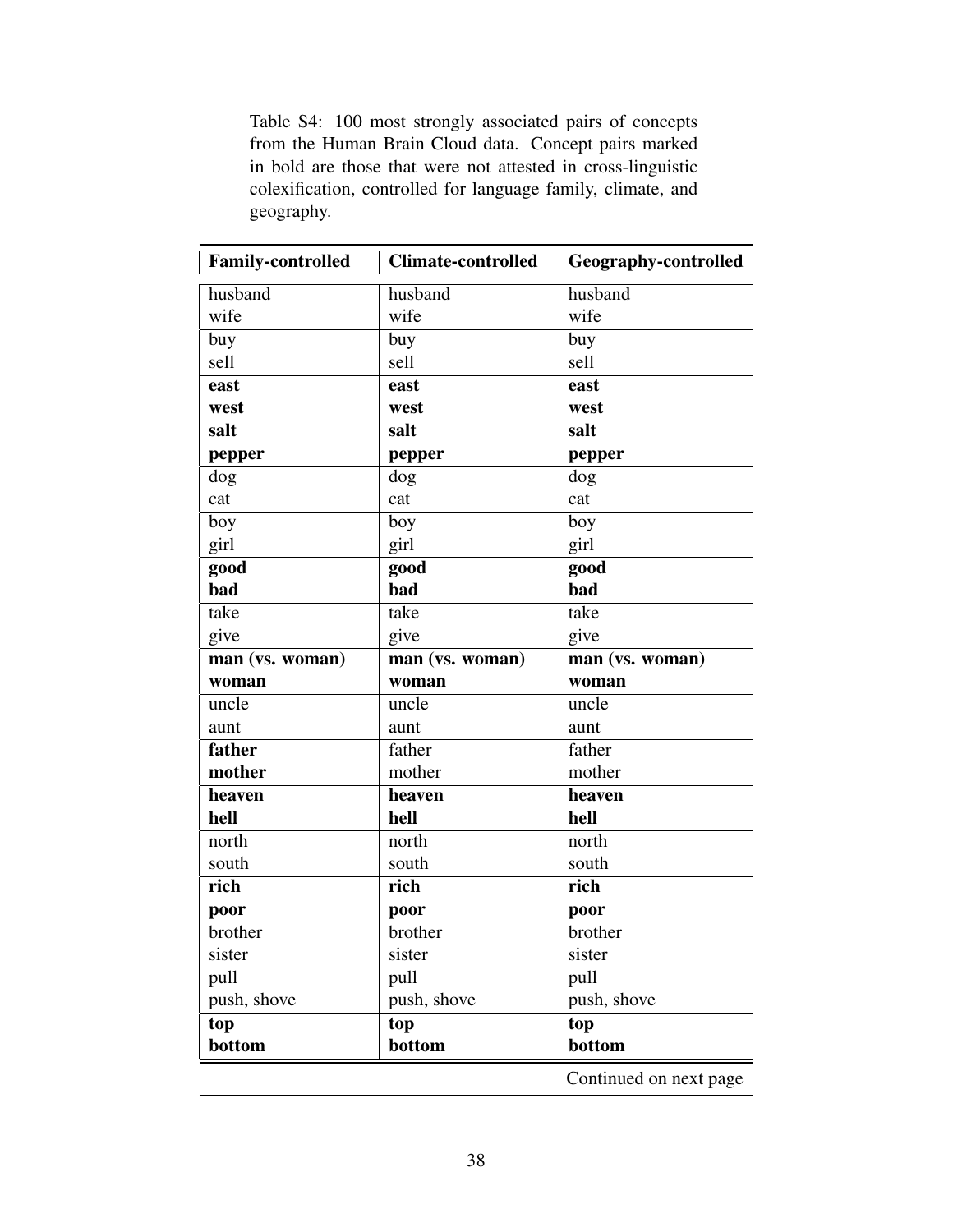Table S4: 100 most strongly associated pairs of concepts from the Human Brain Cloud data. Concept pairs marked in bold are those that were not attested in cross-linguistic colexification, controlled for language family, climate, and geography.

| **Family-controlled** | **Climate-controlled** | **Geography-controlled** |
|---|---|---|
| husband<br>wife | husband<br>wife | husband<br>wife |
| buy<br>sell | buy<br>sell | buy<br>sell |
| **east**<br>**west** | **east**<br>**west** | **east**<br>**west** |
| **salt**<br>**pepper** | **salt**<br>**pepper** | **salt**<br>**pepper** |
| dog<br>cat | dog<br>cat | dog<br>cat |
| boy<br>girl | boy<br>girl | boy<br>girl |
| **good**<br>**bad** | **good**<br>**bad** | **good**<br>**bad** |
| take<br>give | take<br>give | take<br>give |
| **man (vs. woman)**<br>**woman** | **man (vs. woman)**<br>**woman** | **man (vs. woman)**<br>**woman** |
| uncle<br>aunt | uncle<br>aunt | uncle<br>aunt |
| **father**<br>**mother** | father<br>mother | father<br>mother |
| **heaven**<br>**hell** | **heaven**<br>**hell** | **heaven**<br>**hell** |
| north<br>south | north<br>south | north<br>south |
| **rich**<br>**poor** | **rich**<br>**poor** | **rich**<br>**poor** |
| brother<br>sister | brother<br>sister | brother<br>sister |
| pull<br>push, shove | pull<br>push, shove | pull<br>push, shove |
| **top**<br>**bottom** | **top**<br>**bottom** | **top**<br>**bottom** |

Continued on next page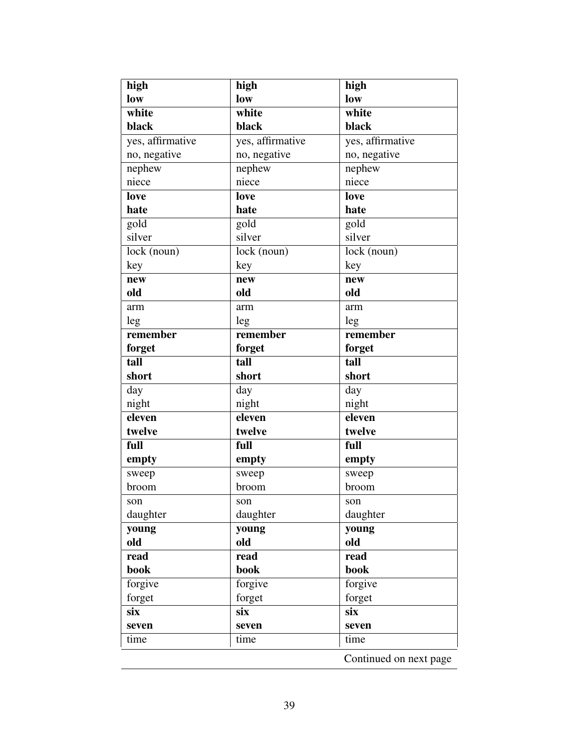| **high**<br>**low** | **high**<br>**low** | **high**<br>**low** |
|---|---|---|
| **white**<br>**black** | **white**<br>**black** | **white**<br>**black** |
| yes, affirmative<br>no, negative | yes, affirmative<br>no, negative | yes, affirmative<br>no, negative |
| nephew<br>niece | nephew<br>niece | nephew<br>niece |
| **love**<br>**hate** | **love**<br>**hate** | **love**<br>**hate** |
| gold<br>silver | gold<br>silver | gold<br>silver |
| lock (noun)<br>key | lock (noun)<br>key | lock (noun)<br>key |
| **new**<br>**old** | **new**<br>**old** | **new**<br>**old** |
| arm<br>leg | arm<br>leg | arm<br>leg |
| **remember**<br>**forget** | **remember**<br>**forget** | **remember**<br>**forget** |
| **tall**<br>**short** | **tall**<br>**short** | **tall**<br>**short** |
| day<br>night | day<br>night | day<br>night |
| **eleven**<br>**twelve** | **eleven**<br>**twelve** | **eleven**<br>**twelve** |
| **full**<br>**empty** | **full**<br>**empty** | **full**<br>**empty** |
| sweep<br>broom | sweep<br>broom | sweep<br>broom |
| son<br>daughter | son<br>daughter | son<br>daughter |
| **young**<br>**old** | **young**<br>**old** | **young**<br>**old** |
| **read**<br>**book** | **read**<br>**book** | **read**<br>**book** |
| forgive<br>forget | forgive<br>forget | forgive<br>forget |
| **six**<br>**seven** | **six**<br>**seven** | **six**<br>**seven** |
| time | time | time |

Continued on next page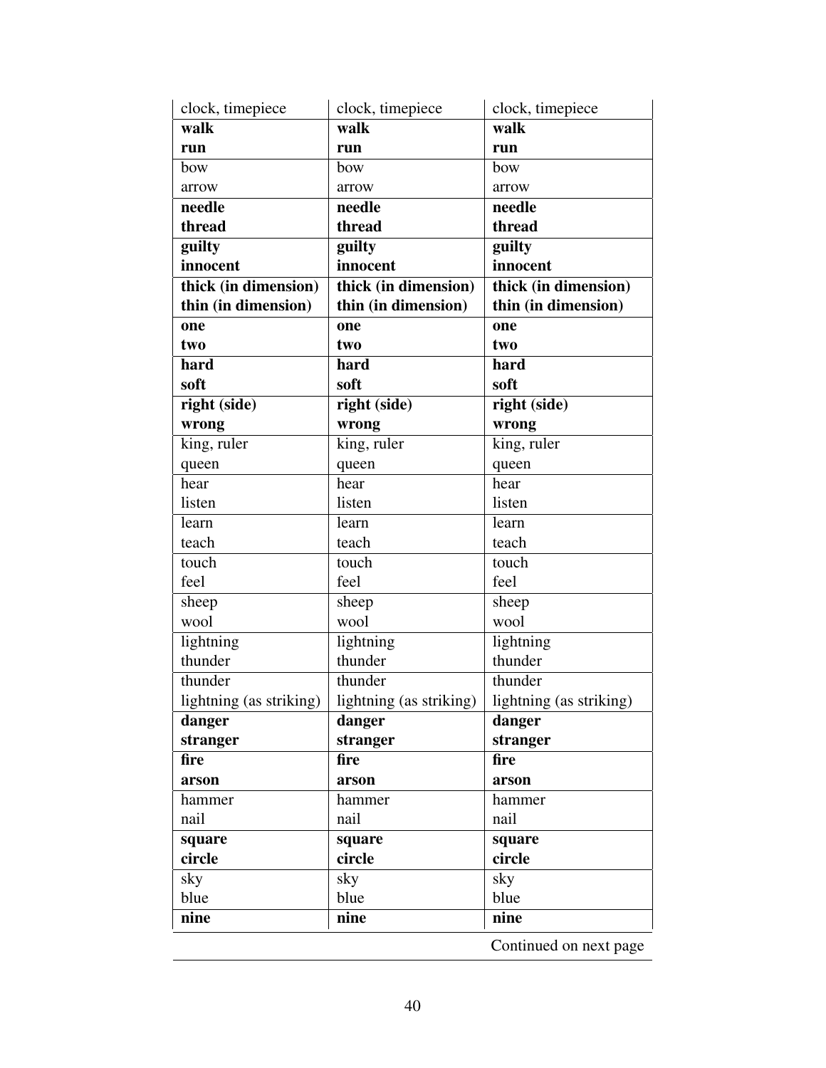| | | |
|---|---|---|
| clock, timepiece | clock, timepiece | clock, timepiece |
| **walk**<br>**run** | **walk**<br>**run** | **walk**<br>**run** |
| bow<br>arrow | bow<br>arrow | bow<br>arrow |
| **needle**<br>**thread** | **needle**<br>**thread** | **needle**<br>**thread** |
| **guilty**<br>**innocent** | **guilty**<br>**innocent** | **guilty**<br>**innocent** |
| **thick (in dimension)**<br>**thin (in dimension)** | **thick (in dimension)**<br>**thin (in dimension)** | **thick (in dimension)**<br>**thin (in dimension)** |
| **one**<br>**two** | **one**<br>**two** | **one**<br>**two** |
| **hard**<br>**soft** | **hard**<br>**soft** | **hard**<br>**soft** |
| **right (side)**<br>**wrong** | **right (side)**<br>**wrong** | **right (side)**<br>**wrong** |
| king, ruler<br>queen | king, ruler<br>queen | king, ruler<br>queen |
| hear<br>listen | hear<br>listen | hear<br>listen |
| learn<br>teach | learn<br>teach | learn<br>teach |
| touch<br>feel | touch<br>feel | touch<br>feel |
| sheep<br>wool | sheep<br>wool | sheep<br>wool |
| lightning<br>thunder | lightning<br>thunder | lightning<br>thunder |
| thunder<br>lightning (as striking) | thunder<br>lightning (as striking) | thunder<br>lightning (as striking) |
| **danger**<br>**stranger** | **danger**<br>**stranger** | **danger**<br>**stranger** |
| **fire**<br>**arson** | **fire**<br>**arson** | **fire**<br>**arson** |
| hammer<br>nail | hammer<br>nail | hammer<br>nail |
| **square**<br>**circle** | **square**<br>**circle** | **square**<br>**circle** |
| sky<br>blue | sky<br>blue | sky<br>blue |
| **nine** | **nine** | **nine** |

Continued on next page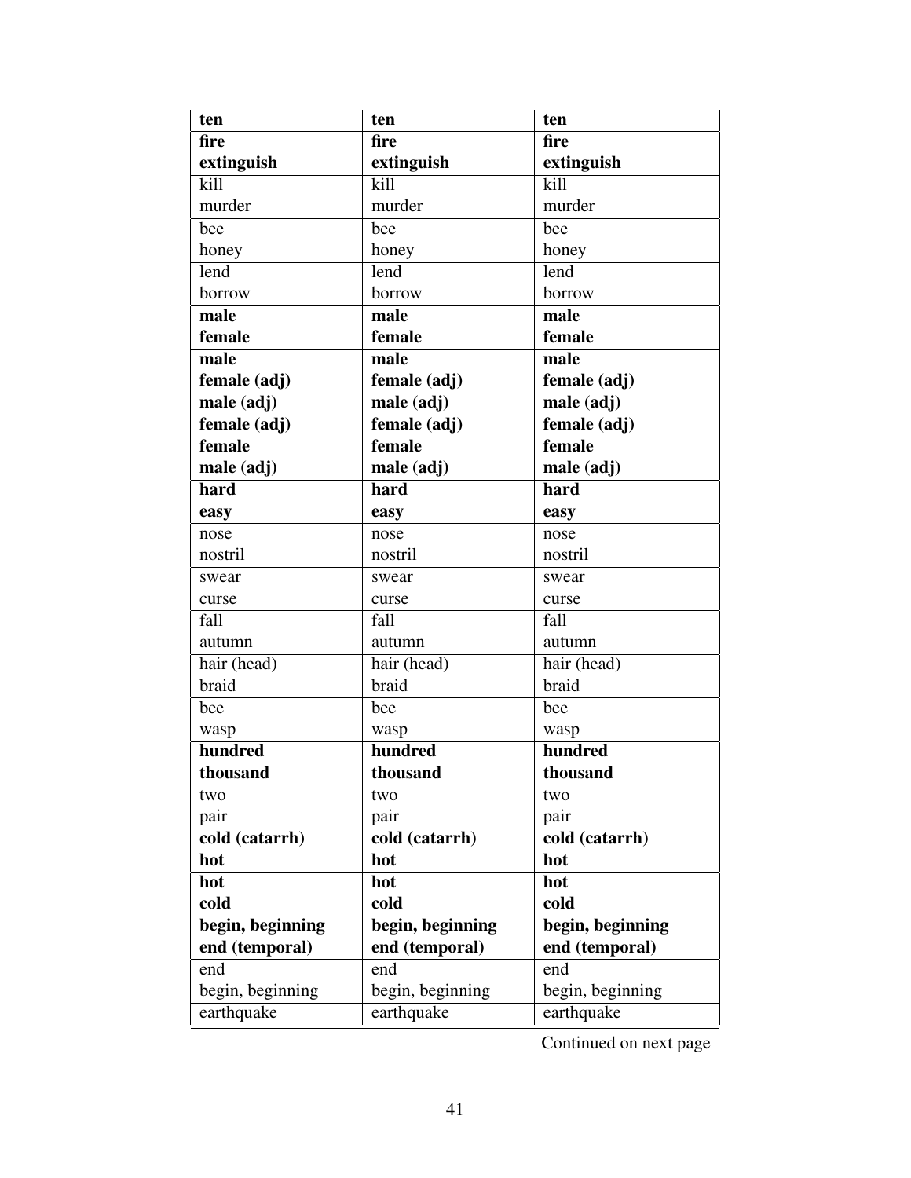| | | |
|---|---|---|
| **ten** | **ten** | **ten** |
| **fire**<br>**extinguish** | **fire**<br>**extinguish** | **fire**<br>**extinguish** |
| kill<br>murder | kill<br>murder | kill<br>murder |
| bee<br>honey | bee<br>honey | bee<br>honey |
| lend<br>borrow | lend<br>borrow | lend<br>borrow |
| **male**<br>**female** | **male**<br>**female** | **male**<br>**female** |
| **male**<br>**female (adj)** | **male**<br>**female (adj)** | **male**<br>**female (adj)** |
| **male (adj)**<br>**female (adj)** | **male (adj)**<br>**female (adj)** | **male (adj)**<br>**female (adj)** |
| **female**<br>**male (adj)** | **female**<br>**male (adj)** | **female**<br>**male (adj)** |
| **hard**<br>**easy** | **hard**<br>**easy** | **hard**<br>**easy** |
| nose<br>nostril | nose<br>nostril | nose<br>nostril |
| swear<br>curse | swear<br>curse | swear<br>curse |
| fall<br>autumn | fall<br>autumn | fall<br>autumn |
| hair (head)<br>braid | hair (head)<br>braid | hair (head)<br>braid |
| bee<br>wasp | bee<br>wasp | bee<br>wasp |
| **hundred**<br>**thousand** | **hundred**<br>**thousand** | **hundred**<br>**thousand** |
| two<br>pair | two<br>pair | two<br>pair |
| **cold (catarrh)**<br>**hot** | **cold (catarrh)**<br>**hot** | **cold (catarrh)**<br>**hot** |
| **hot**<br>**cold** | **hot**<br>**cold** | **hot**<br>**cold** |
| **begin, beginning**<br>**end (temporal)** | **begin, beginning**<br>**end (temporal)** | **begin, beginning**<br>**end (temporal)** |
| end<br>begin, beginning | end<br>begin, beginning | end<br>begin, beginning |
| earthquake | earthquake | earthquake |

Continued on next page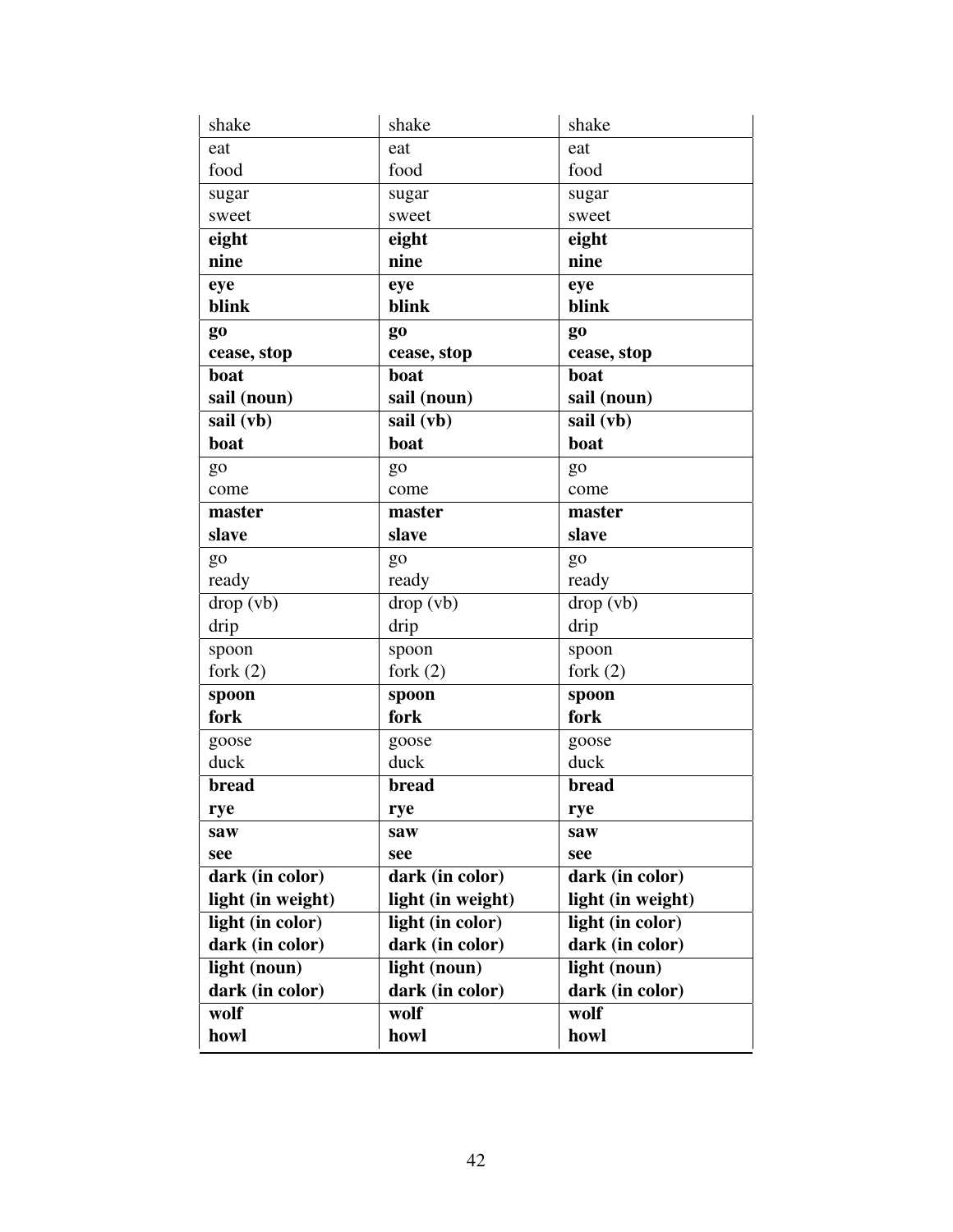| | | |
|---|---|---|
| shake | shake | shake |
| eat<br>food | eat<br>food | eat<br>food |
| sugar<br>sweet | sugar<br>sweet | sugar<br>sweet |
| **eight**<br>**nine** | **eight**<br>**nine** | **eight**<br>**nine** |
| **eye**<br>**blink** | **eye**<br>**blink** | **eye**<br>**blink** |
| **go**<br>**cease, stop** | **go**<br>**cease, stop** | **go**<br>**cease, stop** |
| **boat**<br>**sail (noun)** | **boat**<br>**sail (noun)** | **boat**<br>**sail (noun)** |
| **sail (vb)**<br>**boat** | **sail (vb)**<br>**boat** | **sail (vb)**<br>**boat** |
| go<br>come | go<br>come | go<br>come |
| **master**<br>**slave** | **master**<br>**slave** | **master**<br>**slave** |
| go<br>ready | go<br>ready | go<br>ready |
| drop (vb)<br>drip | drop (vb)<br>drip | drop (vb)<br>drip |
| spoon<br>fork (2) | spoon<br>fork (2) | spoon<br>fork (2) |
| **spoon**<br>**fork** | **spoon**<br>**fork** | **spoon**<br>**fork** |
| goose<br>duck | goose<br>duck | goose<br>duck |
| **bread**<br>**rye** | **bread**<br>**rye** | **bread**<br>**rye** |
| **saw**<br>**see** | **saw**<br>**see** | **saw**<br>**see** |
| **dark (in color)**<br>**light (in weight)** | **dark (in color)**<br>**light (in weight)** | **dark (in color)**<br>**light (in weight)** |
| **light (in color)**<br>**dark (in color)** | **light (in color)**<br>**dark (in color)** | **light (in color)**<br>**dark (in color)** |
| **light (noun)**<br>**dark (in color)** | **light (noun)**<br>**dark (in color)** | **light (noun)**<br>**dark (in color)** |
| **wolf**<br>**howl** | **wolf**<br>**howl** | **wolf**<br>**howl** |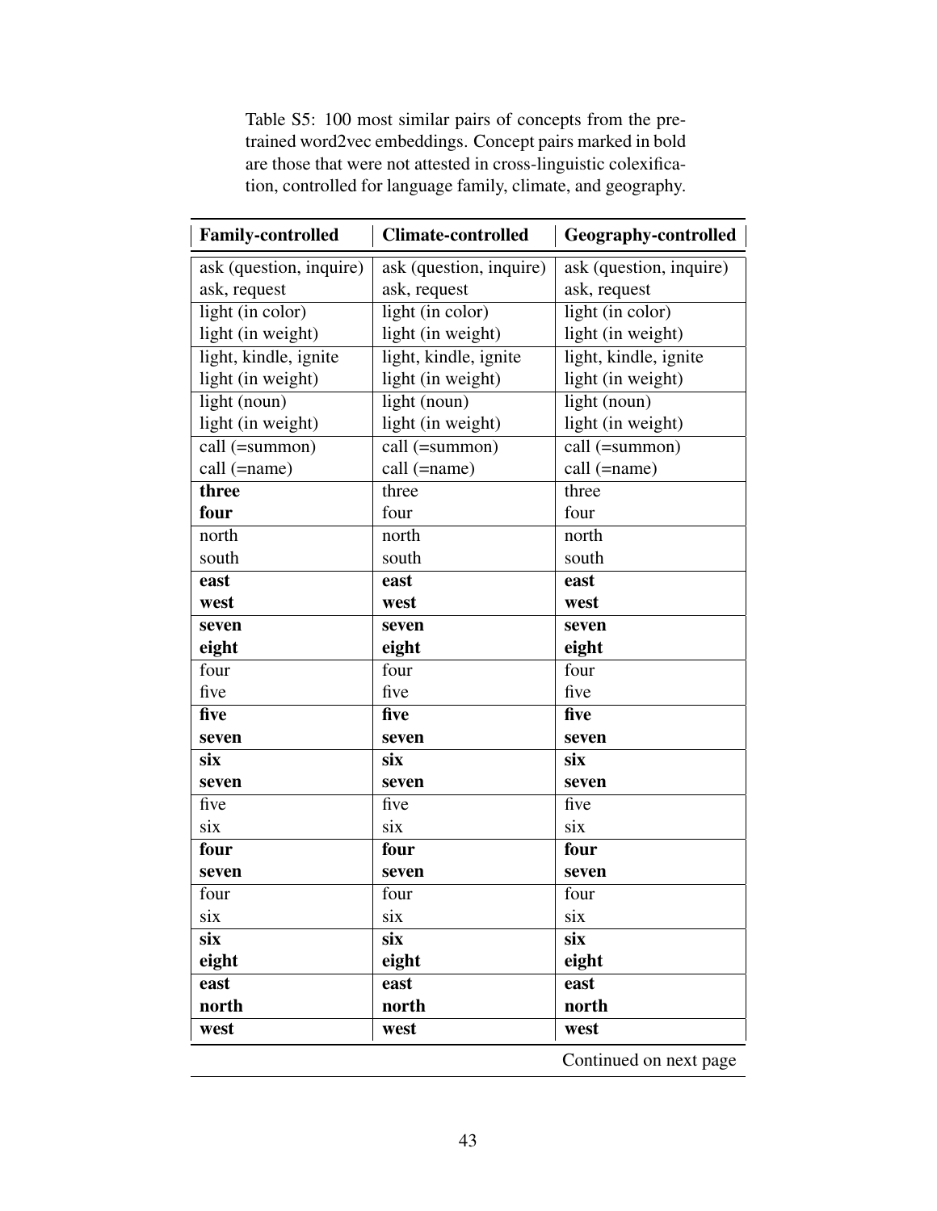Table S5: 100 most similar pairs of concepts from the pre-trained word2vec embeddings. Concept pairs marked in bold are those that were not attested in cross-linguistic colexification, controlled for language family, climate, and geography.

| Family-controlled | Climate-controlled | Geography-controlled |
|---|---|---|
| ask (question, inquire)<br>ask, request | ask (question, inquire)<br>ask, request | ask (question, inquire)<br>ask, request |
| light (in color)<br>light (in weight) | light (in color)<br>light (in weight) | light (in color)<br>light (in weight) |
| light, kindle, ignite<br>light (in weight) | light, kindle, ignite<br>light (in weight) | light, kindle, ignite<br>light (in weight) |
| light (noun)<br>light (in weight) | light (noun)<br>light (in weight) | light (noun)<br>light (in weight) |
| call (=summon)<br>call (=name) | call (=summon)<br>call (=name) | call (=summon)<br>call (=name) |
| **three**<br>**four** | three<br>four | three<br>four |
| north<br>south | north<br>south | north<br>south |
| **east**<br>**west** | **east**<br>**west** | **east**<br>**west** |
| **seven**<br>**eight** | **seven**<br>**eight** | **seven**<br>**eight** |
| four<br>five | four<br>five | four<br>five |
| **five**<br>**seven** | **five**<br>**seven** | **five**<br>**seven** |
| **six**<br>**seven** | **six**<br>**seven** | **six**<br>**seven** |
| five<br>six | five<br>six | five<br>six |
| **four**<br>**seven** | **four**<br>**seven** | **four**<br>**seven** |
| four<br>six | four<br>six | four<br>six |
| **six**<br>**eight** | **six**<br>**eight** | **six**<br>**eight** |
| **east**<br>**north** | **east**<br>**north** | **east**<br>**north** |
| **west** | **west** | **west** |

Continued on next page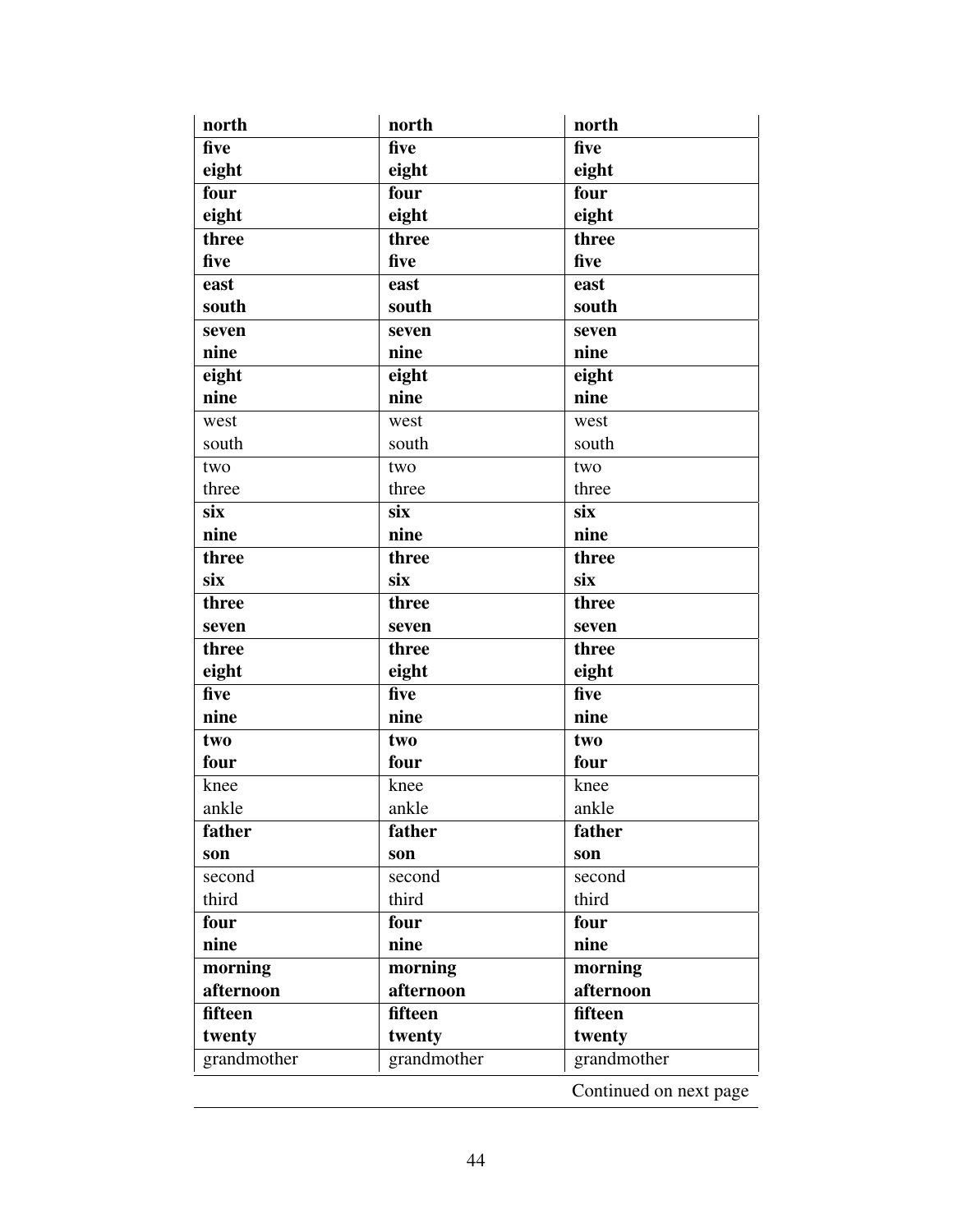| | | |
|---|---|---|
| **north** | **north** | **north** |
| **five**<br>**eight** | **five**<br>**eight** | **five**<br>**eight** |
| **four**<br>**eight** | **four**<br>**eight** | **four**<br>**eight** |
| **three**<br>**five** | **three**<br>**five** | **three**<br>**five** |
| **east**<br>**south** | **east**<br>**south** | **east**<br>**south** |
| **seven**<br>**nine** | **seven**<br>**nine** | **seven**<br>**nine** |
| **eight**<br>**nine** | **eight**<br>**nine** | **eight**<br>**nine** |
| west<br>south | west<br>south | west<br>south |
| two<br>three | two<br>three | two<br>three |
| **six**<br>**nine** | **six**<br>**nine** | **six**<br>**nine** |
| **three**<br>**six** | **three**<br>**six** | **three**<br>**six** |
| **three**<br>**seven** | **three**<br>**seven** | **three**<br>**seven** |
| **three**<br>**eight** | **three**<br>**eight** | **three**<br>**eight** |
| **five**<br>**nine** | **five**<br>**nine** | **five**<br>**nine** |
| **two**<br>**four** | **two**<br>**four** | **two**<br>**four** |
| knee<br>ankle | knee<br>ankle | knee<br>ankle |
| **father**<br>**son** | **father**<br>**son** | **father**<br>**son** |
| second<br>third | second<br>third | second<br>third |
| **four**<br>**nine** | **four**<br>**nine** | **four**<br>**nine** |
| **morning**<br>**afternoon** | **morning**<br>**afternoon** | **morning**<br>**afternoon** |
| **fifteen**<br>**twenty** | **fifteen**<br>**twenty** | **fifteen**<br>**twenty** |
| grandmother | grandmother | grandmother |

Continued on next page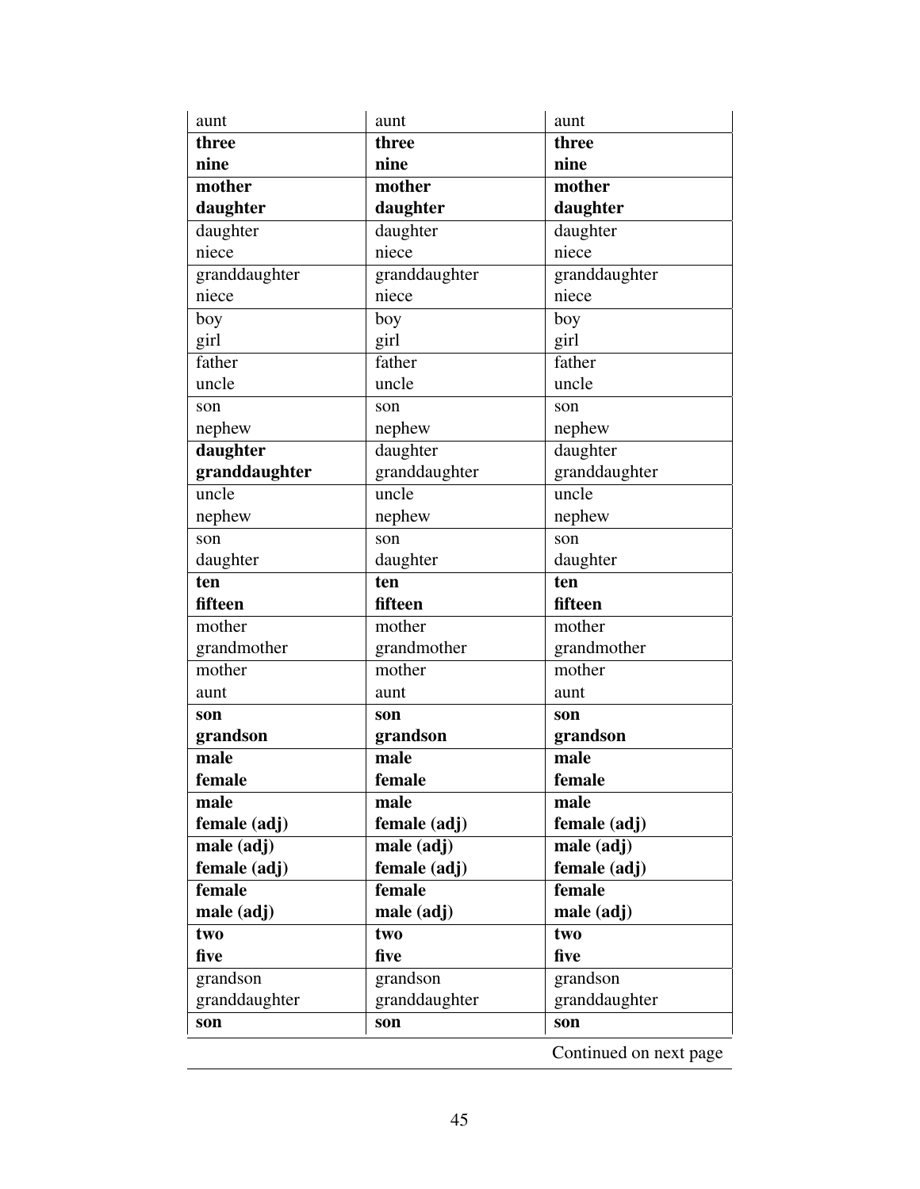| | | |
|---|---|---|
| aunt | aunt | aunt |
| **three**<br>**nine** | **three**<br>**nine** | **three**<br>**nine** |
| **mother**<br>**daughter** | **mother**<br>**daughter** | **mother**<br>**daughter** |
| daughter<br>niece | daughter<br>niece | daughter<br>niece |
| granddaughter<br>niece | granddaughter<br>niece | granddaughter<br>niece |
| boy<br>girl | boy<br>girl | boy<br>girl |
| father<br>uncle | father<br>uncle | father<br>uncle |
| son<br>nephew | son<br>nephew | son<br>nephew |
| **daughter**<br>**granddaughter** | daughter<br>granddaughter | daughter<br>granddaughter |
| uncle<br>nephew | uncle<br>nephew | uncle<br>nephew |
| son<br>daughter | son<br>daughter | son<br>daughter |
| **ten**<br>**fifteen** | **ten**<br>**fifteen** | **ten**<br>**fifteen** |
| mother<br>grandmother | mother<br>grandmother | mother<br>grandmother |
| mother<br>aunt | mother<br>aunt | mother<br>aunt |
| **son**<br>**grandson** | **son**<br>**grandson** | **son**<br>**grandson** |
| **male**<br>**female** | **male**<br>**female** | **male**<br>**female** |
| **male**<br>**female (adj)** | **male**<br>**female (adj)** | **male**<br>**female (adj)** |
| **male (adj)**<br>**female (adj)** | **male (adj)**<br>**female (adj)** | **male (adj)**<br>**female (adj)** |
| **female**<br>**male (adj)** | **female**<br>**male (adj)** | **female**<br>**male (adj)** |
| **two**<br>**five** | **two**<br>**five** | **two**<br>**five** |
| grandson<br>granddaughter | grandson<br>granddaughter | grandson<br>granddaughter |
| **son** | **son** | **son** |

Continued on next page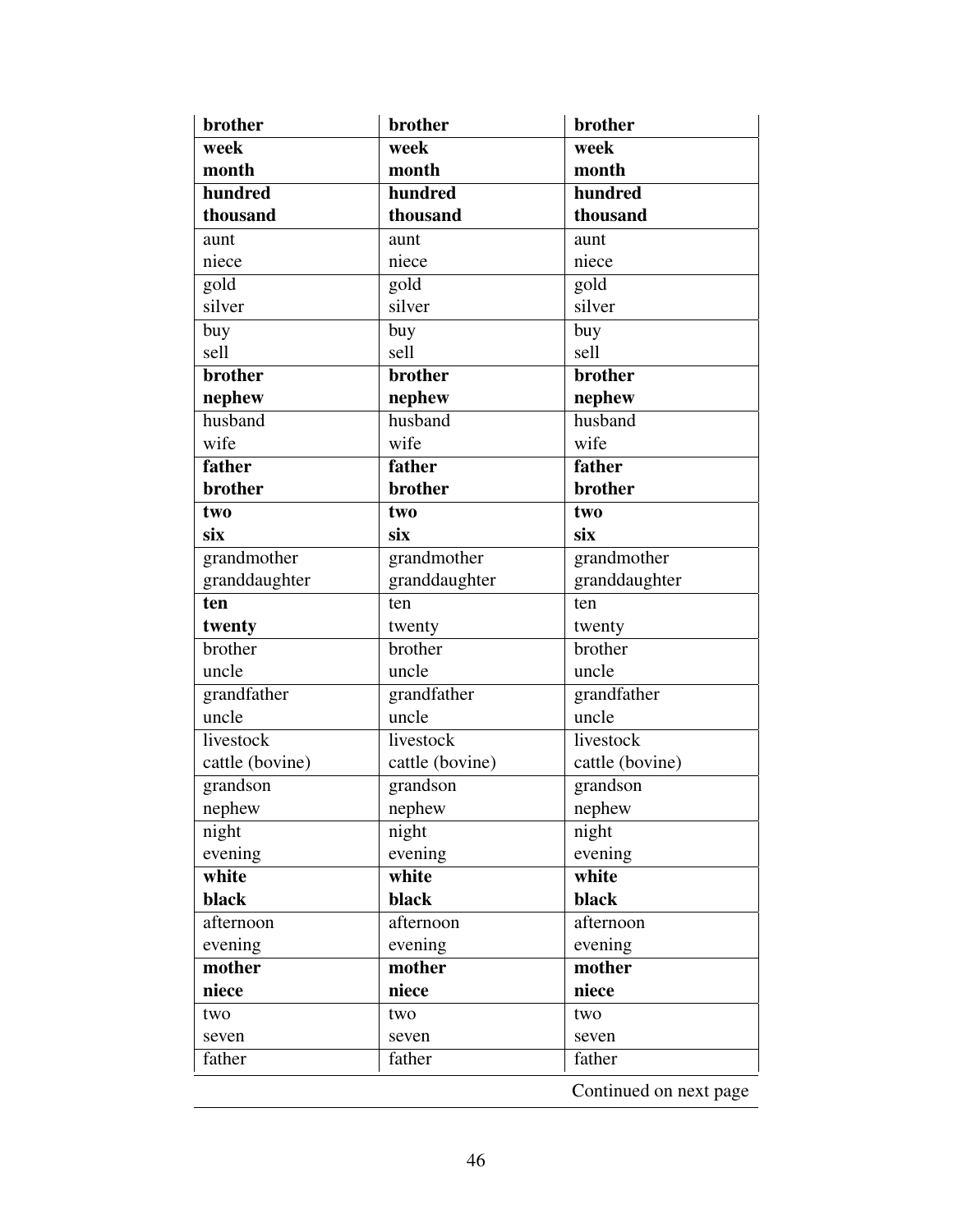| **brother** | **brother** | **brother** |
|---|---|---|
| **week**<br>**month** | **week**<br>**month** | **week**<br>**month** |
| **hundred**<br>**thousand** | **hundred**<br>**thousand** | **hundred**<br>**thousand** |
| aunt<br>niece | aunt<br>niece | aunt<br>niece |
| gold<br>silver | gold<br>silver | gold<br>silver |
| buy<br>sell | buy<br>sell | buy<br>sell |
| **brother**<br>**nephew** | **brother**<br>**nephew** | **brother**<br>**nephew** |
| husband<br>wife | husband<br>wife | husband<br>wife |
| **father**<br>**brother** | **father**<br>**brother** | **father**<br>**brother** |
| **two**<br>**six** | **two**<br>**six** | **two**<br>**six** |
| grandmother<br>granddaughter | grandmother<br>granddaughter | grandmother<br>granddaughter |
| **ten**<br>**twenty** | ten<br>twenty | ten<br>twenty |
| brother<br>uncle | brother<br>uncle | brother<br>uncle |
| grandfather<br>uncle | grandfather<br>uncle | grandfather<br>uncle |
| livestock<br>cattle (bovine) | livestock<br>cattle (bovine) | livestock<br>cattle (bovine) |
| grandson<br>nephew | grandson<br>nephew | grandson<br>nephew |
| night<br>evening | night<br>evening | night<br>evening |
| **white**<br>**black** | **white**<br>**black** | **white**<br>**black** |
| afternoon<br>evening | afternoon<br>evening | afternoon<br>evening |
| **mother**<br>**niece** | **mother**<br>**niece** | **mother**<br>**niece** |
| two<br>seven | two<br>seven | two<br>seven |
| father | father | father |

Continued on next page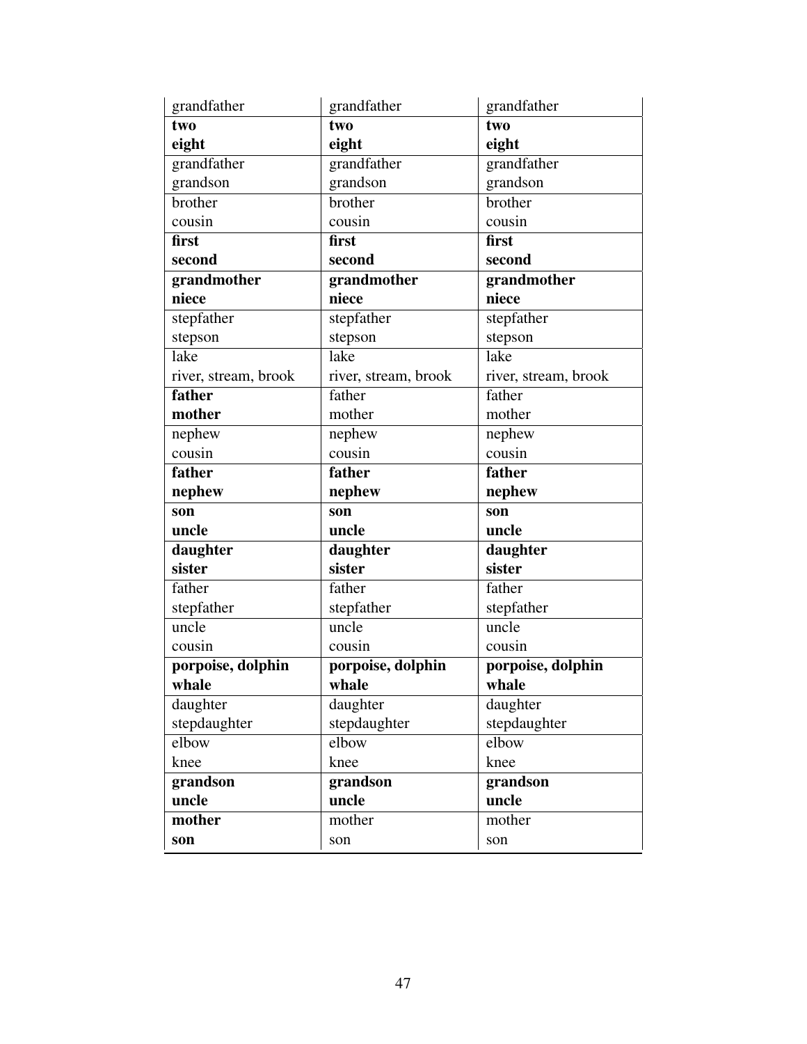| grandfather | grandfather | grandfather |
|---|---|---|
| **two**<br>**eight** | **two**<br>**eight** | **two**<br>**eight** |
| grandfather<br>grandson | grandfather<br>grandson | grandfather<br>grandson |
| brother<br>cousin | brother<br>cousin | brother<br>cousin |
| **first**<br>**second** | **first**<br>**second** | **first**<br>**second** |
| **grandmother**<br>**niece** | **grandmother**<br>**niece** | **grandmother**<br>**niece** |
| stepfather<br>stepson | stepfather<br>stepson | stepfather<br>stepson |
| lake<br>river, stream, brook | lake<br>river, stream, brook | lake<br>river, stream, brook |
| **father**<br>**mother** | father<br>mother | father<br>mother |
| nephew<br>cousin | nephew<br>cousin | nephew<br>cousin |
| **father**<br>**nephew** | **father**<br>**nephew** | **father**<br>**nephew** |
| **son**<br>**uncle** | **son**<br>**uncle** | **son**<br>**uncle** |
| **daughter**<br>**sister** | **daughter**<br>**sister** | **daughter**<br>**sister** |
| father<br>stepfather | father<br>stepfather | father<br>stepfather |
| uncle<br>cousin | uncle<br>cousin | uncle<br>cousin |
| **porpoise, dolphin**<br>**whale** | **porpoise, dolphin**<br>**whale** | **porpoise, dolphin**<br>**whale** |
| daughter<br>stepdaughter | daughter<br>stepdaughter | daughter<br>stepdaughter |
| elbow<br>knee | elbow<br>knee | elbow<br>knee |
| **grandson**<br>**uncle** | **grandson**<br>**uncle** | **grandson**<br>**uncle** |
| **mother**<br>**son** | mother<br>son | mother<br>son |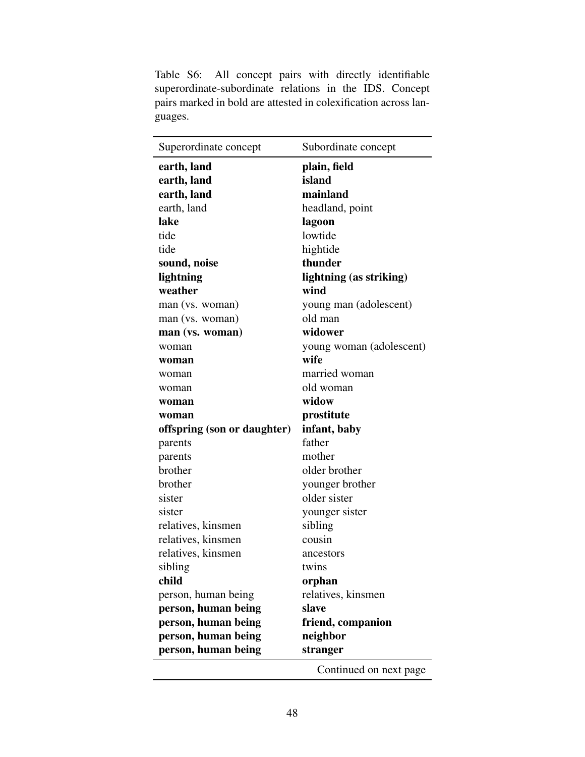Table S6: All concept pairs with directly identifiable superordinate-subordinate relations in the IDS. Concept pairs marked in bold are attested in colexification across languages.

| Superordinate concept | Subordinate concept |
|---|---|
| **earth, land** | **plain, field** |
| **earth, land** | **island** |
| **earth, land** | **mainland** |
| earth, land | headland, point |
| **lake** | **lagoon** |
| tide | lowtide |
| tide | hightide |
| **sound, noise** | **thunder** |
| **lightning** | **lightning (as striking)** |
| **weather** | **wind** |
| man (vs. woman) | young man (adolescent) |
| man (vs. woman) | old man |
| **man (vs. woman)** | **widower** |
| woman | young woman (adolescent) |
| **woman** | **wife** |
| woman | married woman |
| woman | old woman |
| **woman** | **widow** |
| **woman** | **prostitute** |
| **offspring (son or daughter)** | **infant, baby** |
| parents | father |
| parents | mother |
| brother | older brother |
| brother | younger brother |
| sister | older sister |
| sister | younger sister |
| relatives, kinsmen | sibling |
| relatives, kinsmen | cousin |
| relatives, kinsmen | ancestors |
| sibling | twins |
| **child** | **orphan** |
| person, human being | relatives, kinsmen |
| **person, human being** | **slave** |
| **person, human being** | **friend, companion** |
| **person, human being** | **neighbor** |
| **person, human being** | **stranger** |
| | Continued on next page |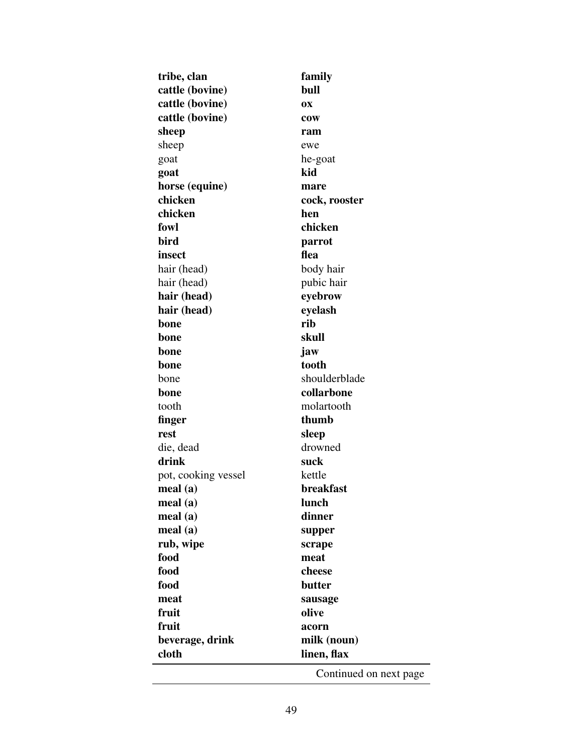| | |
|---|---|
| **tribe, clan** | **family** |
| **cattle (bovine)** | **bull** |
| **cattle (bovine)** | **ox** |
| **cattle (bovine)** | **cow** |
| **sheep** | **ram** |
| sheep | ewe |
| goat | he-goat |
| **goat** | **kid** |
| **horse (equine)** | **mare** |
| **chicken** | **cock, rooster** |
| **chicken** | **hen** |
| **fowl** | **chicken** |
| **bird** | **parrot** |
| **insect** | **flea** |
| hair (head) | body hair |
| hair (head) | pubic hair |
| **hair (head)** | **eyebrow** |
| **hair (head)** | **eyelash** |
| **bone** | **rib** |
| **bone** | **skull** |
| **bone** | **jaw** |
| **bone** | **tooth** |
| bone | shoulderblade |
| **bone** | **collarbone** |
| tooth | molartooth |
| **finger** | **thumb** |
| **rest** | **sleep** |
| die, dead | drowned |
| **drink** | **suck** |
| pot, cooking vessel | kettle |
| **meal (a)** | **breakfast** |
| **meal (a)** | **lunch** |
| **meal (a)** | **dinner** |
| **meal (a)** | **supper** |
| **rub, wipe** | **scrape** |
| **food** | **meat** |
| **food** | **cheese** |
| **food** | **butter** |
| **meat** | **sausage** |
| **fruit** | **olive** |
| **fruit** | **acorn** |
| **beverage, drink** | **milk (noun)** |
| **cloth** | **linen, flax** |

Continued on next page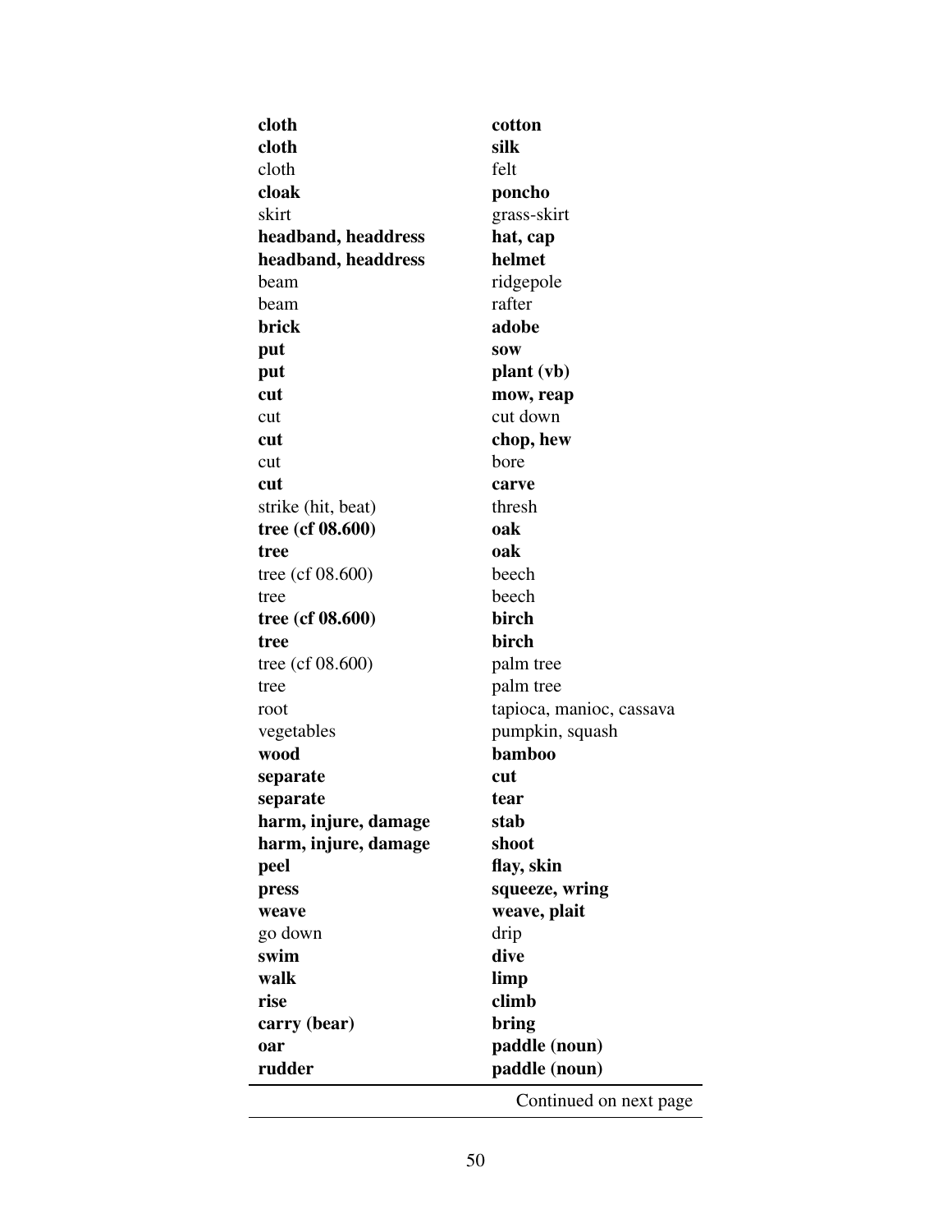| | |
|---|---|
| **cloth** | **cotton** |
| **cloth** | **silk** |
| cloth | felt |
| **cloak** | **poncho** |
| skirt | grass-skirt |
| **headband, headdress** | **hat, cap** |
| **headband, headdress** | **helmet** |
| beam | ridgepole |
| beam | rafter |
| **brick** | **adobe** |
| **put** | **sow** |
| **put** | **plant (vb)** |
| **cut** | **mow, reap** |
| cut | cut down |
| **cut** | **chop, hew** |
| cut | bore |
| **cut** | **carve** |
| strike (hit, beat) | thresh |
| **tree (cf 08.600)** | **oak** |
| **tree** | **oak** |
| tree (cf 08.600) | beech |
| tree | beech |
| **tree (cf 08.600)** | **birch** |
| **tree** | **birch** |
| tree (cf 08.600) | palm tree |
| tree | palm tree |
| root | tapioca, manioc, cassava |
| vegetables | pumpkin, squash |
| **wood** | **bamboo** |
| **separate** | **cut** |
| **separate** | **tear** |
| **harm, injure, damage** | **stab** |
| **harm, injure, damage** | **shoot** |
| **peel** | **flay, skin** |
| **press** | **squeeze, wring** |
| **weave** | **weave, plait** |
| go down | drip |
| **swim** | **dive** |
| **walk** | **limp** |
| **rise** | **climb** |
| **carry (bear)** | **bring** |
| **oar** | **paddle (noun)** |
| **rudder** | **paddle (noun)** |

Continued on next page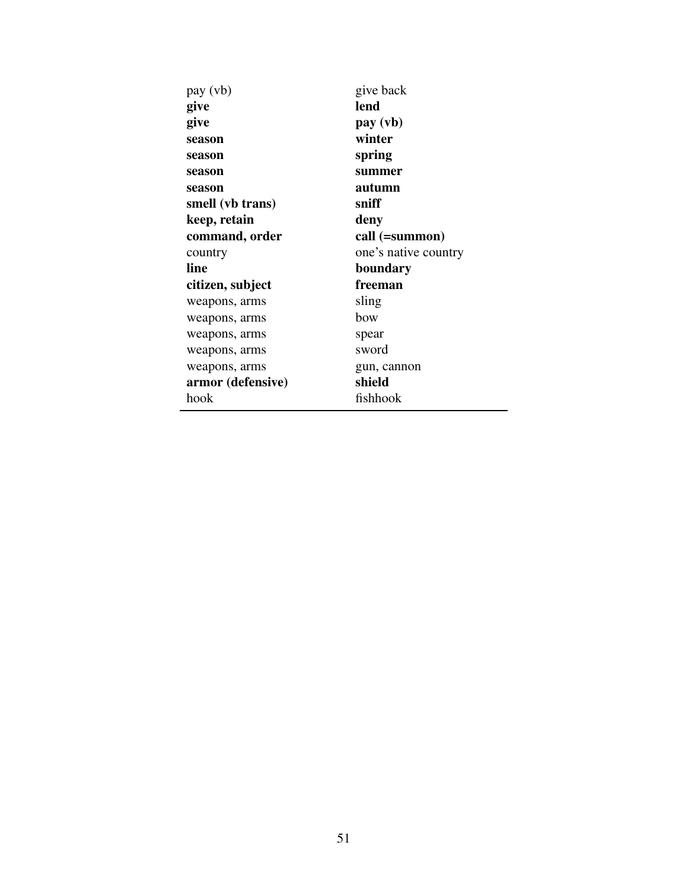| | |
|---|---|
| pay (vb) | give back |
| **give** | **lend** |
| **give** | **pay (vb)** |
| **season** | **winter** |
| **season** | **spring** |
| **season** | **summer** |
| **season** | **autumn** |
| **smell (vb trans)** | **sniff** |
| **keep, retain** | **deny** |
| **command, order** | **call (=summon)** |
| country | one's native country |
| **line** | **boundary** |
| **citizen, subject** | **freeman** |
| weapons, arms | sling |
| weapons, arms | bow |
| weapons, arms | spear |
| weapons, arms | sword |
| weapons, arms | gun, cannon |
| **armor (defensive)** | **shield** |
| hook | fishhook |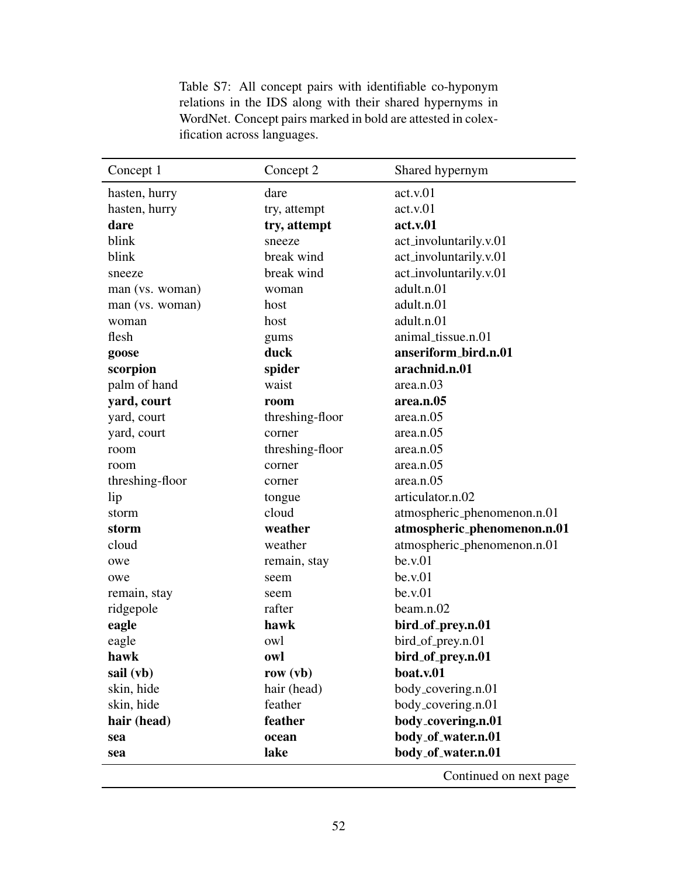Table S7: All concept pairs with identifiable co-hyponym relations in the IDS along with their shared hypernyms in WordNet. Concept pairs marked in bold are attested in colexification across languages.

| Concept 1 | Concept 2 | Shared hypernym |
|---|---|---|
| hasten, hurry | dare | act.v.01 |
| hasten, hurry | try, attempt | act.v.01 |
| **dare** | **try, attempt** | **act.v.01** |
| blink | sneeze | act_involuntarily.v.01 |
| blink | break wind | act_involuntarily.v.01 |
| sneeze | break wind | act_involuntarily.v.01 |
| man (vs. woman) | woman | adult.n.01 |
| man (vs. woman) | host | adult.n.01 |
| woman | host | adult.n.01 |
| flesh | gums | animal_tissue.n.01 |
| **goose** | **duck** | **anseriform_bird.n.01** |
| **scorpion** | **spider** | **arachnid.n.01** |
| palm of hand | waist | area.n.03 |
| **yard, court** | **room** | **area.n.05** |
| yard, court | threshing-floor | area.n.05 |
| yard, court | corner | area.n.05 |
| room | threshing-floor | area.n.05 |
| room | corner | area.n.05 |
| threshing-floor | corner | area.n.05 |
| lip | tongue | articulator.n.02 |
| storm | cloud | atmospheric_phenomenon.n.01 |
| **storm** | **weather** | **atmospheric_phenomenon.n.01** |
| cloud | weather | atmospheric_phenomenon.n.01 |
| owe | remain, stay | be.v.01 |
| owe | seem | be.v.01 |
| remain, stay | seem | be.v.01 |
| ridgepole | rafter | beam.n.02 |
| **eagle** | **hawk** | **bird_of_prey.n.01** |
| eagle | owl | bird_of_prey.n.01 |
| **hawk** | **owl** | **bird_of_prey.n.01** |
| **sail (vb)** | **row (vb)** | **boat.v.01** |
| skin, hide | hair (head) | body_covering.n.01 |
| skin, hide | feather | body_covering.n.01 |
| **hair (head)** | **feather** | **body_covering.n.01** |
| **sea** | **ocean** | **body_of_water.n.01** |
| **sea** | **lake** | **body_of_water.n.01** |

Continued on next page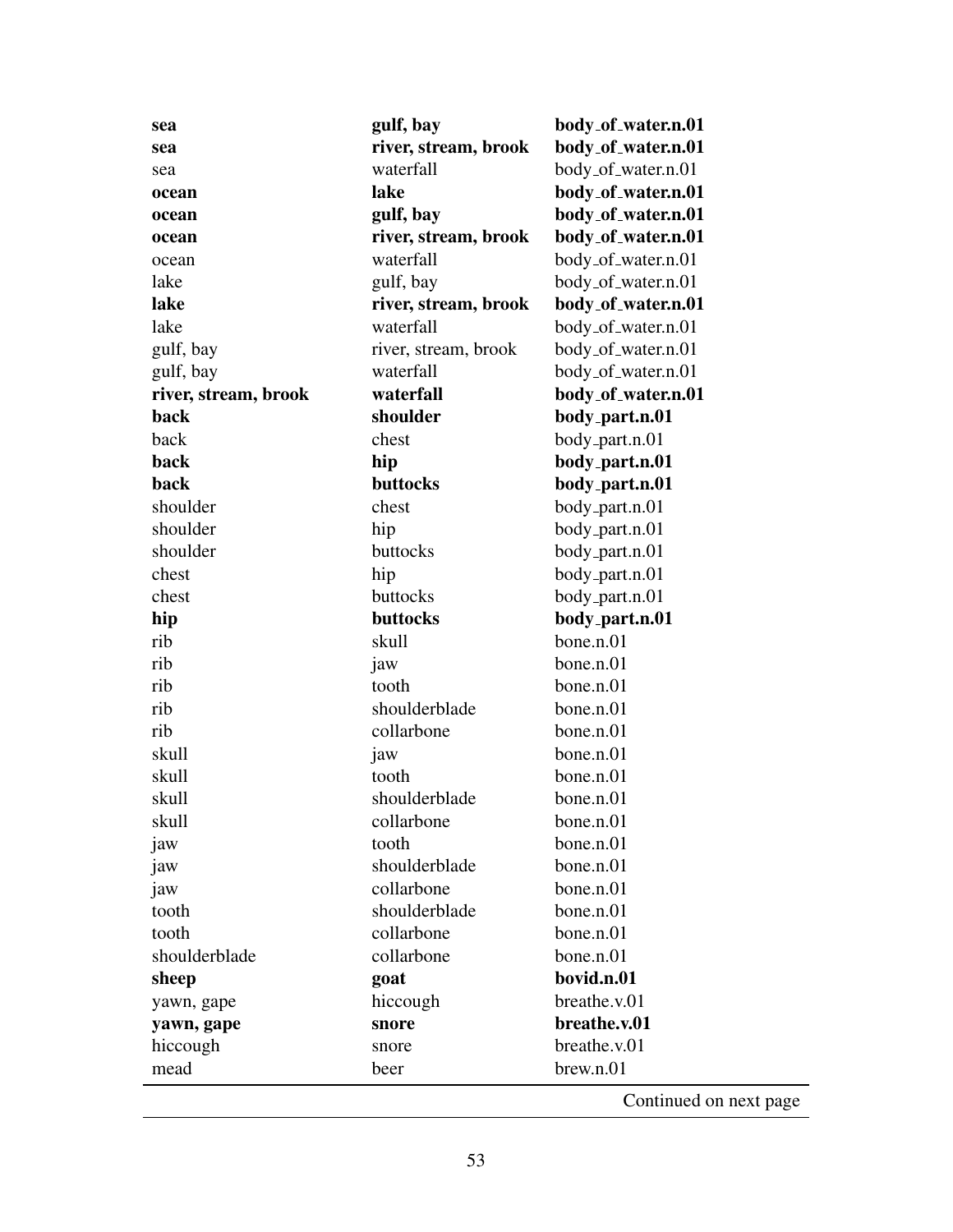| | | |
|---|---|---|
| **sea** | **gulf, bay** | **body_of_water.n.01** |
| **sea** | **river, stream, brook** | **body_of_water.n.01** |
| sea | waterfall | body_of_water.n.01 |
| **ocean** | **lake** | **body_of_water.n.01** |
| **ocean** | **gulf, bay** | **body_of_water.n.01** |
| **ocean** | **river, stream, brook** | **body_of_water.n.01** |
| ocean | waterfall | body_of_water.n.01 |
| lake | gulf, bay | body_of_water.n.01 |
| **lake** | **river, stream, brook** | **body_of_water.n.01** |
| lake | waterfall | body_of_water.n.01 |
| gulf, bay | river, stream, brook | body_of_water.n.01 |
| gulf, bay | waterfall | body_of_water.n.01 |
| **river, stream, brook** | **waterfall** | **body_of_water.n.01** |
| **back** | **shoulder** | **body_part.n.01** |
| back | chest | body_part.n.01 |
| **back** | **hip** | **body_part.n.01** |
| **back** | **buttocks** | **body_part.n.01** |
| shoulder | chest | body_part.n.01 |
| shoulder | hip | body_part.n.01 |
| shoulder | buttocks | body_part.n.01 |
| chest | hip | body_part.n.01 |
| chest | buttocks | body_part.n.01 |
| **hip** | **buttocks** | **body_part.n.01** |
| rib | skull | bone.n.01 |
| rib | jaw | bone.n.01 |
| rib | tooth | bone.n.01 |
| rib | shoulderblade | bone.n.01 |
| rib | collarbone | bone.n.01 |
| skull | jaw | bone.n.01 |
| skull | tooth | bone.n.01 |
| skull | shoulderblade | bone.n.01 |
| skull | collarbone | bone.n.01 |
| jaw | tooth | bone.n.01 |
| jaw | shoulderblade | bone.n.01 |
| jaw | collarbone | bone.n.01 |
| tooth | shoulderblade | bone.n.01 |
| tooth | collarbone | bone.n.01 |
| shoulderblade | collarbone | bone.n.01 |
| **sheep** | **goat** | **bovid.n.01** |
| yawn, gape | hiccough | breathe.v.01 |
| **yawn, gape** | **snore** | **breathe.v.01** |
| hiccough | snore | breathe.v.01 |
| mead | beer | brew.n.01 |

Continued on next page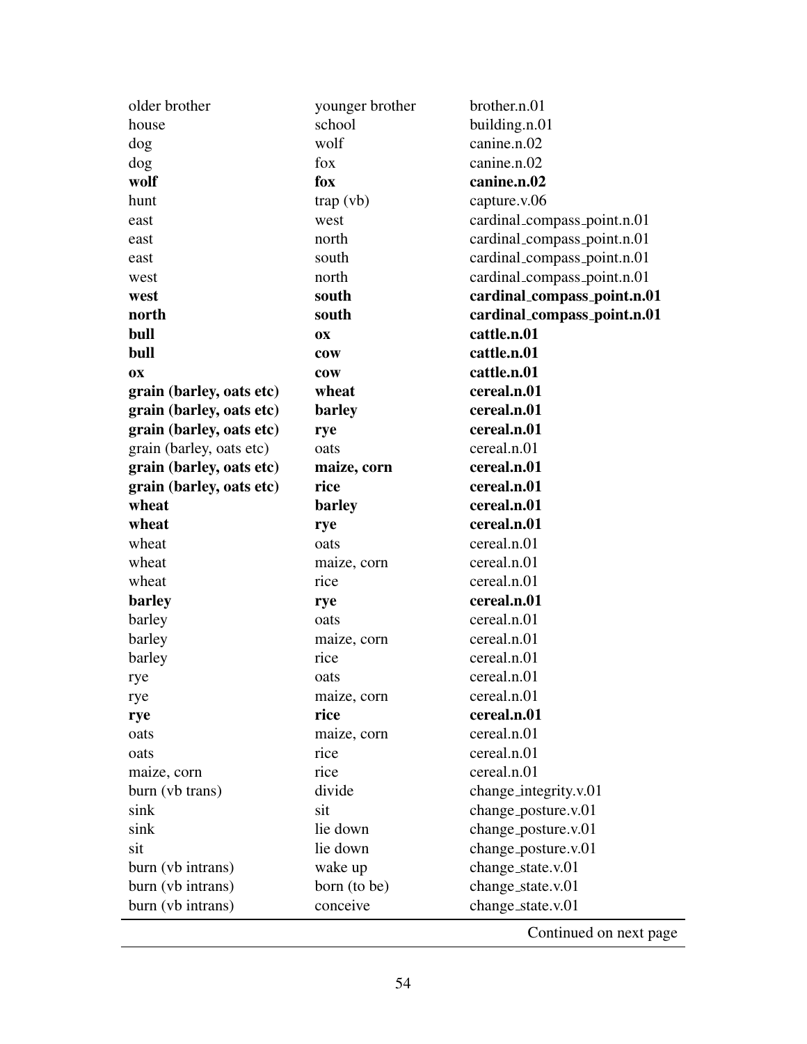| | | |
|---|---|---|
| older brother | younger brother | brother.n.01 |
| house | school | building.n.01 |
| dog | wolf | canine.n.02 |
| dog | fox | canine.n.02 |
| **wolf** | **fox** | **canine.n.02** |
| hunt | trap (vb) | capture.v.06 |
| east | west | cardinal_compass_point.n.01 |
| east | north | cardinal_compass_point.n.01 |
| east | south | cardinal_compass_point.n.01 |
| west | north | cardinal_compass_point.n.01 |
| **west** | **south** | **cardinal_compass_point.n.01** |
| **north** | **south** | **cardinal_compass_point.n.01** |
| **bull** | **ox** | **cattle.n.01** |
| **bull** | **cow** | **cattle.n.01** |
| **ox** | **cow** | **cattle.n.01** |
| **grain (barley, oats etc)** | **wheat** | **cereal.n.01** |
| **grain (barley, oats etc)** | **barley** | **cereal.n.01** |
| **grain (barley, oats etc)** | **rye** | **cereal.n.01** |
| grain (barley, oats etc) | oats | cereal.n.01 |
| **grain (barley, oats etc)** | **maize, corn** | **cereal.n.01** |
| **grain (barley, oats etc)** | **rice** | **cereal.n.01** |
| **wheat** | **barley** | **cereal.n.01** |
| **wheat** | **rye** | **cereal.n.01** |
| wheat | oats | cereal.n.01 |
| wheat | maize, corn | cereal.n.01 |
| wheat | rice | cereal.n.01 |
| **barley** | **rye** | **cereal.n.01** |
| barley | oats | cereal.n.01 |
| barley | maize, corn | cereal.n.01 |
| barley | rice | cereal.n.01 |
| rye | oats | cereal.n.01 |
| rye | maize, corn | cereal.n.01 |
| **rye** | **rice** | **cereal.n.01** |
| oats | maize, corn | cereal.n.01 |
| oats | rice | cereal.n.01 |
| maize, corn | rice | cereal.n.01 |
| burn (vb trans) | divide | change_integrity.v.01 |
| sink | sit | change_posture.v.01 |
| sink | lie down | change_posture.v.01 |
| sit | lie down | change_posture.v.01 |
| burn (vb intrans) | wake up | change_state.v.01 |
| burn (vb intrans) | born (to be) | change_state.v.01 |
| burn (vb intrans) | conceive | change_state.v.01 |

Continued on next page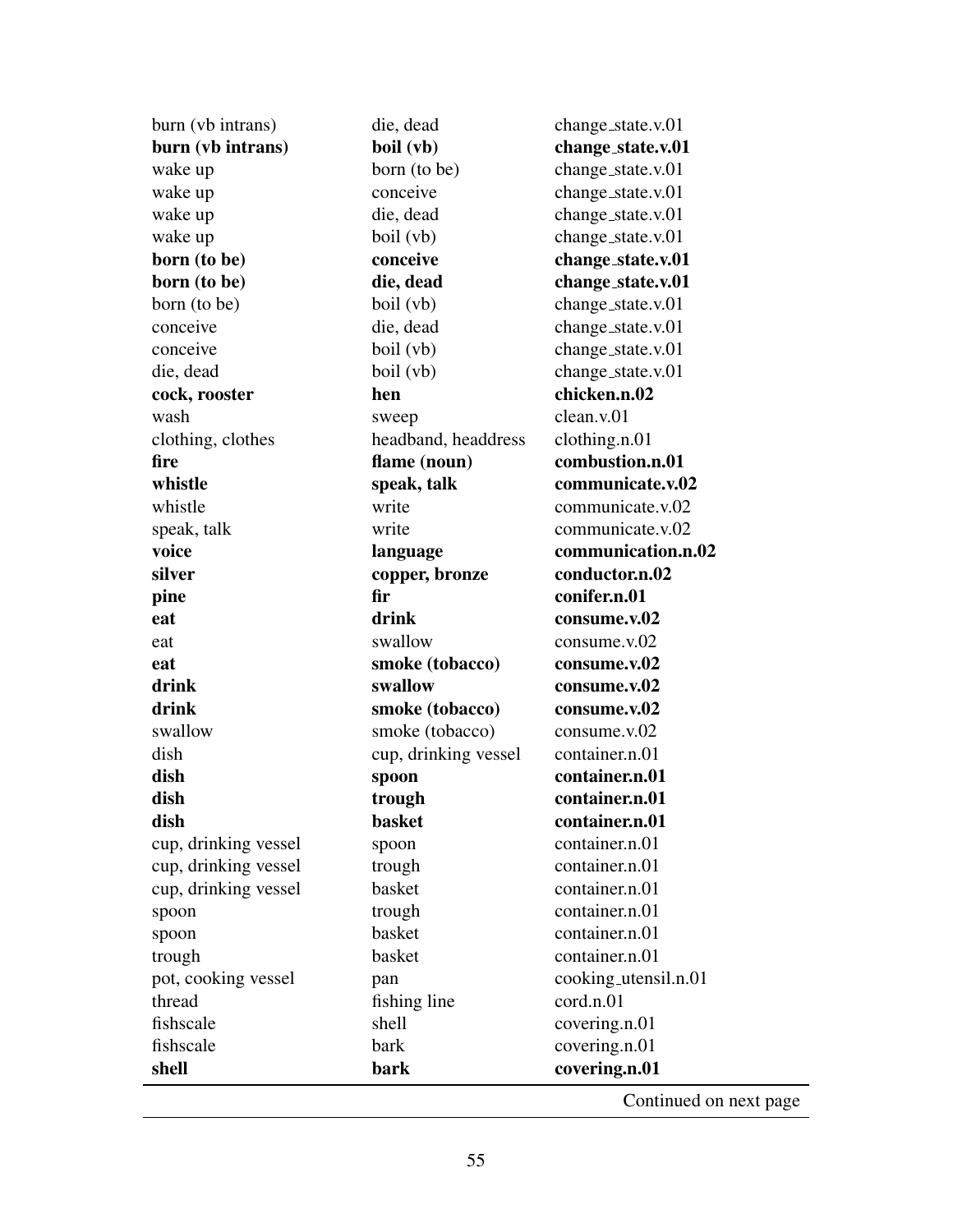| | | |
|---|---|---|
| burn (vb intrans) | die, dead | change_state.v.01 |
| **burn (vb intrans)** | **boil (vb)** | **change_state.v.01** |
| wake up | born (to be) | change_state.v.01 |
| wake up | conceive | change_state.v.01 |
| wake up | die, dead | change_state.v.01 |
| wake up | boil (vb) | change_state.v.01 |
| **born (to be)** | **conceive** | **change_state.v.01** |
| **born (to be)** | **die, dead** | **change_state.v.01** |
| born (to be) | boil (vb) | change_state.v.01 |
| conceive | die, dead | change_state.v.01 |
| conceive | boil (vb) | change_state.v.01 |
| die, dead | boil (vb) | change_state.v.01 |
| **cock, rooster** | **hen** | **chicken.n.02** |
| wash | sweep | clean.v.01 |
| clothing, clothes | headband, headdress | clothing.n.01 |
| **fire** | **flame (noun)** | **combustion.n.01** |
| **whistle** | **speak, talk** | **communicate.v.02** |
| whistle | write | communicate.v.02 |
| speak, talk | write | communicate.v.02 |
| **voice** | **language** | **communication.n.02** |
| **silver** | **copper, bronze** | **conductor.n.02** |
| **pine** | **fir** | **conifer.n.01** |
| **eat** | **drink** | **consume.v.02** |
| eat | swallow | consume.v.02 |
| **eat** | **smoke (tobacco)** | **consume.v.02** |
| **drink** | **swallow** | **consume.v.02** |
| **drink** | **smoke (tobacco)** | **consume.v.02** |
| swallow | smoke (tobacco) | consume.v.02 |
| dish | cup, drinking vessel | container.n.01 |
| **dish** | **spoon** | **container.n.01** |
| **dish** | **trough** | **container.n.01** |
| **dish** | **basket** | **container.n.01** |
| cup, drinking vessel | spoon | container.n.01 |
| cup, drinking vessel | trough | container.n.01 |
| cup, drinking vessel | basket | container.n.01 |
| spoon | trough | container.n.01 |
| spoon | basket | container.n.01 |
| trough | basket | container.n.01 |
| pot, cooking vessel | pan | cooking_utensil.n.01 |
| thread | fishing line | cord.n.01 |
| fishscale | shell | covering.n.01 |
| fishscale | bark | covering.n.01 |
| **shell** | **bark** | **covering.n.01** |

Continued on next page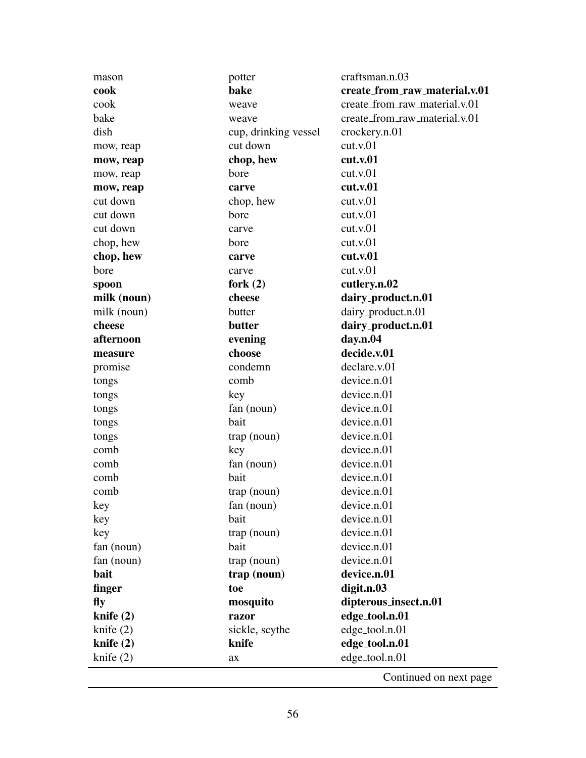| | | |
|---|---|---|
| mason | potter | craftsman.n.03 |
| **cook** | **bake** | **create_from_raw_material.v.01** |
| cook | weave | create_from_raw_material.v.01 |
| bake | weave | create_from_raw_material.v.01 |
| dish | cup, drinking vessel | crockery.n.01 |
| mow, reap | cut down | cut.v.01 |
| **mow, reap** | **chop, hew** | **cut.v.01** |
| mow, reap | bore | cut.v.01 |
| **mow, reap** | **carve** | **cut.v.01** |
| cut down | chop, hew | cut.v.01 |
| cut down | bore | cut.v.01 |
| cut down | carve | cut.v.01 |
| chop, hew | bore | cut.v.01 |
| **chop, hew** | **carve** | **cut.v.01** |
| bore | carve | cut.v.01 |
| **spoon** | **fork (2)** | **cutlery.n.02** |
| **milk (noun)** | **cheese** | **dairy_product.n.01** |
| milk (noun) | butter | dairy_product.n.01 |
| **cheese** | **butter** | **dairy_product.n.01** |
| **afternoon** | **evening** | **day.n.04** |
| **measure** | **choose** | **decide.v.01** |
| promise | condemn | declare.v.01 |
| tongs | comb | device.n.01 |
| tongs | key | device.n.01 |
| tongs | fan (noun) | device.n.01 |
| tongs | bait | device.n.01 |
| tongs | trap (noun) | device.n.01 |
| comb | key | device.n.01 |
| comb | fan (noun) | device.n.01 |
| comb | bait | device.n.01 |
| comb | trap (noun) | device.n.01 |
| key | fan (noun) | device.n.01 |
| key | bait | device.n.01 |
| key | trap (noun) | device.n.01 |
| fan (noun) | bait | device.n.01 |
| fan (noun) | trap (noun) | device.n.01 |
| **bait** | **trap (noun)** | **device.n.01** |
| **finger** | **toe** | **digit.n.03** |
| **fly** | **mosquito** | **dipterous_insect.n.01** |
| **knife (2)** | **razor** | **edge_tool.n.01** |
| knife (2) | sickle, scythe | edge_tool.n.01 |
| **knife (2)** | **knife** | **edge_tool.n.01** |
| knife (2) | ax | edge_tool.n.01 |

Continued on next page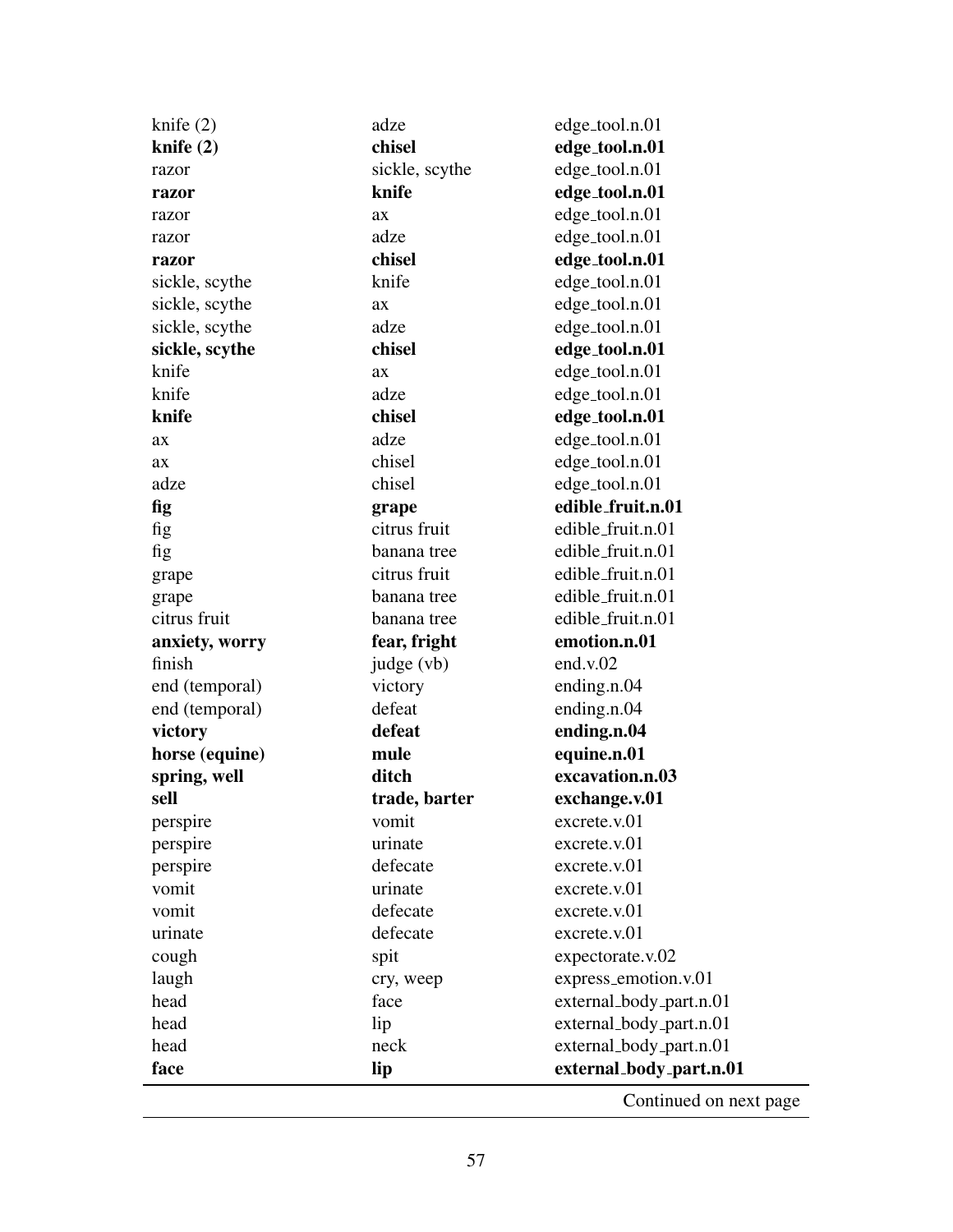| | | |
|---|---|---|
| knife (2) | adze | edge_tool.n.01 |
| **knife (2)** | **chisel** | **edge_tool.n.01** |
| razor | sickle, scythe | edge_tool.n.01 |
| **razor** | **knife** | **edge_tool.n.01** |
| razor | ax | edge_tool.n.01 |
| razor | adze | edge_tool.n.01 |
| **razor** | **chisel** | **edge_tool.n.01** |
| sickle, scythe | knife | edge_tool.n.01 |
| sickle, scythe | ax | edge_tool.n.01 |
| sickle, scythe | adze | edge_tool.n.01 |
| **sickle, scythe** | **chisel** | **edge_tool.n.01** |
| knife | ax | edge_tool.n.01 |
| knife | adze | edge_tool.n.01 |
| **knife** | **chisel** | **edge_tool.n.01** |
| ax | adze | edge_tool.n.01 |
| ax | chisel | edge_tool.n.01 |
| adze | chisel | edge_tool.n.01 |
| **fig** | **grape** | **edible_fruit.n.01** |
| fig | citrus fruit | edible_fruit.n.01 |
| fig | banana tree | edible_fruit.n.01 |
| grape | citrus fruit | edible_fruit.n.01 |
| grape | banana tree | edible_fruit.n.01 |
| citrus fruit | banana tree | edible_fruit.n.01 |
| **anxiety, worry** | **fear, fright** | **emotion.n.01** |
| finish | judge (vb) | end.v.02 |
| end (temporal) | victory | ending.n.04 |
| end (temporal) | defeat | ending.n.04 |
| **victory** | **defeat** | **ending.n.04** |
| **horse (equine)** | **mule** | **equine.n.01** |
| **spring, well** | **ditch** | **excavation.n.03** |
| **sell** | **trade, barter** | **exchange.v.01** |
| perspire | vomit | excrete.v.01 |
| perspire | urinate | excrete.v.01 |
| perspire | defecate | excrete.v.01 |
| vomit | urinate | excrete.v.01 |
| vomit | defecate | excrete.v.01 |
| urinate | defecate | excrete.v.01 |
| cough | spit | expectorate.v.02 |
| laugh | cry, weep | express_emotion.v.01 |
| head | face | external_body_part.n.01 |
| head | lip | external_body_part.n.01 |
| head | neck | external_body_part.n.01 |
| **face** | **lip** | **external_body_part.n.01** |

Continued on next page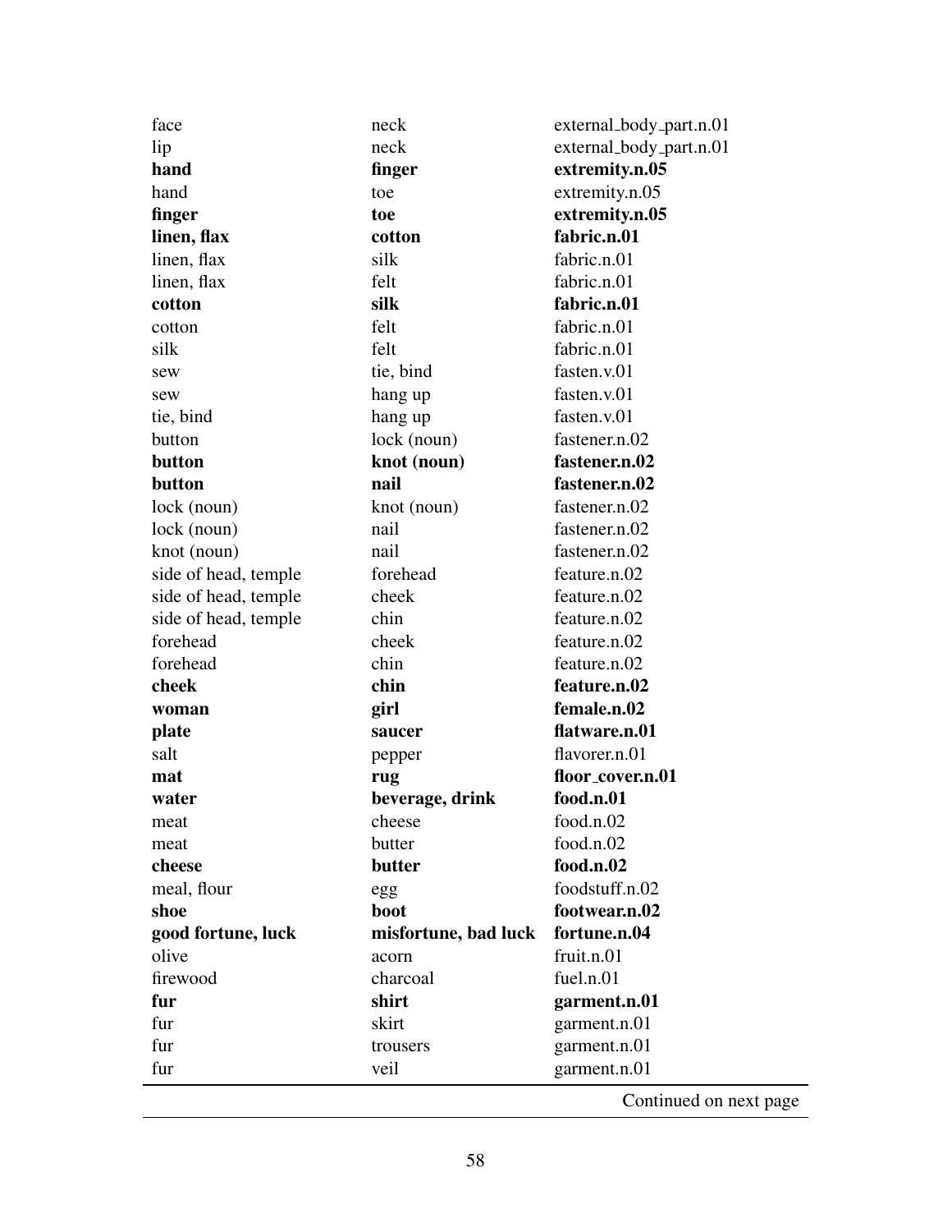| | | |
|---|---|---|
| face | neck | external_body_part.n.01 |
| lip | neck | external_body_part.n.01 |
| **hand** | **finger** | **extremity.n.05** |
| hand | toe | extremity.n.05 |
| **finger** | **toe** | **extremity.n.05** |
| **linen, flax** | **cotton** | **fabric.n.01** |
| linen, flax | silk | fabric.n.01 |
| linen, flax | felt | fabric.n.01 |
| **cotton** | **silk** | **fabric.n.01** |
| cotton | felt | fabric.n.01 |
| silk | felt | fabric.n.01 |
| sew | tie, bind | fasten.v.01 |
| sew | hang up | fasten.v.01 |
| tie, bind | hang up | fasten.v.01 |
| button | lock (noun) | fastener.n.02 |
| **button** | **knot (noun)** | **fastener.n.02** |
| **button** | **nail** | **fastener.n.02** |
| lock (noun) | knot (noun) | fastener.n.02 |
| lock (noun) | nail | fastener.n.02 |
| knot (noun) | nail | fastener.n.02 |
| side of head, temple | forehead | feature.n.02 |
| side of head, temple | cheek | feature.n.02 |
| side of head, temple | chin | feature.n.02 |
| forehead | cheek | feature.n.02 |
| forehead | chin | feature.n.02 |
| **cheek** | **chin** | **feature.n.02** |
| **woman** | **girl** | **female.n.02** |
| **plate** | **saucer** | **flatware.n.01** |
| salt | pepper | flavorer.n.01 |
| **mat** | **rug** | **floor_cover.n.01** |
| **water** | **beverage, drink** | **food.n.01** |
| meat | cheese | food.n.02 |
| meat | butter | food.n.02 |
| **cheese** | **butter** | **food.n.02** |
| meal, flour | egg | foodstuff.n.02 |
| **shoe** | **boot** | **footwear.n.02** |
| **good fortune, luck** | **misfortune, bad luck** | **fortune.n.04** |
| olive | acorn | fruit.n.01 |
| firewood | charcoal | fuel.n.01 |
| **fur** | **shirt** | **garment.n.01** |
| fur | skirt | garment.n.01 |
| fur | trousers | garment.n.01 |
| fur | veil | garment.n.01 |

Continued on next page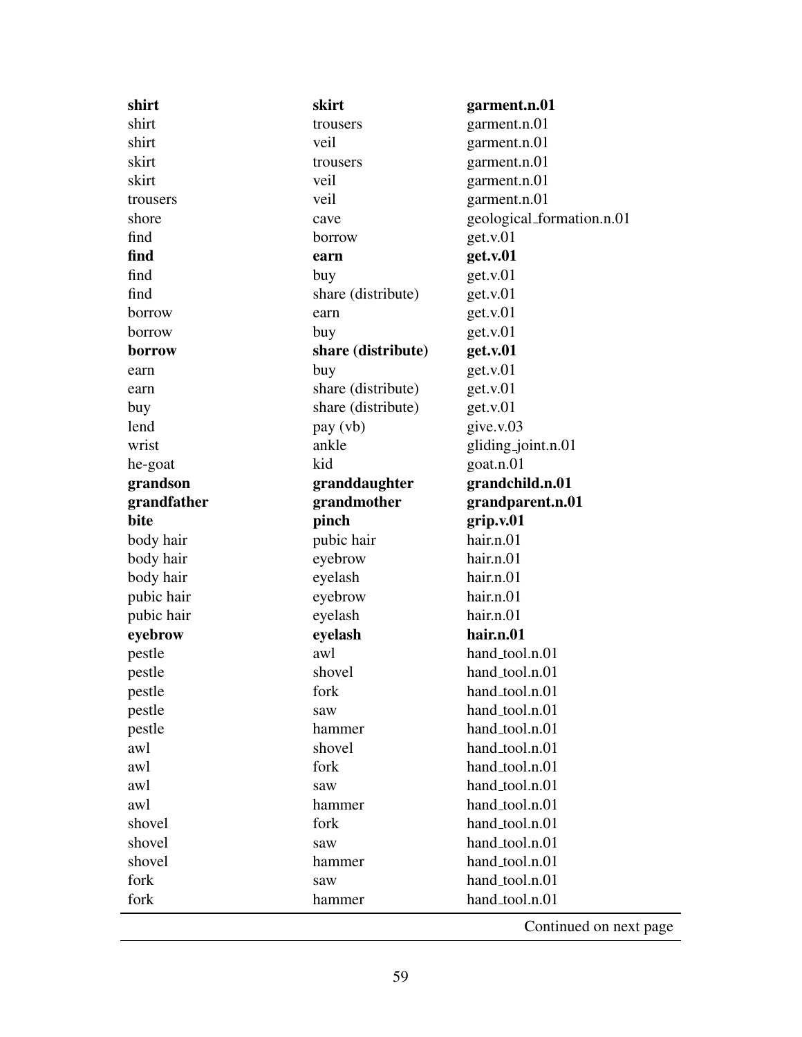| | | |
|---|---|---|
| **shirt** | **skirt** | **garment.n.01** |
| shirt | trousers | garment.n.01 |
| shirt | veil | garment.n.01 |
| skirt | trousers | garment.n.01 |
| skirt | veil | garment.n.01 |
| trousers | veil | garment.n.01 |
| shore | cave | geological_formation.n.01 |
| find | borrow | get.v.01 |
| **find** | **earn** | **get.v.01** |
| find | buy | get.v.01 |
| find | share (distribute) | get.v.01 |
| borrow | earn | get.v.01 |
| borrow | buy | get.v.01 |
| **borrow** | **share (distribute)** | **get.v.01** |
| earn | buy | get.v.01 |
| earn | share (distribute) | get.v.01 |
| buy | share (distribute) | get.v.01 |
| lend | pay (vb) | give.v.03 |
| wrist | ankle | gliding_joint.n.01 |
| he-goat | kid | goat.n.01 |
| **grandson** | **granddaughter** | **grandchild.n.01** |
| **grandfather** | **grandmother** | **grandparent.n.01** |
| **bite** | **pinch** | **grip.v.01** |
| body hair | pubic hair | hair.n.01 |
| body hair | eyebrow | hair.n.01 |
| body hair | eyelash | hair.n.01 |
| pubic hair | eyebrow | hair.n.01 |
| pubic hair | eyelash | hair.n.01 |
| **eyebrow** | **eyelash** | **hair.n.01** |
| pestle | awl | hand_tool.n.01 |
| pestle | shovel | hand_tool.n.01 |
| pestle | fork | hand_tool.n.01 |
| pestle | saw | hand_tool.n.01 |
| pestle | hammer | hand_tool.n.01 |
| awl | shovel | hand_tool.n.01 |
| awl | fork | hand_tool.n.01 |
| awl | saw | hand_tool.n.01 |
| awl | hammer | hand_tool.n.01 |
| shovel | fork | hand_tool.n.01 |
| shovel | saw | hand_tool.n.01 |
| shovel | hammer | hand_tool.n.01 |
| fork | saw | hand_tool.n.01 |
| fork | hammer | hand_tool.n.01 |

Continued on next page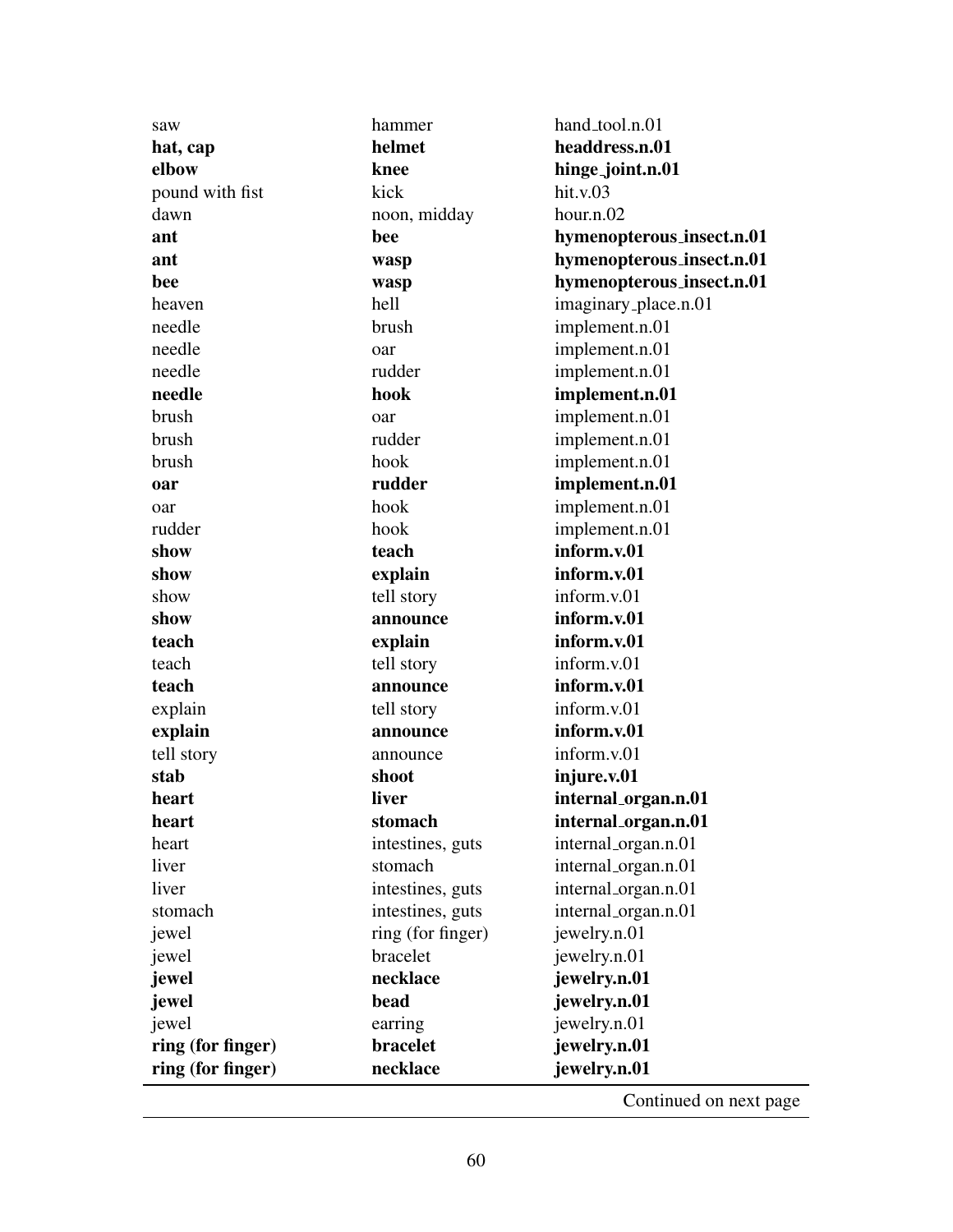| | | |
|---|---|---|
| saw | hammer | hand_tool.n.01 |
| **hat, cap** | **helmet** | **headdress.n.01** |
| **elbow** | **knee** | **hinge_joint.n.01** |
| pound with fist | kick | hit.v.03 |
| dawn | noon, midday | hour.n.02 |
| **ant** | **bee** | **hymenopterous_insect.n.01** |
| **ant** | **wasp** | **hymenopterous_insect.n.01** |
| **bee** | **wasp** | **hymenopterous_insect.n.01** |
| heaven | hell | imaginary_place.n.01 |
| needle | brush | implement.n.01 |
| needle | oar | implement.n.01 |
| needle | rudder | implement.n.01 |
| **needle** | **hook** | **implement.n.01** |
| brush | oar | implement.n.01 |
| brush | rudder | implement.n.01 |
| brush | hook | implement.n.01 |
| **oar** | **rudder** | **implement.n.01** |
| oar | hook | implement.n.01 |
| rudder | hook | implement.n.01 |
| **show** | **teach** | **inform.v.01** |
| **show** | **explain** | **inform.v.01** |
| show | tell story | inform.v.01 |
| **show** | **announce** | **inform.v.01** |
| **teach** | **explain** | **inform.v.01** |
| teach | tell story | inform.v.01 |
| **teach** | **announce** | **inform.v.01** |
| explain | tell story | inform.v.01 |
| **explain** | **announce** | **inform.v.01** |
| tell story | announce | inform.v.01 |
| **stab** | **shoot** | **injure.v.01** |
| **heart** | **liver** | **internal_organ.n.01** |
| **heart** | **stomach** | **internal_organ.n.01** |
| heart | intestines, guts | internal_organ.n.01 |
| liver | stomach | internal_organ.n.01 |
| liver | intestines, guts | internal_organ.n.01 |
| stomach | intestines, guts | internal_organ.n.01 |
| jewel | ring (for finger) | jewelry.n.01 |
| jewel | bracelet | jewelry.n.01 |
| **jewel** | **necklace** | **jewelry.n.01** |
| **jewel** | **bead** | **jewelry.n.01** |
| jewel | earring | jewelry.n.01 |
| **ring (for finger)** | **bracelet** | **jewelry.n.01** |
| **ring (for finger)** | **necklace** | **jewelry.n.01** |

Continued on next page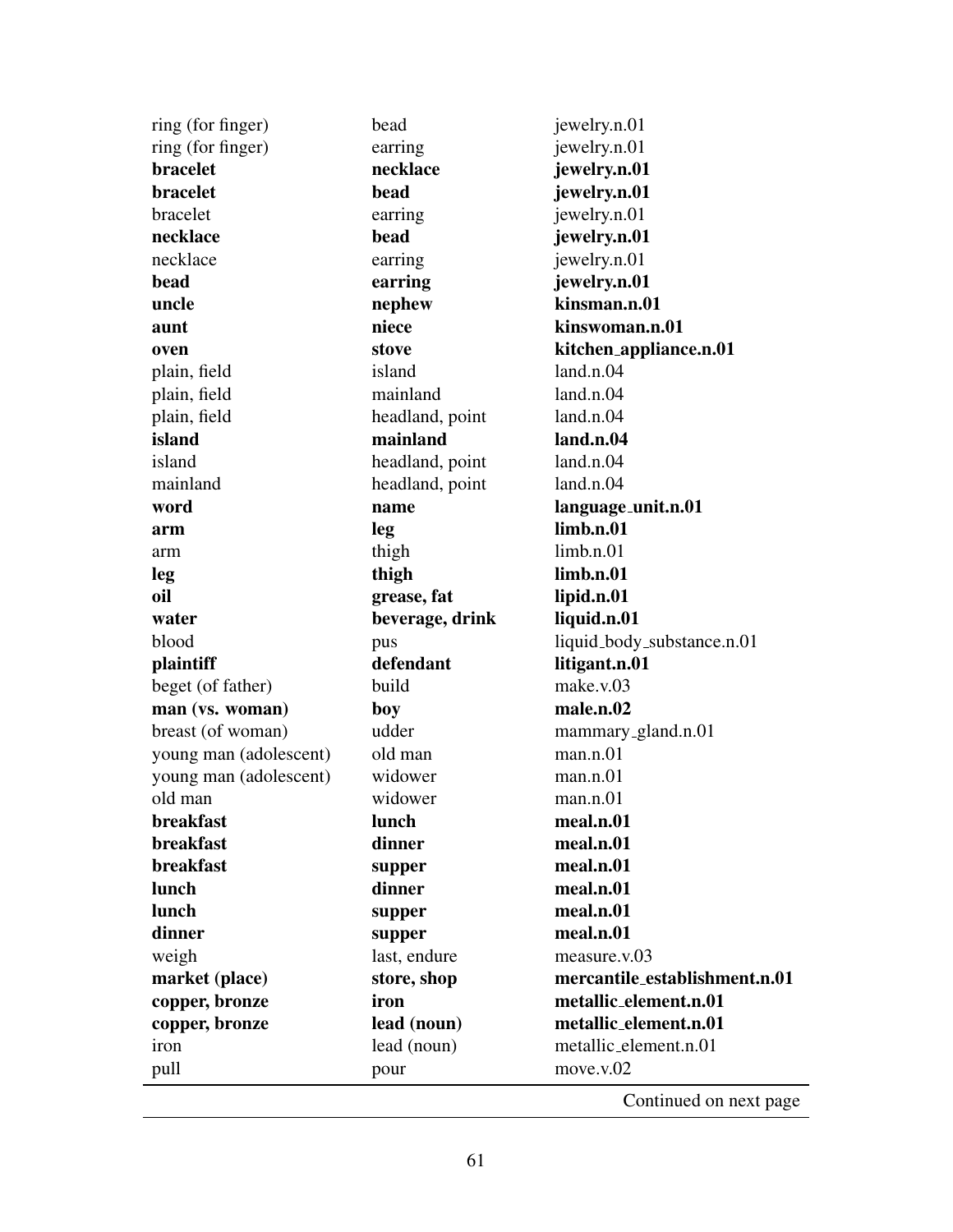| | | |
|---|---|---|
| ring (for finger) | bead | jewelry.n.01 |
| ring (for finger) | earring | jewelry.n.01 |
| **bracelet** | **necklace** | **jewelry.n.01** |
| **bracelet** | **bead** | **jewelry.n.01** |
| bracelet | earring | jewelry.n.01 |
| **necklace** | **bead** | **jewelry.n.01** |
| necklace | earring | jewelry.n.01 |
| **bead** | **earring** | **jewelry.n.01** |
| **uncle** | **nephew** | **kinsman.n.01** |
| **aunt** | **niece** | **kinswoman.n.01** |
| **oven** | **stove** | **kitchen_appliance.n.01** |
| plain, field | island | land.n.04 |
| plain, field | mainland | land.n.04 |
| plain, field | headland, point | land.n.04 |
| **island** | **mainland** | **land.n.04** |
| island | headland, point | land.n.04 |
| mainland | headland, point | land.n.04 |
| **word** | **name** | **language_unit.n.01** |
| **arm** | **leg** | **limb.n.01** |
| arm | thigh | limb.n.01 |
| **leg** | **thigh** | **limb.n.01** |
| **oil** | **grease, fat** | **lipid.n.01** |
| **water** | **beverage, drink** | **liquid.n.01** |
| blood | pus | liquid_body_substance.n.01 |
| **plaintiff** | **defendant** | **litigant.n.01** |
| beget (of father) | build | make.v.03 |
| **man (vs. woman)** | **boy** | **male.n.02** |
| breast (of woman) | udder | mammary_gland.n.01 |
| young man (adolescent) | old man | man.n.01 |
| young man (adolescent) | widower | man.n.01 |
| old man | widower | man.n.01 |
| **breakfast** | **lunch** | **meal.n.01** |
| **breakfast** | **dinner** | **meal.n.01** |
| **breakfast** | **supper** | **meal.n.01** |
| **lunch** | **dinner** | **meal.n.01** |
| **lunch** | **supper** | **meal.n.01** |
| **dinner** | **supper** | **meal.n.01** |
| weigh | last, endure | measure.v.03 |
| **market (place)** | **store, shop** | **mercantile_establishment.n.01** |
| **copper, bronze** | **iron** | **metallic_element.n.01** |
| **copper, bronze** | **lead (noun)** | **metallic_element.n.01** |
| iron | lead (noun) | metallic_element.n.01 |
| pull | pour | move.v.02 |

Continued on next page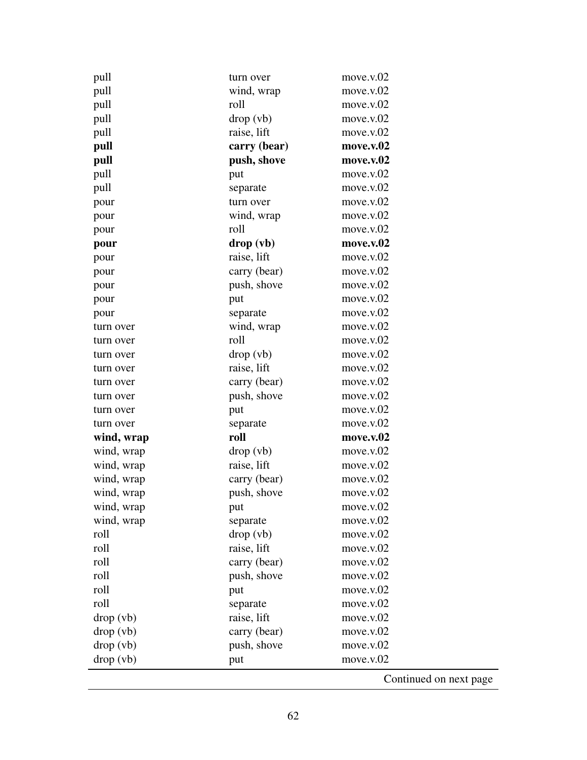| | | |
|---|---|---|
| pull | turn over | move.v.02 |
| pull | wind, wrap | move.v.02 |
| pull | roll | move.v.02 |
| pull | drop (vb) | move.v.02 |
| pull | raise, lift | move.v.02 |
| **pull** | **carry (bear)** | **move.v.02** |
| **pull** | **push, shove** | **move.v.02** |
| pull | put | move.v.02 |
| pull | separate | move.v.02 |
| pour | turn over | move.v.02 |
| pour | wind, wrap | move.v.02 |
| pour | roll | move.v.02 |
| **pour** | **drop (vb)** | **move.v.02** |
| pour | raise, lift | move.v.02 |
| pour | carry (bear) | move.v.02 |
| pour | push, shove | move.v.02 |
| pour | put | move.v.02 |
| pour | separate | move.v.02 |
| turn over | wind, wrap | move.v.02 |
| turn over | roll | move.v.02 |
| turn over | drop (vb) | move.v.02 |
| turn over | raise, lift | move.v.02 |
| turn over | carry (bear) | move.v.02 |
| turn over | push, shove | move.v.02 |
| turn over | put | move.v.02 |
| turn over | separate | move.v.02 |
| **wind, wrap** | **roll** | **move.v.02** |
| wind, wrap | drop (vb) | move.v.02 |
| wind, wrap | raise, lift | move.v.02 |
| wind, wrap | carry (bear) | move.v.02 |
| wind, wrap | push, shove | move.v.02 |
| wind, wrap | put | move.v.02 |
| wind, wrap | separate | move.v.02 |
| roll | drop (vb) | move.v.02 |
| roll | raise, lift | move.v.02 |
| roll | carry (bear) | move.v.02 |
| roll | push, shove | move.v.02 |
| roll | put | move.v.02 |
| roll | separate | move.v.02 |
| drop (vb) | raise, lift | move.v.02 |
| drop (vb) | carry (bear) | move.v.02 |
| drop (vb) | push, shove | move.v.02 |
| drop (vb) | put | move.v.02 |

Continued on next page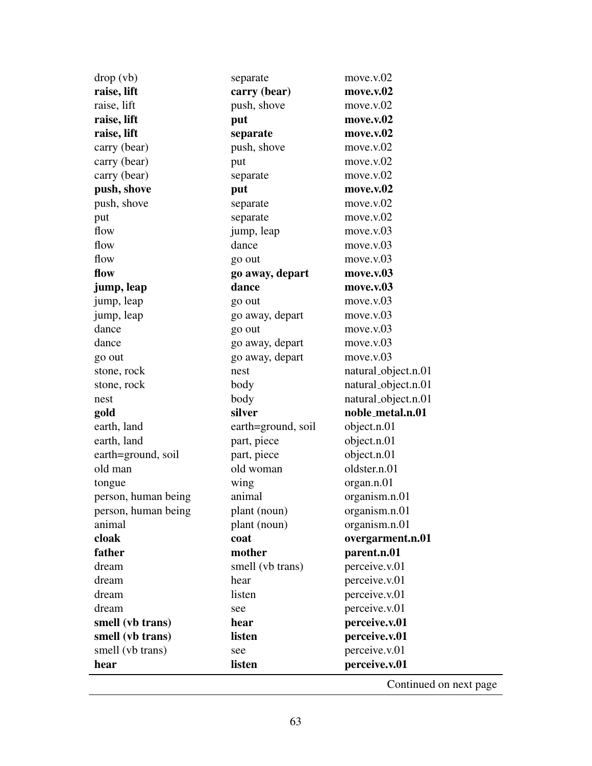| | | |
|---|---|---|
| drop (vb) | separate | move.v.02 |
| **raise, lift** | **carry (bear)** | **move.v.02** |
| raise, lift | push, shove | move.v.02 |
| **raise, lift** | **put** | **move.v.02** |
| **raise, lift** | **separate** | **move.v.02** |
| carry (bear) | push, shove | move.v.02 |
| carry (bear) | put | move.v.02 |
| carry (bear) | separate | move.v.02 |
| **push, shove** | **put** | **move.v.02** |
| push, shove | separate | move.v.02 |
| put | separate | move.v.02 |
| flow | jump, leap | move.v.03 |
| flow | dance | move.v.03 |
| flow | go out | move.v.03 |
| **flow** | **go away, depart** | **move.v.03** |
| **jump, leap** | **dance** | **move.v.03** |
| jump, leap | go out | move.v.03 |
| jump, leap | go away, depart | move.v.03 |
| dance | go out | move.v.03 |
| dance | go away, depart | move.v.03 |
| go out | go away, depart | move.v.03 |
| stone, rock | nest | natural_object.n.01 |
| stone, rock | body | natural_object.n.01 |
| nest | body | natural_object.n.01 |
| **gold** | **silver** | **noble_metal.n.01** |
| earth, land | earth=ground, soil | object.n.01 |
| earth, land | part, piece | object.n.01 |
| earth=ground, soil | part, piece | object.n.01 |
| old man | old woman | oldster.n.01 |
| tongue | wing | organ.n.01 |
| person, human being | animal | organism.n.01 |
| person, human being | plant (noun) | organism.n.01 |
| animal | plant (noun) | organism.n.01 |
| **cloak** | **coat** | **overgarment.n.01** |
| **father** | **mother** | **parent.n.01** |
| dream | smell (vb trans) | perceive.v.01 |
| dream | hear | perceive.v.01 |
| dream | listen | perceive.v.01 |
| dream | see | perceive.v.01 |
| **smell (vb trans)** | **hear** | **perceive.v.01** |
| **smell (vb trans)** | **listen** | **perceive.v.01** |
| smell (vb trans) | see | perceive.v.01 |
| **hear** | **listen** | **perceive.v.01** |

Continued on next page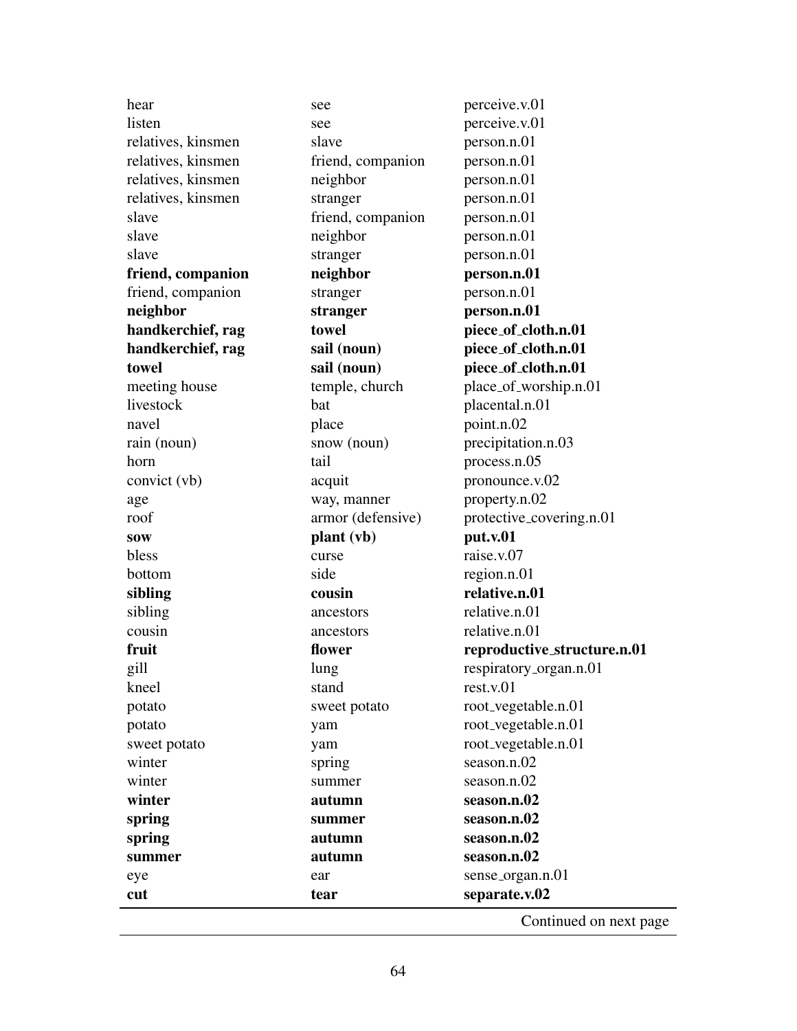| | | |
|---|---|---|
| hear | see | perceive.v.01 |
| listen | see | perceive.v.01 |
| relatives, kinsmen | slave | person.n.01 |
| relatives, kinsmen | friend, companion | person.n.01 |
| relatives, kinsmen | neighbor | person.n.01 |
| relatives, kinsmen | stranger | person.n.01 |
| slave | friend, companion | person.n.01 |
| slave | neighbor | person.n.01 |
| slave | stranger | person.n.01 |
| **friend, companion** | **neighbor** | **person.n.01** |
| friend, companion | stranger | person.n.01 |
| **neighbor** | **stranger** | **person.n.01** |
| **handkerchief, rag** | **towel** | **piece_of_cloth.n.01** |
| **handkerchief, rag** | **sail (noun)** | **piece_of_cloth.n.01** |
| **towel** | **sail (noun)** | **piece_of_cloth.n.01** |
| meeting house | temple, church | place_of_worship.n.01 |
| livestock | bat | placental.n.01 |
| navel | place | point.n.02 |
| rain (noun) | snow (noun) | precipitation.n.03 |
| horn | tail | process.n.05 |
| convict (vb) | acquit | pronounce.v.02 |
| age | way, manner | property.n.02 |
| roof | armor (defensive) | protective_covering.n.01 |
| **sow** | **plant (vb)** | **put.v.01** |
| bless | curse | raise.v.07 |
| bottom | side | region.n.01 |
| **sibling** | **cousin** | **relative.n.01** |
| sibling | ancestors | relative.n.01 |
| cousin | ancestors | relative.n.01 |
| **fruit** | **flower** | **reproductive_structure.n.01** |
| gill | lung | respiratory_organ.n.01 |
| kneel | stand | rest.v.01 |
| potato | sweet potato | root_vegetable.n.01 |
| potato | yam | root_vegetable.n.01 |
| sweet potato | yam | root_vegetable.n.01 |
| winter | spring | season.n.02 |
| winter | summer | season.n.02 |
| **winter** | **autumn** | **season.n.02** |
| **spring** | **summer** | **season.n.02** |
| **spring** | **autumn** | **season.n.02** |
| **summer** | **autumn** | **season.n.02** |
| eye | ear | sense_organ.n.01 |
| **cut** | **tear** | **separate.v.02** |

Continued on next page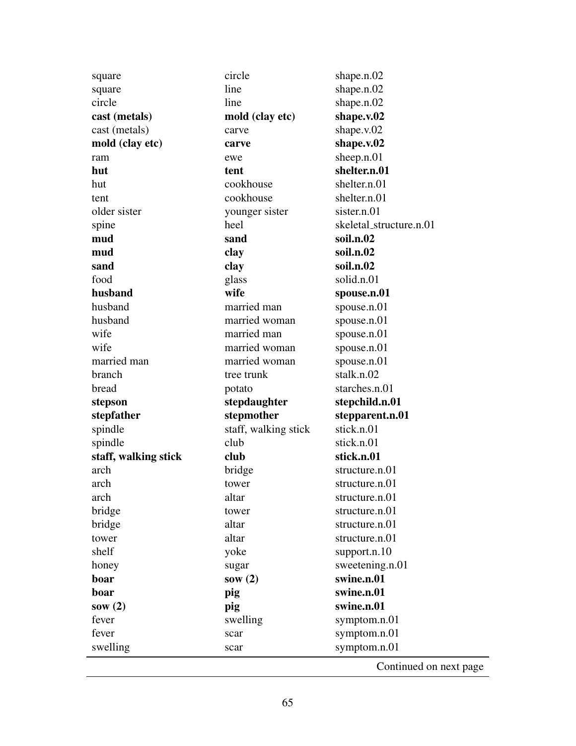| | | |
|---|---|---|
| square | circle | shape.n.02 |
| square | line | shape.n.02 |
| circle | line | shape.n.02 |
| **cast (metals)** | **mold (clay etc)** | **shape.v.02** |
| cast (metals) | carve | shape.v.02 |
| **mold (clay etc)** | **carve** | **shape.v.02** |
| ram | ewe | sheep.n.01 |
| **hut** | **tent** | **shelter.n.01** |
| hut | cookhouse | shelter.n.01 |
| tent | cookhouse | shelter.n.01 |
| older sister | younger sister | sister.n.01 |
| spine | heel | skeletal_structure.n.01 |
| **mud** | **sand** | **soil.n.02** |
| **mud** | **clay** | **soil.n.02** |
| **sand** | **clay** | **soil.n.02** |
| food | glass | solid.n.01 |
| **husband** | **wife** | **spouse.n.01** |
| husband | married man | spouse.n.01 |
| husband | married woman | spouse.n.01 |
| wife | married man | spouse.n.01 |
| wife | married woman | spouse.n.01 |
| married man | married woman | spouse.n.01 |
| branch | tree trunk | stalk.n.02 |
| bread | potato | starches.n.01 |
| **stepson** | **stepdaughter** | **stepchild.n.01** |
| **stepfather** | **stepmother** | **stepparent.n.01** |
| spindle | staff, walking stick | stick.n.01 |
| spindle | club | stick.n.01 |
| **staff, walking stick** | **club** | **stick.n.01** |
| arch | bridge | structure.n.01 |
| arch | tower | structure.n.01 |
| arch | altar | structure.n.01 |
| bridge | tower | structure.n.01 |
| bridge | altar | structure.n.01 |
| tower | altar | structure.n.01 |
| shelf | yoke | support.n.10 |
| honey | sugar | sweetening.n.01 |
| **boar** | **sow (2)** | **swine.n.01** |
| **boar** | **pig** | **swine.n.01** |
| **sow (2)** | **pig** | **swine.n.01** |
| fever | swelling | symptom.n.01 |
| fever | scar | symptom.n.01 |
| swelling | scar | symptom.n.01 |

Continued on next page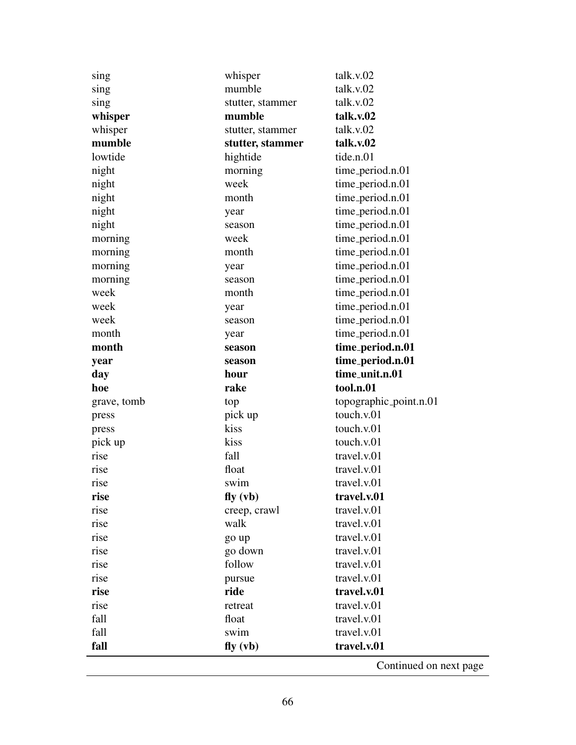| | | |
|---|---|---|
| sing | whisper | talk.v.02 |
| sing | mumble | talk.v.02 |
| sing | stutter, stammer | talk.v.02 |
| **whisper** | **mumble** | **talk.v.02** |
| whisper | stutter, stammer | talk.v.02 |
| **mumble** | **stutter, stammer** | **talk.v.02** |
| lowtide | hightide | tide.n.01 |
| night | morning | time_period.n.01 |
| night | week | time_period.n.01 |
| night | month | time_period.n.01 |
| night | year | time_period.n.01 |
| night | season | time_period.n.01 |
| morning | week | time_period.n.01 |
| morning | month | time_period.n.01 |
| morning | year | time_period.n.01 |
| morning | season | time_period.n.01 |
| week | month | time_period.n.01 |
| week | year | time_period.n.01 |
| week | season | time_period.n.01 |
| month | year | time_period.n.01 |
| **month** | **season** | **time_period.n.01** |
| **year** | **season** | **time_period.n.01** |
| **day** | **hour** | **time_unit.n.01** |
| **hoe** | **rake** | **tool.n.01** |
| grave, tomb | top | topographic_point.n.01 |
| press | pick up | touch.v.01 |
| press | kiss | touch.v.01 |
| pick up | kiss | touch.v.01 |
| rise | fall | travel.v.01 |
| rise | float | travel.v.01 |
| rise | swim | travel.v.01 |
| **rise** | **fly (vb)** | **travel.v.01** |
| rise | creep, crawl | travel.v.01 |
| rise | walk | travel.v.01 |
| rise | go up | travel.v.01 |
| rise | go down | travel.v.01 |
| rise | follow | travel.v.01 |
| rise | pursue | travel.v.01 |
| **rise** | **ride** | **travel.v.01** |
| rise | retreat | travel.v.01 |
| fall | float | travel.v.01 |
| fall | swim | travel.v.01 |
| **fall** | **fly (vb)** | **travel.v.01** |

Continued on next page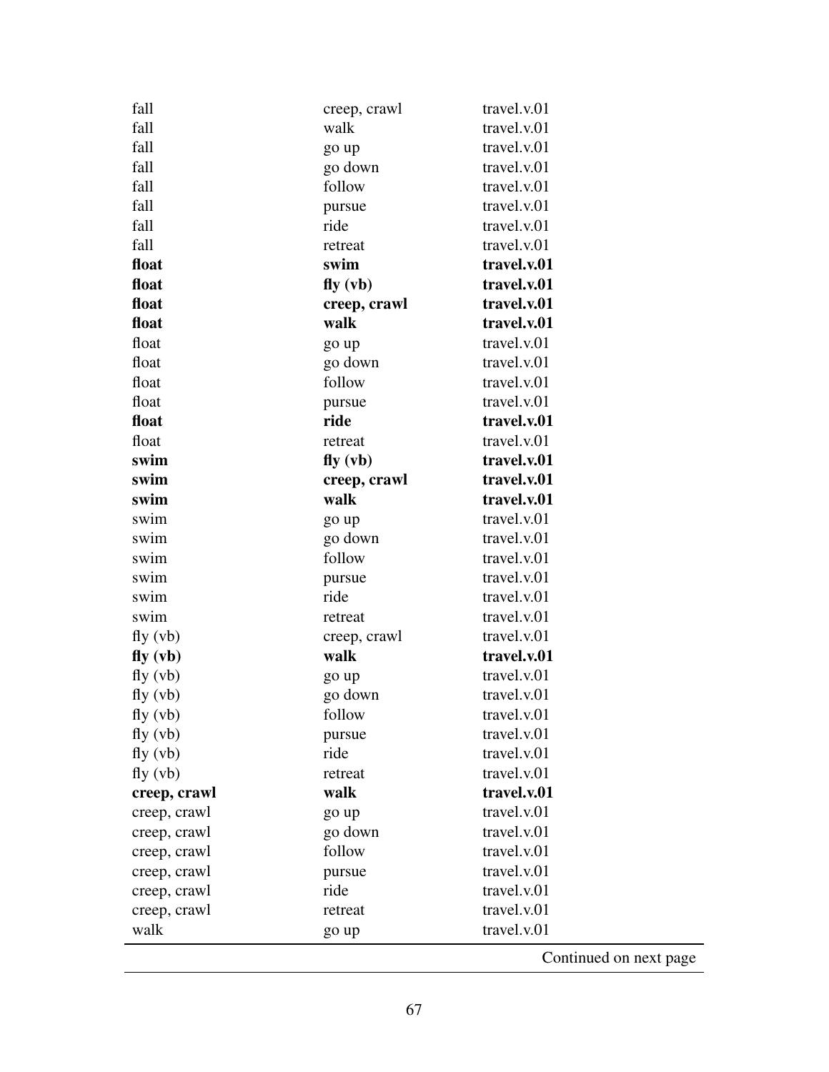| | | |
|---|---|---|
| fall | creep, crawl | travel.v.01 |
| fall | walk | travel.v.01 |
| fall | go up | travel.v.01 |
| fall | go down | travel.v.01 |
| fall | follow | travel.v.01 |
| fall | pursue | travel.v.01 |
| fall | ride | travel.v.01 |
| fall | retreat | travel.v.01 |
| **float** | **swim** | **travel.v.01** |
| **float** | **fly (vb)** | **travel.v.01** |
| **float** | **creep, crawl** | **travel.v.01** |
| **float** | **walk** | **travel.v.01** |
| float | go up | travel.v.01 |
| float | go down | travel.v.01 |
| float | follow | travel.v.01 |
| float | pursue | travel.v.01 |
| **float** | **ride** | **travel.v.01** |
| float | retreat | travel.v.01 |
| **swim** | **fly (vb)** | **travel.v.01** |
| **swim** | **creep, crawl** | **travel.v.01** |
| **swim** | **walk** | **travel.v.01** |
| swim | go up | travel.v.01 |
| swim | go down | travel.v.01 |
| swim | follow | travel.v.01 |
| swim | pursue | travel.v.01 |
| swim | ride | travel.v.01 |
| swim | retreat | travel.v.01 |
| fly (vb) | creep, crawl | travel.v.01 |
| **fly (vb)** | **walk** | **travel.v.01** |
| fly (vb) | go up | travel.v.01 |
| fly (vb) | go down | travel.v.01 |
| fly (vb) | follow | travel.v.01 |
| fly (vb) | pursue | travel.v.01 |
| fly (vb) | ride | travel.v.01 |
| fly (vb) | retreat | travel.v.01 |
| **creep, crawl** | **walk** | **travel.v.01** |
| creep, crawl | go up | travel.v.01 |
| creep, crawl | go down | travel.v.01 |
| creep, crawl | follow | travel.v.01 |
| creep, crawl | pursue | travel.v.01 |
| creep, crawl | ride | travel.v.01 |
| creep, crawl | retreat | travel.v.01 |
| walk | go up | travel.v.01 |

Continued on next page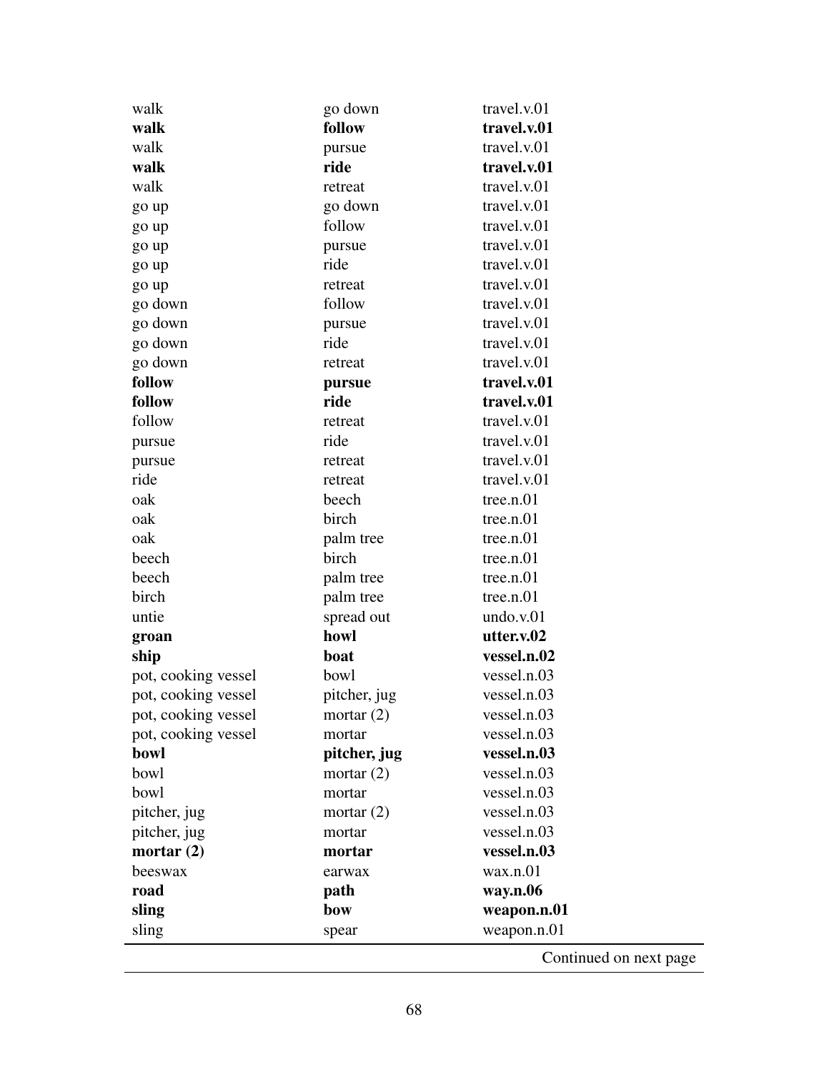| | | |
|---|---|---|
| walk | go down | travel.v.01 |
| **walk** | **follow** | **travel.v.01** |
| walk | pursue | travel.v.01 |
| **walk** | **ride** | **travel.v.01** |
| walk | retreat | travel.v.01 |
| go up | go down | travel.v.01 |
| go up | follow | travel.v.01 |
| go up | pursue | travel.v.01 |
| go up | ride | travel.v.01 |
| go up | retreat | travel.v.01 |
| go down | follow | travel.v.01 |
| go down | pursue | travel.v.01 |
| go down | ride | travel.v.01 |
| go down | retreat | travel.v.01 |
| **follow** | **pursue** | **travel.v.01** |
| **follow** | **ride** | **travel.v.01** |
| follow | retreat | travel.v.01 |
| pursue | ride | travel.v.01 |
| pursue | retreat | travel.v.01 |
| ride | retreat | travel.v.01 |
| oak | beech | tree.n.01 |
| oak | birch | tree.n.01 |
| oak | palm tree | tree.n.01 |
| beech | birch | tree.n.01 |
| beech | palm tree | tree.n.01 |
| birch | palm tree | tree.n.01 |
| untie | spread out | undo.v.01 |
| **groan** | **howl** | **utter.v.02** |
| **ship** | **boat** | **vessel.n.02** |
| pot, cooking vessel | bowl | vessel.n.03 |
| pot, cooking vessel | pitcher, jug | vessel.n.03 |
| pot, cooking vessel | mortar (2) | vessel.n.03 |
| pot, cooking vessel | mortar | vessel.n.03 |
| **bowl** | **pitcher, jug** | **vessel.n.03** |
| bowl | mortar (2) | vessel.n.03 |
| bowl | mortar | vessel.n.03 |
| pitcher, jug | mortar (2) | vessel.n.03 |
| pitcher, jug | mortar | vessel.n.03 |
| **mortar (2)** | **mortar** | **vessel.n.03** |
| beeswax | earwax | wax.n.01 |
| **road** | **path** | **way.n.06** |
| **sling** | **bow** | **weapon.n.01** |
| sling | spear | weapon.n.01 |

Continued on next page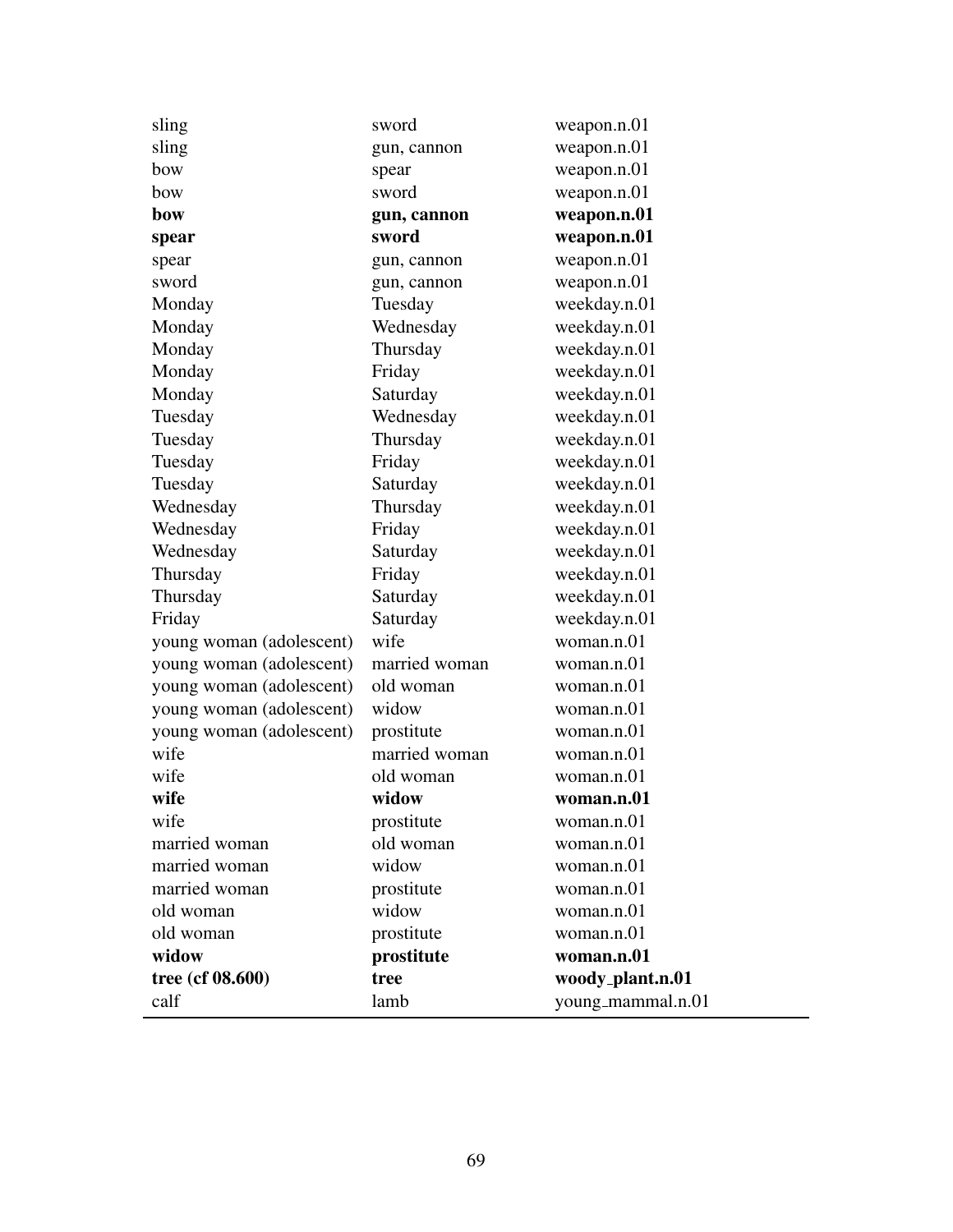| | | |
|---|---|---|
| sling | sword | weapon.n.01 |
| sling | gun, cannon | weapon.n.01 |
| bow | spear | weapon.n.01 |
| bow | sword | weapon.n.01 |
| **bow** | **gun, cannon** | **weapon.n.01** |
| **spear** | **sword** | **weapon.n.01** |
| spear | gun, cannon | weapon.n.01 |
| sword | gun, cannon | weapon.n.01 |
| Monday | Tuesday | weekday.n.01 |
| Monday | Wednesday | weekday.n.01 |
| Monday | Thursday | weekday.n.01 |
| Monday | Friday | weekday.n.01 |
| Monday | Saturday | weekday.n.01 |
| Tuesday | Wednesday | weekday.n.01 |
| Tuesday | Thursday | weekday.n.01 |
| Tuesday | Friday | weekday.n.01 |
| Tuesday | Saturday | weekday.n.01 |
| Wednesday | Thursday | weekday.n.01 |
| Wednesday | Friday | weekday.n.01 |
| Wednesday | Saturday | weekday.n.01 |
| Thursday | Friday | weekday.n.01 |
| Thursday | Saturday | weekday.n.01 |
| Friday | Saturday | weekday.n.01 |
| young woman (adolescent) | wife | woman.n.01 |
| young woman (adolescent) | married woman | woman.n.01 |
| young woman (adolescent) | old woman | woman.n.01 |
| young woman (adolescent) | widow | woman.n.01 |
| young woman (adolescent) | prostitute | woman.n.01 |
| wife | married woman | woman.n.01 |
| wife | old woman | woman.n.01 |
| **wife** | **widow** | **woman.n.01** |
| wife | prostitute | woman.n.01 |
| married woman | old woman | woman.n.01 |
| married woman | widow | woman.n.01 |
| married woman | prostitute | woman.n.01 |
| old woman | widow | woman.n.01 |
| old woman | prostitute | woman.n.01 |
| **widow** | **prostitute** | **woman.n.01** |
| **tree (cf 08.600)** | **tree** | **woody_plant.n.01** |
| calf | lamb | young_mammal.n.01 |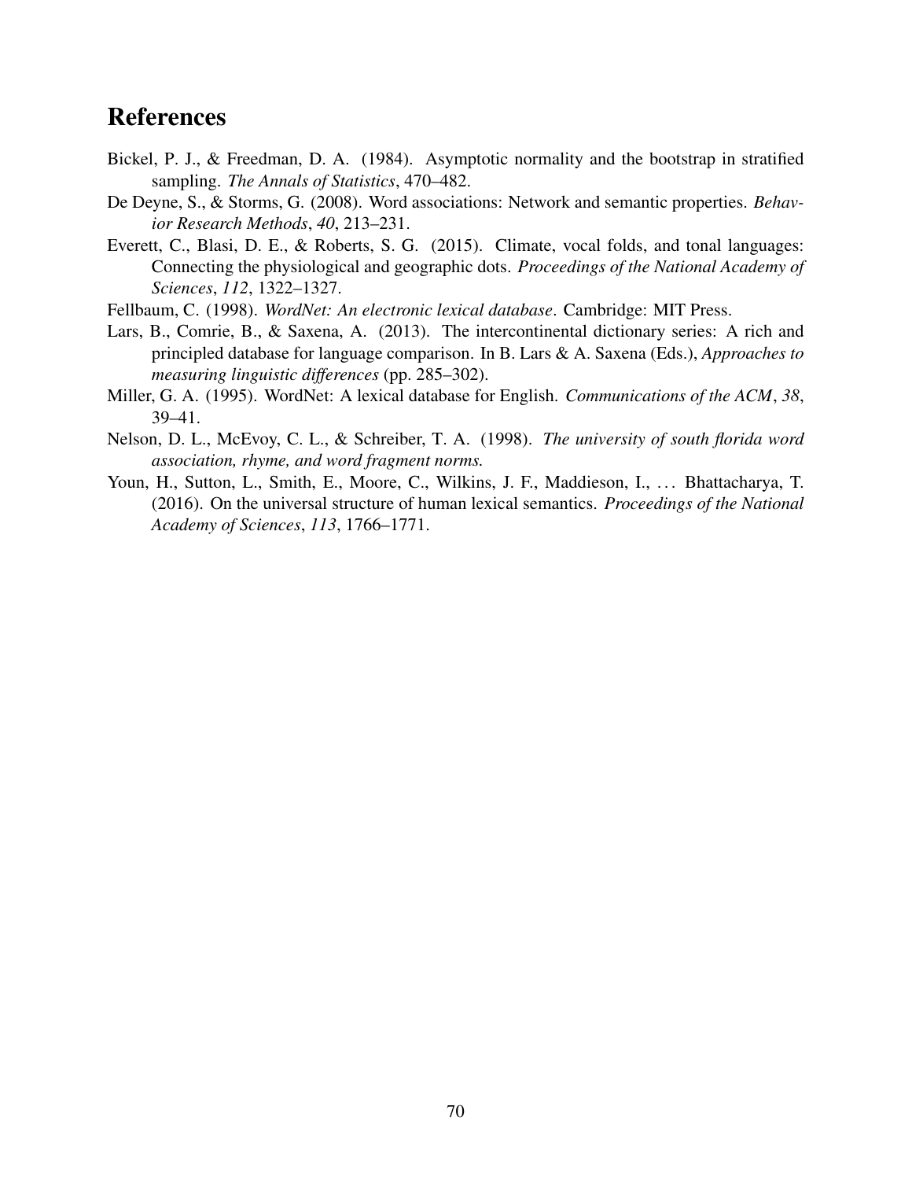# References

Bickel, P. J., & Freedman, D. A. (1984). Asymptotic normality and the bootstrap in stratified sampling. *The Annals of Statistics*, 470–482.

De Deyne, S., & Storms, G. (2008). Word associations: Network and semantic properties. *Behavior Research Methods*, *40*, 213–231.

Everett, C., Blasi, D. E., & Roberts, S. G. (2015). Climate, vocal folds, and tonal languages: Connecting the physiological and geographic dots. *Proceedings of the National Academy of Sciences*, *112*, 1322–1327.

Fellbaum, C. (1998). *WordNet: An electronic lexical database*. Cambridge: MIT Press.

Lars, B., Comrie, B., & Saxena, A. (2013). The intercontinental dictionary series: A rich and principled database for language comparison. In B. Lars & A. Saxena (Eds.), *Approaches to measuring linguistic differences* (pp. 285–302).

Miller, G. A. (1995). WordNet: A lexical database for English. *Communications of the ACM*, *38*, 39–41.

Nelson, D. L., McEvoy, C. L., & Schreiber, T. A. (1998). *The university of south florida word association, rhyme, and word fragment norms.*

Youn, H., Sutton, L., Smith, E., Moore, C., Wilkins, J. F., Maddieson, I., ... Bhattacharya, T. (2016). On the universal structure of human lexical semantics. *Proceedings of the National Academy of Sciences*, *113*, 1766–1771.